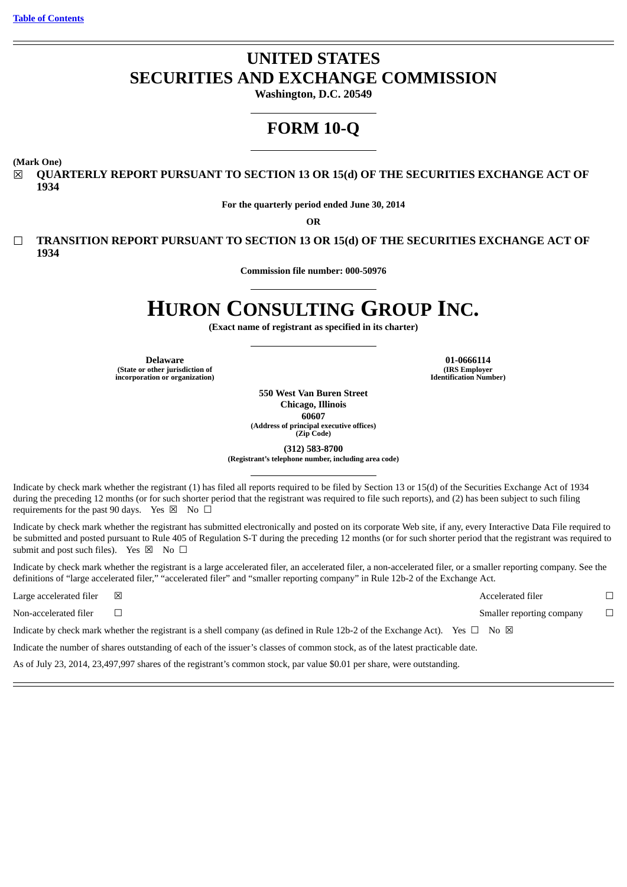[Table of Contents](#)

# UNITED STATES
# SECURITIES AND EXCHANGE COMMISSION

**Washington, D.C. 20549**

# FORM 10-Q

**(Mark One)**

☒ **QUARTERLY REPORT PURSUANT TO SECTION 13 OR 15(d) OF THE SECURITIES EXCHANGE ACT OF 1934**

**For the quarterly period ended June 30, 2014**

**OR**

☐ **TRANSITION REPORT PURSUANT TO SECTION 13 OR 15(d) OF THE SECURITIES EXCHANGE ACT OF 1934**

**Commission file number: 000-50976**

# HURON CONSULTING GROUP INC.

**(Exact name of registrant as specified in its charter)**

| | |
|---|---|
| **Delaware** | **01-0666114** |
| **(State or other jurisdiction of incorporation or organization)** | **(IRS Employer Identification Number)** |

**550 West Van Buren Street**
**Chicago, Illinois**
**60607**
**(Address of principal executive offices)**
**(Zip Code)**

**(312) 583-8700**
**(Registrant's telephone number, including area code)**

Indicate by check mark whether the registrant (1) has filed all reports required to be filed by Section 13 or 15(d) of the Securities Exchange Act of 1934 during the preceding 12 months (or for such shorter period that the registrant was required to file such reports), and (2) has been subject to such filing requirements for the past 90 days. Yes ☒ No ☐

Indicate by check mark whether the registrant has submitted electronically and posted on its corporate Web site, if any, every Interactive Data File required to be submitted and posted pursuant to Rule 405 of Regulation S-T during the preceding 12 months (or for such shorter period that the registrant was required to submit and post such files). Yes ☒ No ☐

Indicate by check mark whether the registrant is a large accelerated filer, an accelerated filer, a non-accelerated filer, or a smaller reporting company. See the definitions of "large accelerated filer," "accelerated filer" and "smaller reporting company" in Rule 12b-2 of the Exchange Act.

| | | | |
|---|---|---|---|
| Large accelerated filer | ☒ | Accelerated filer | ☐ |
| Non-accelerated filer | ☐ | Smaller reporting company | ☐ |

Indicate by check mark whether the registrant is a shell company (as defined in Rule 12b-2 of the Exchange Act). Yes ☐ No ☒

Indicate the number of shares outstanding of each of the issuer's classes of common stock, as of the latest practicable date.

As of July 23, 2014, 23,497,997 shares of the registrant's common stock, par value $0.01 per share, were outstanding.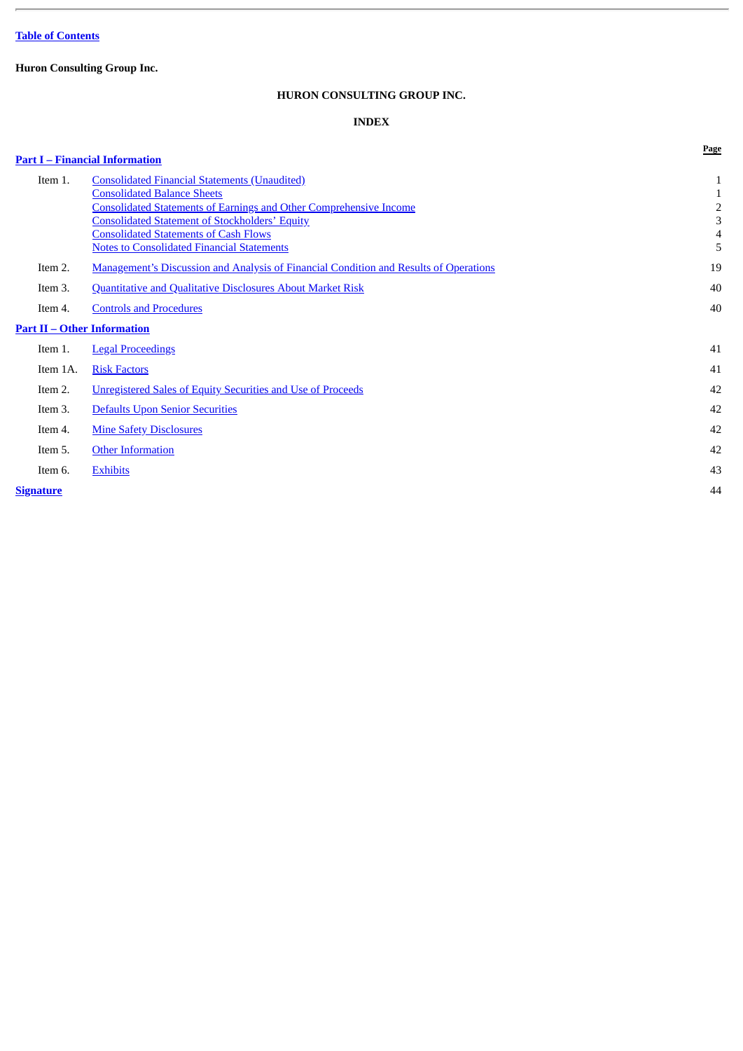Table of Contents

**Huron Consulting Group Inc.**

# HURON CONSULTING GROUP INC.

## INDEX

| | | Page |
|---|---|---|
| **Part I – Financial Information** | | |
| Item 1. | Consolidated Financial Statements (Unaudited) | 1 |
| | Consolidated Balance Sheets | 1 |
| | Consolidated Statements of Earnings and Other Comprehensive Income | 2 |
| | Consolidated Statement of Stockholders' Equity | 3 |
| | Consolidated Statements of Cash Flows | 4 |
| | Notes to Consolidated Financial Statements | 5 |
| Item 2. | Management's Discussion and Analysis of Financial Condition and Results of Operations | 19 |
| Item 3. | Quantitative and Qualitative Disclosures About Market Risk | 40 |
| Item 4. | Controls and Procedures | 40 |
| **Part II – Other Information** | | |
| Item 1. | Legal Proceedings | 41 |
| Item 1A. | Risk Factors | 41 |
| Item 2. | Unregistered Sales of Equity Securities and Use of Proceeds | 42 |
| Item 3. | Defaults Upon Senior Securities | 42 |
| Item 4. | Mine Safety Disclosures | 42 |
| Item 5. | Other Information | 42 |
| Item 6. | Exhibits | 43 |
| **Signature** | | 44 |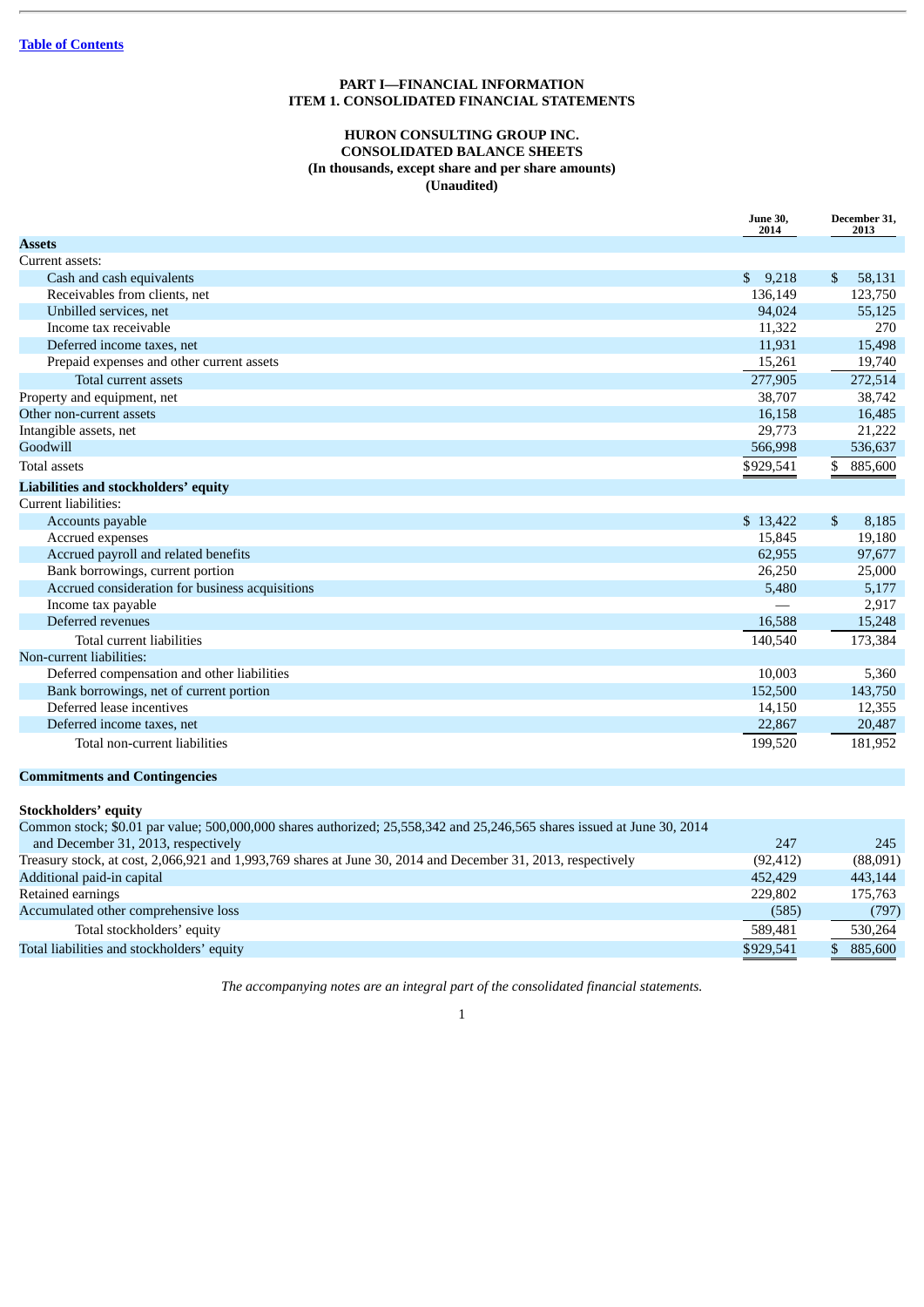Table of Contents

# PART I—FINANCIAL INFORMATION
## ITEM 1. CONSOLIDATED FINANCIAL STATEMENTS

## HURON CONSULTING GROUP INC.
## CONSOLIDATED BALANCE SHEETS
### (In thousands, except share and per share amounts)
### (Unaudited)

| | June 30, 2014 | December 31, 2013 |
|---|---|---|
| **Assets** | | |
| Current assets: | | |
| Cash and cash equivalents | $ 9,218 | $ 58,131 |
| Receivables from clients, net | 136,149 | 123,750 |
| Unbilled services, net | 94,024 | 55,125 |
| Income tax receivable | 11,322 | 270 |
| Deferred income taxes, net | 11,931 | 15,498 |
| Prepaid expenses and other current assets | 15,261 | 19,740 |
| Total current assets | 277,905 | 272,514 |
| Property and equipment, net | 38,707 | 38,742 |
| Other non-current assets | 16,158 | 16,485 |
| Intangible assets, net | 29,773 | 21,222 |
| Goodwill | 566,998 | 536,637 |
| Total assets | $929,541 | $ 885,600 |
| **Liabilities and stockholders' equity** | | |
| Current liabilities: | | |
| Accounts payable | $ 13,422 | $ 8,185 |
| Accrued expenses | 15,845 | 19,180 |
| Accrued payroll and related benefits | 62,955 | 97,677 |
| Bank borrowings, current portion | 26,250 | 25,000 |
| Accrued consideration for business acquisitions | 5,480 | 5,177 |
| Income tax payable | — | 2,917 |
| Deferred revenues | 16,588 | 15,248 |
| Total current liabilities | 140,540 | 173,384 |
| Non-current liabilities: | | |
| Deferred compensation and other liabilities | 10,003 | 5,360 |
| Bank borrowings, net of current portion | 152,500 | 143,750 |
| Deferred lease incentives | 14,150 | 12,355 |
| Deferred income taxes, net | 22,867 | 20,487 |
| Total non-current liabilities | 199,520 | 181,952 |
| **Commitments and Contingencies** | | |
| **Stockholders' equity** | | |
| Common stock; $0.01 par value; 500,000,000 shares authorized; 25,558,342 and 25,246,565 shares issued at June 30, 2014 and December 31, 2013, respectively | 247 | 245 |
| Treasury stock, at cost, 2,066,921 and 1,993,769 shares at June 30, 2014 and December 31, 2013, respectively | (92,412) | (88,091) |
| Additional paid-in capital | 452,429 | 443,144 |
| Retained earnings | 229,802 | 175,763 |
| Accumulated other comprehensive loss | (585) | (797) |
| Total stockholders' equity | 589,481 | 530,264 |
| Total liabilities and stockholders' equity | $929,541 | $ 885,600 |

*The accompanying notes are an integral part of the consolidated financial statements.*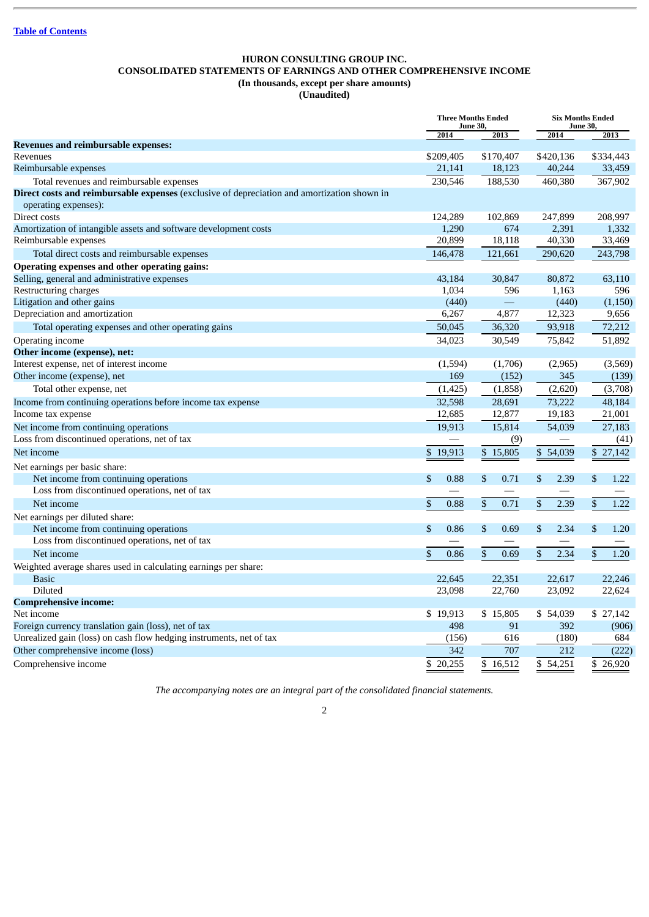[Table of Contents]

**HURON CONSULTING GROUP INC.**
**CONSOLIDATED STATEMENTS OF EARNINGS AND OTHER COMPREHENSIVE INCOME**
**(In thousands, except per share amounts)**
**(Unaudited)**

| | Three Months Ended June 30, | | Six Months Ended June 30, | |
|---|---|---|---|---|
| | 2014 | 2013 | 2014 | 2013 |
| **Revenues and reimbursable expenses:** | | | | |
| Revenues | $209,405 | $170,407 | $420,136 | $334,443 |
| Reimbursable expenses | 21,141 | 18,123 | 40,244 | 33,459 |
| Total revenues and reimbursable expenses | 230,546 | 188,530 | 460,380 | 367,902 |
| **Direct costs and reimbursable expenses** (exclusive of depreciation and amortization shown in operating expenses): | | | | |
| Direct costs | 124,289 | 102,869 | 247,899 | 208,997 |
| Amortization of intangible assets and software development costs | 1,290 | 674 | 2,391 | 1,332 |
| Reimbursable expenses | 20,899 | 18,118 | 40,330 | 33,469 |
| Total direct costs and reimbursable expenses | 146,478 | 121,661 | 290,620 | 243,798 |
| **Operating expenses and other operating gains:** | | | | |
| Selling, general and administrative expenses | 43,184 | 30,847 | 80,872 | 63,110 |
| Restructuring charges | 1,034 | 596 | 1,163 | 596 |
| Litigation and other gains | (440) | — | (440) | (1,150) |
| Depreciation and amortization | 6,267 | 4,877 | 12,323 | 9,656 |
| Total operating expenses and other operating gains | 50,045 | 36,320 | 93,918 | 72,212 |
| Operating income | 34,023 | 30,549 | 75,842 | 51,892 |
| **Other income (expense), net:** | | | | |
| Interest expense, net of interest income | (1,594) | (1,706) | (2,965) | (3,569) |
| Other income (expense), net | 169 | (152) | 345 | (139) |
| Total other expense, net | (1,425) | (1,858) | (2,620) | (3,708) |
| Income from continuing operations before income tax expense | 32,598 | 28,691 | 73,222 | 48,184 |
| Income tax expense | 12,685 | 12,877 | 19,183 | 21,001 |
| Net income from continuing operations | 19,913 | 15,814 | 54,039 | 27,183 |
| Loss from discontinued operations, net of tax | — | (9) | — | (41) |
| Net income | $ 19,913 | $ 15,805 | $ 54,039 | $ 27,142 |
| Net earnings per basic share: | | | | |
| Net income from continuing operations | $ 0.88 | $ 0.71 | $ 2.39 | $ 1.22 |
| Loss from discontinued operations, net of tax | — | — | — | — |
| Net income | $ 0.88 | $ 0.71 | $ 2.39 | $ 1.22 |
| Net earnings per diluted share: | | | | |
| Net income from continuing operations | $ 0.86 | $ 0.69 | $ 2.34 | $ 1.20 |
| Loss from discontinued operations, net of tax | — | — | — | — |
| Net income | $ 0.86 | $ 0.69 | $ 2.34 | $ 1.20 |
| Weighted average shares used in calculating earnings per share: | | | | |
| Basic | 22,645 | 22,351 | 22,617 | 22,246 |
| Diluted | 23,098 | 22,760 | 23,092 | 22,624 |
| **Comprehensive income:** | | | | |
| Net income | $ 19,913 | $ 15,805 | $ 54,039 | $ 27,142 |
| Foreign currency translation gain (loss), net of tax | 498 | 91 | 392 | (906) |
| Unrealized gain (loss) on cash flow hedging instruments, net of tax | (156) | 616 | (180) | 684 |
| Other comprehensive income (loss) | 342 | 707 | 212 | (222) |
| Comprehensive income | $ 20,255 | $ 16,512 | $ 54,251 | $ 26,920 |

*The accompanying notes are an integral part of the consolidated financial statements.*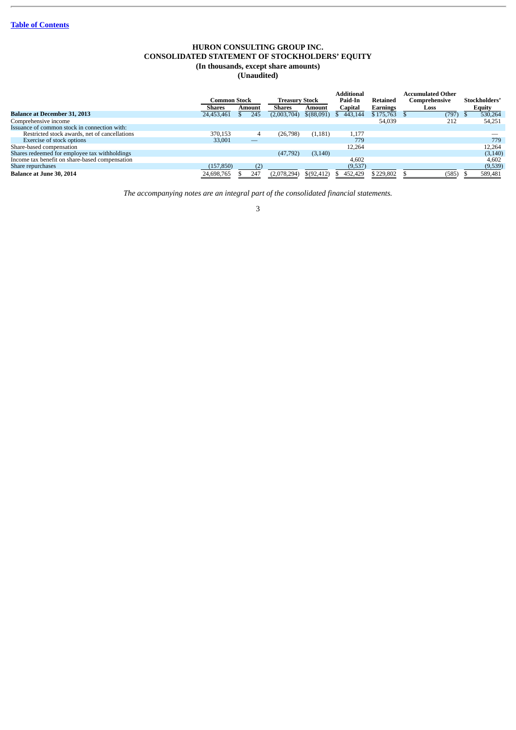# HURON CONSULTING GROUP INC.
## CONSOLIDATED STATEMENT OF STOCKHOLDERS' EQUITY
### (In thousands, except share amounts)
### (Unaudited)

| | Common Stock | | Treasury Stock | | Additional Paid-In Capital | Retained Earnings | Accumulated Other Comprehensive Loss | Stockholders' Equity |
|---|---|---|---|---|---|---|---|---|
| | Shares | Amount | Shares | Amount | | | | |
| **Balance at December 31, 2013** | 24,453,461 | $ 245 | (2,003,704) | $(88,091) | $ 443,144 | $ 175,763 | $ (797) | $ 530,264 |
| Comprehensive income | | | | | | 54,039 | 212 | 54,251 |
| Issuance of common stock in connection with: | | | | | | | | |
| Restricted stock awards, net of cancellations | 370,153 | 4 | (26,798) | (1,181) | 1,177 | | | — |
| Exercise of stock options | 33,001 | — | | | 779 | | | 779 |
| Share-based compensation | | | | | 12,264 | | | 12,264 |
| Shares redeemed for employee tax withholdings | | | (47,792) | (3,140) | | | | (3,140) |
| Income tax benefit on share-based compensation | | | | | 4,602 | | | 4,602 |
| Share repurchases | (157,850) | (2) | | | (9,537) | | | (9,539) |
| **Balance at June 30, 2014** | 24,698,765 | $ 247 | (2,078,294) | $(92,412) | $ 452,429 | $ 229,802 | $ (585) | $ 589,481 |

*The accompanying notes are an integral part of the consolidated financial statements.*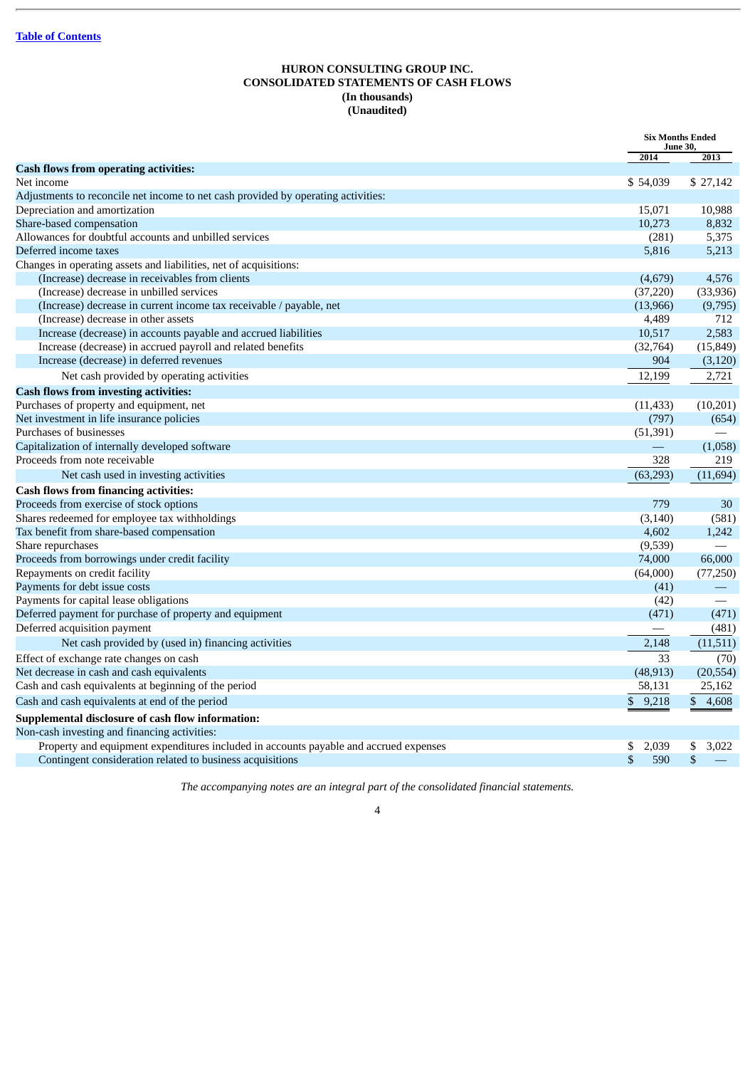[Table of Contents](#)

# HURON CONSULTING GROUP INC.
## CONSOLIDATED STATEMENTS OF CASH FLOWS
### (In thousands)
### (Unaudited)

| | Six Months Ended June 30, | |
|---|---|---|
| | 2014 | 2013 |
| **Cash flows from operating activities:** | | |
| Net income | $ 54,039 | $ 27,142 |
| Adjustments to reconcile net income to net cash provided by operating activities: | | |
| Depreciation and amortization | 15,071 | 10,988 |
| Share-based compensation | 10,273 | 8,832 |
| Allowances for doubtful accounts and unbilled services | (281) | 5,375 |
| Deferred income taxes | 5,816 | 5,213 |
| Changes in operating assets and liabilities, net of acquisitions: | | |
| (Increase) decrease in receivables from clients | (4,679) | 4,576 |
| (Increase) decrease in unbilled services | (37,220) | (33,936) |
| (Increase) decrease in current income tax receivable / payable, net | (13,966) | (9,795) |
| (Increase) decrease in other assets | 4,489 | 712 |
| Increase (decrease) in accounts payable and accrued liabilities | 10,517 | 2,583 |
| Increase (decrease) in accrued payroll and related benefits | (32,764) | (15,849) |
| Increase (decrease) in deferred revenues | 904 | (3,120) |
| Net cash provided by operating activities | 12,199 | 2,721 |
| **Cash flows from investing activities:** | | |
| Purchases of property and equipment, net | (11,433) | (10,201) |
| Net investment in life insurance policies | (797) | (654) |
| Purchases of businesses | (51,391) | — |
| Capitalization of internally developed software | — | (1,058) |
| Proceeds from note receivable | 328 | 219 |
| Net cash used in investing activities | (63,293) | (11,694) |
| **Cash flows from financing activities:** | | |
| Proceeds from exercise of stock options | 779 | 30 |
| Shares redeemed for employee tax withholdings | (3,140) | (581) |
| Tax benefit from share-based compensation | 4,602 | 1,242 |
| Share repurchases | (9,539) | — |
| Proceeds from borrowings under credit facility | 74,000 | 66,000 |
| Repayments on credit facility | (64,000) | (77,250) |
| Payments for debt issue costs | (41) | — |
| Payments for capital lease obligations | (42) | — |
| Deferred payment for purchase of property and equipment | (471) | (471) |
| Deferred acquisition payment | — | (481) |
| Net cash provided by (used in) financing activities | 2,148 | (11,511) |
| Effect of exchange rate changes on cash | 33 | (70) |
| Net decrease in cash and cash equivalents | (48,913) | (20,554) |
| Cash and cash equivalents at beginning of the period | 58,131 | 25,162 |
| Cash and cash equivalents at end of the period | $ 9,218 | $ 4,608 |
| **Supplemental disclosure of cash flow information:** | | |
| Non-cash investing and financing activities: | | |
| Property and equipment expenditures included in accounts payable and accrued expenses | $ 2,039 | $ 3,022 |
| Contingent consideration related to business acquisitions | $ 590 | $ — |

*The accompanying notes are an integral part of the consolidated financial statements.*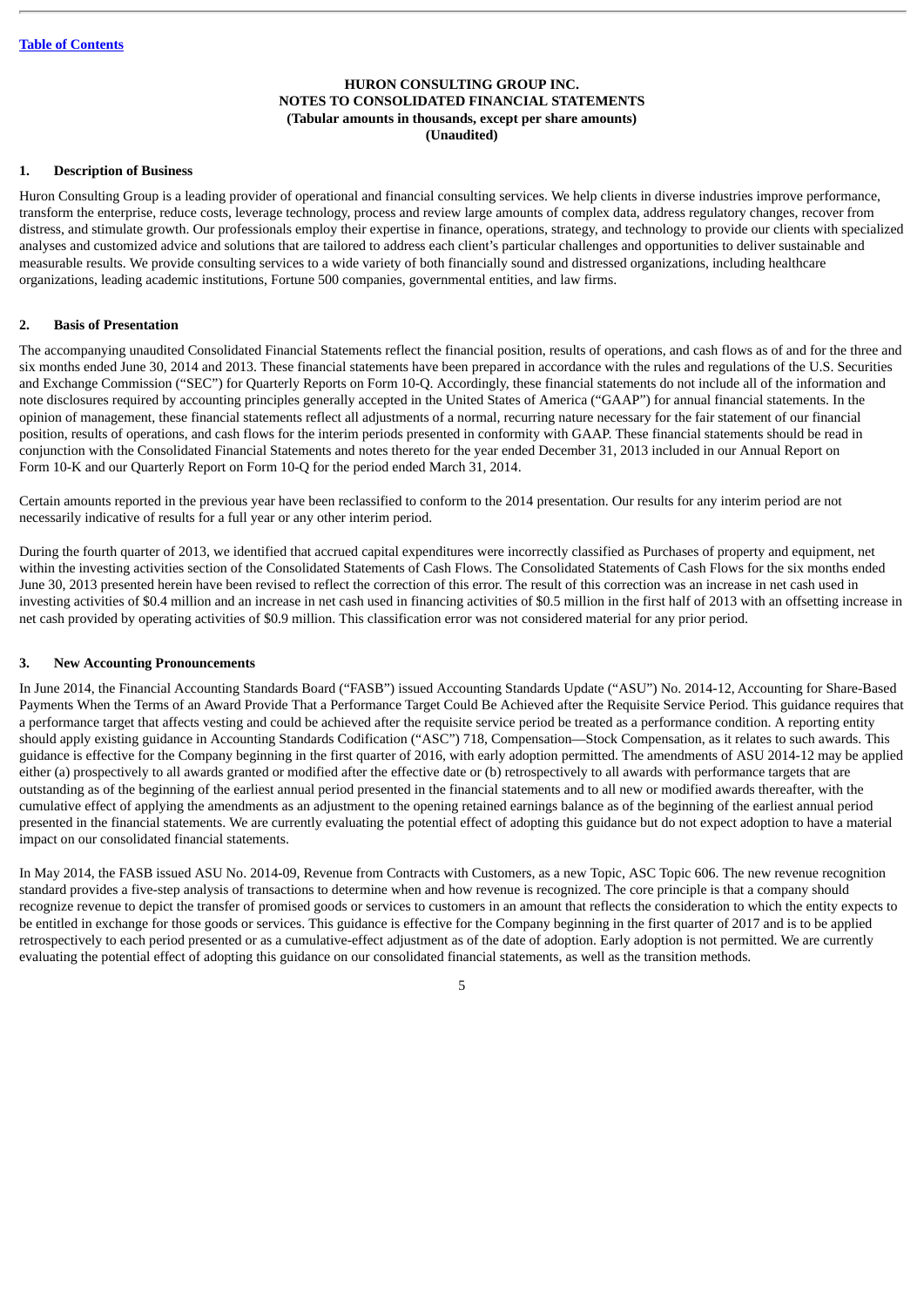**HURON CONSULTING GROUP INC.**
**NOTES TO CONSOLIDATED FINANCIAL STATEMENTS**
**(Tabular amounts in thousands, except per share amounts)**
**(Unaudited)**

## 1. Description of Business

Huron Consulting Group is a leading provider of operational and financial consulting services. We help clients in diverse industries improve performance, transform the enterprise, reduce costs, leverage technology, process and review large amounts of complex data, address regulatory changes, recover from distress, and stimulate growth. Our professionals employ their expertise in finance, operations, strategy, and technology to provide our clients with specialized analyses and customized advice and solutions that are tailored to address each client's particular challenges and opportunities to deliver sustainable and measurable results. We provide consulting services to a wide variety of both financially sound and distressed organizations, including healthcare organizations, leading academic institutions, Fortune 500 companies, governmental entities, and law firms.

## 2. Basis of Presentation

The accompanying unaudited Consolidated Financial Statements reflect the financial position, results of operations, and cash flows as of and for the three and six months ended June 30, 2014 and 2013. These financial statements have been prepared in accordance with the rules and regulations of the U.S. Securities and Exchange Commission ("SEC") for Quarterly Reports on Form 10-Q. Accordingly, these financial statements do not include all of the information and note disclosures required by accounting principles generally accepted in the United States of America ("GAAP") for annual financial statements. In the opinion of management, these financial statements reflect all adjustments of a normal, recurring nature necessary for the fair statement of our financial position, results of operations, and cash flows for the interim periods presented in conformity with GAAP. These financial statements should be read in conjunction with the Consolidated Financial Statements and notes thereto for the year ended December 31, 2013 included in our Annual Report on Form 10-K and our Quarterly Report on Form 10-Q for the period ended March 31, 2014.

Certain amounts reported in the previous year have been reclassified to conform to the 2014 presentation. Our results for any interim period are not necessarily indicative of results for a full year or any other interim period.

During the fourth quarter of 2013, we identified that accrued capital expenditures were incorrectly classified as Purchases of property and equipment, net within the investing activities section of the Consolidated Statements of Cash Flows. The Consolidated Statements of Cash Flows for the six months ended June 30, 2013 presented herein have been revised to reflect the correction of this error. The result of this correction was an increase in net cash used in investing activities of $0.4 million and an increase in net cash used in financing activities of $0.5 million in the first half of 2013 with an offsetting increase in net cash provided by operating activities of $0.9 million. This classification error was not considered material for any prior period.

## 3. New Accounting Pronouncements

In June 2014, the Financial Accounting Standards Board ("FASB") issued Accounting Standards Update ("ASU") No. 2014-12, Accounting for Share-Based Payments When the Terms of an Award Provide That a Performance Target Could Be Achieved after the Requisite Service Period. This guidance requires that a performance target that affects vesting and could be achieved after the requisite service period be treated as a performance condition. A reporting entity should apply existing guidance in Accounting Standards Codification ("ASC") 718, Compensation—Stock Compensation, as it relates to such awards. This guidance is effective for the Company beginning in the first quarter of 2016, with early adoption permitted. The amendments of ASU 2014-12 may be applied either (a) prospectively to all awards granted or modified after the effective date or (b) retrospectively to all awards with performance targets that are outstanding as of the beginning of the earliest annual period presented in the financial statements and to all new or modified awards thereafter, with the cumulative effect of applying the amendments as an adjustment to the opening retained earnings balance as of the beginning of the earliest annual period presented in the financial statements. We are currently evaluating the potential effect of adopting this guidance but do not expect adoption to have a material impact on our consolidated financial statements.

In May 2014, the FASB issued ASU No. 2014-09, Revenue from Contracts with Customers, as a new Topic, ASC Topic 606. The new revenue recognition standard provides a five-step analysis of transactions to determine when and how revenue is recognized. The core principle is that a company should recognize revenue to depict the transfer of promised goods or services to customers in an amount that reflects the consideration to which the entity expects to be entitled in exchange for those goods or services. This guidance is effective for the Company beginning in the first quarter of 2017 and is to be applied retrospectively to each period presented or as a cumulative-effect adjustment as of the date of adoption. Early adoption is not permitted. We are currently evaluating the potential effect of adopting this guidance on our consolidated financial statements, as well as the transition methods.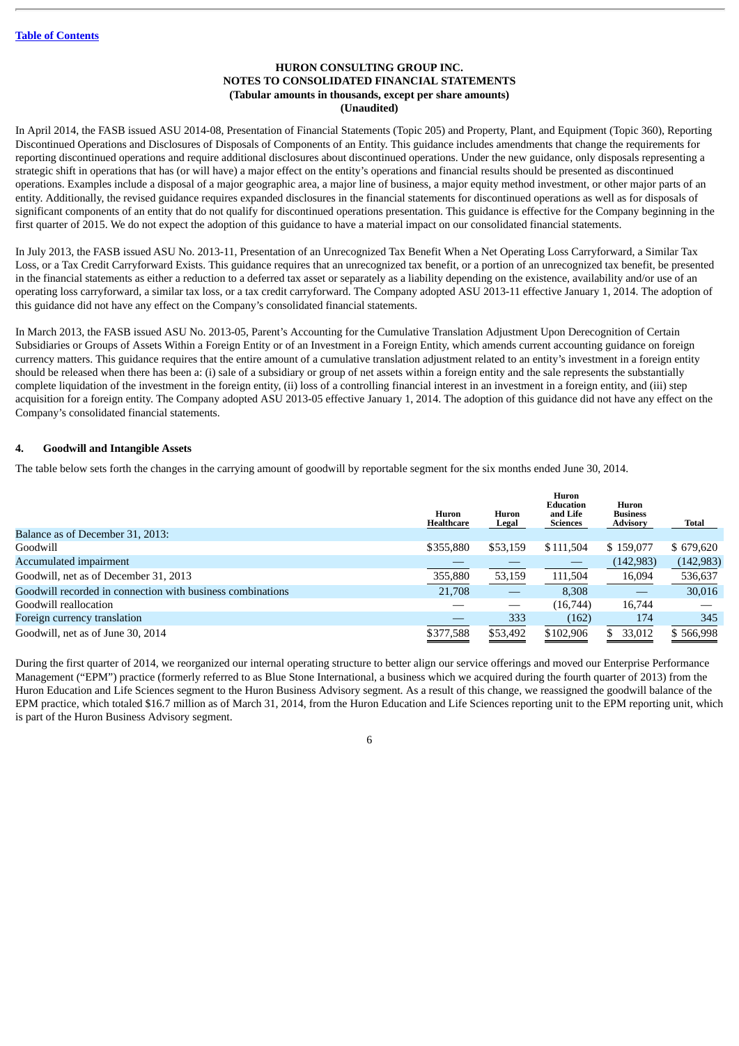[Table of Contents](#)

**HURON CONSULTING GROUP INC.**
**NOTES TO CONSOLIDATED FINANCIAL STATEMENTS**
**(Tabular amounts in thousands, except per share amounts)**
**(Unaudited)**

In April 2014, the FASB issued ASU 2014-08, Presentation of Financial Statements (Topic 205) and Property, Plant, and Equipment (Topic 360), Reporting Discontinued Operations and Disclosures of Disposals of Components of an Entity. This guidance includes amendments that change the requirements for reporting discontinued operations and require additional disclosures about discontinued operations. Under the new guidance, only disposals representing a strategic shift in operations that has (or will have) a major effect on the entity's operations and financial results should be presented as discontinued operations. Examples include a disposal of a major geographic area, a major line of business, a major equity method investment, or other major parts of an entity. Additionally, the revised guidance requires expanded disclosures in the financial statements for discontinued operations as well as for disposals of significant components of an entity that do not qualify for discontinued operations presentation. This guidance is effective for the Company beginning in the first quarter of 2015. We do not expect the adoption of this guidance to have a material impact on our consolidated financial statements.

In July 2013, the FASB issued ASU No. 2013-11, Presentation of an Unrecognized Tax Benefit When a Net Operating Loss Carryforward, a Similar Tax Loss, or a Tax Credit Carryforward Exists. This guidance requires that an unrecognized tax benefit, or a portion of an unrecognized tax benefit, be presented in the financial statements as either a reduction to a deferred tax asset or separately as a liability depending on the existence, availability and/or use of an operating loss carryforward, a similar tax loss, or a tax credit carryforward. The Company adopted ASU 2013-11 effective January 1, 2014. The adoption of this guidance did not have any effect on the Company's consolidated financial statements.

In March 2013, the FASB issued ASU No. 2013-05, Parent's Accounting for the Cumulative Translation Adjustment Upon Derecognition of Certain Subsidiaries or Groups of Assets Within a Foreign Entity or of an Investment in a Foreign Entity, which amends current accounting guidance on foreign currency matters. This guidance requires that the entire amount of a cumulative translation adjustment related to an entity's investment in a foreign entity should be released when there has been a: (i) sale of a subsidiary or group of net assets within a foreign entity and the sale represents the substantially complete liquidation of the investment in the foreign entity, (ii) loss of a controlling financial interest in an investment in a foreign entity, and (iii) step acquisition for a foreign entity. The Company adopted ASU 2013-05 effective January 1, 2014. The adoption of this guidance did not have any effect on the Company's consolidated financial statements.

## 4. Goodwill and Intangible Assets

The table below sets forth the changes in the carrying amount of goodwill by reportable segment for the six months ended June 30, 2014.

| | Huron Healthcare | Huron Legal | Huron Education and Life Sciences | Huron Business Advisory | Total |
|---|---|---|---|---|---|
| Balance as of December 31, 2013: | | | | | |
| Goodwill | $355,880 | $53,159 | $111,504 | $ 159,077 | $ 679,620 |
| Accumulated impairment | — | — | — | (142,983) | (142,983) |
| Goodwill, net as of December 31, 2013 | 355,880 | 53,159 | 111,504 | 16,094 | 536,637 |
| Goodwill recorded in connection with business combinations | 21,708 | — | 8,308 | — | 30,016 |
| Goodwill reallocation | — | — | (16,744) | 16,744 | — |
| Foreign currency translation | — | 333 | (162) | 174 | 345 |
| Goodwill, net as of June 30, 2014 | $377,588 | $53,492 | $102,906 | $ 33,012 | $ 566,998 |

During the first quarter of 2014, we reorganized our internal operating structure to better align our service offerings and moved our Enterprise Performance Management ("EPM") practice (formerly referred to as Blue Stone International, a business which we acquired during the fourth quarter of 2013) from the Huron Education and Life Sciences segment to the Huron Business Advisory segment. As a result of this change, we reassigned the goodwill balance of the EPM practice, which totaled $16.7 million as of March 31, 2014, from the Huron Education and Life Sciences reporting unit to the EPM reporting unit, which is part of the Huron Business Advisory segment.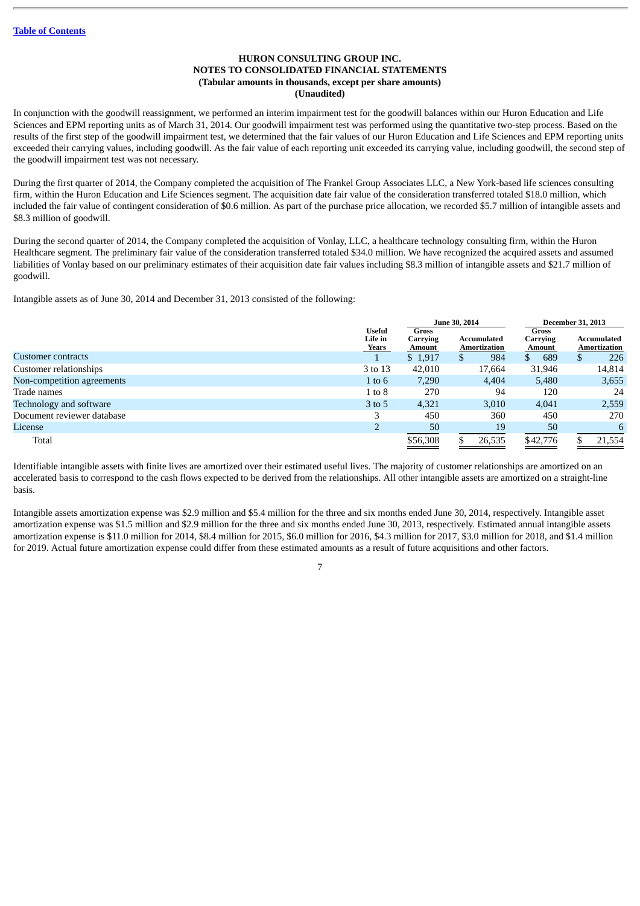**HURON CONSULTING GROUP INC.**
**NOTES TO CONSOLIDATED FINANCIAL STATEMENTS**
**(Tabular amounts in thousands, except per share amounts)**
**(Unaudited)**

In conjunction with the goodwill reassignment, we performed an interim impairment test for the goodwill balances within our Huron Education and Life Sciences and EPM reporting units as of March 31, 2014. Our goodwill impairment test was performed using the quantitative two-step process. Based on the results of the first step of the goodwill impairment test, we determined that the fair values of our Huron Education and Life Sciences and EPM reporting units exceeded their carrying values, including goodwill. As the fair value of each reporting unit exceeded its carrying value, including goodwill, the second step of the goodwill impairment test was not necessary.

During the first quarter of 2014, the Company completed the acquisition of The Frankel Group Associates LLC, a New York-based life sciences consulting firm, within the Huron Education and Life Sciences segment. The acquisition date fair value of the consideration transferred totaled $18.0 million, which included the fair value of contingent consideration of $0.6 million. As part of the purchase price allocation, we recorded $5.7 million of intangible assets and $8.3 million of goodwill.

During the second quarter of 2014, the Company completed the acquisition of Vonlay, LLC, a healthcare technology consulting firm, within the Huron Healthcare segment. The preliminary fair value of the consideration transferred totaled $34.0 million. We have recognized the acquired assets and assumed liabilities of Vonlay based on our preliminary estimates of their acquisition date fair values including $8.3 million of intangible assets and $21.7 million of goodwill.

Intangible assets as of June 30, 2014 and December 31, 2013 consisted of the following:

| | | June 30, 2014 | | December 31, 2013 | |
|---|---|---|---|---|---|
| | Useful Life in Years | Gross Carrying Amount | Accumulated Amortization | Gross Carrying Amount | Accumulated Amortization |
| Customer contracts | 1 | $ 1,917 | $ 984 | $ 689 | $ 226 |
| Customer relationships | 3 to 13 | 42,010 | 17,664 | 31,946 | 14,814 |
| Non-competition agreements | 1 to 6 | 7,290 | 4,404 | 5,480 | 3,655 |
| Trade names | 1 to 8 | 270 | 94 | 120 | 24 |
| Technology and software | 3 to 5 | 4,321 | 3,010 | 4,041 | 2,559 |
| Document reviewer database | 3 | 450 | 360 | 450 | 270 |
| License | 2 | 50 | 19 | 50 | 6 |
| Total | | $56,308 | $ 26,535 | $42,776 | $ 21,554 |

Identifiable intangible assets with finite lives are amortized over their estimated useful lives. The majority of customer relationships are amortized on an accelerated basis to correspond to the cash flows expected to be derived from the relationships. All other intangible assets are amortized on a straight-line basis.

Intangible assets amortization expense was $2.9 million and $5.4 million for the three and six months ended June 30, 2014, respectively. Intangible asset amortization expense was $1.5 million and $2.9 million for the three and six months ended June 30, 2013, respectively. Estimated annual intangible assets amortization expense is $11.0 million for 2014, $8.4 million for 2015, $6.0 million for 2016, $4.3 million for 2017, $3.0 million for 2018, and $1.4 million for 2019. Actual future amortization expense could differ from these estimated amounts as a result of future acquisitions and other factors.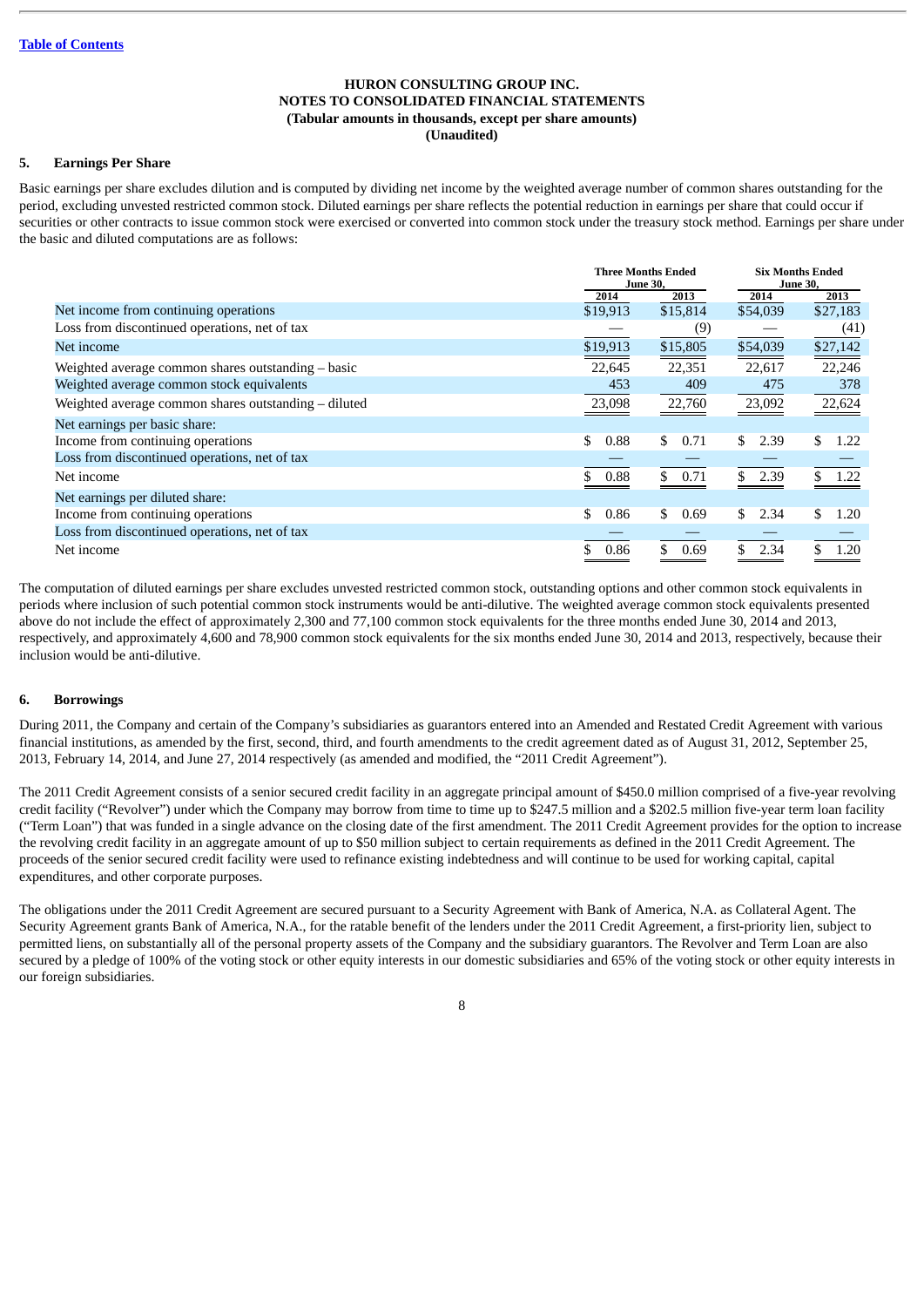HURON CONSULTING GROUP INC.
NOTES TO CONSOLIDATED FINANCIAL STATEMENTS
(Tabular amounts in thousands, except per share amounts)
(Unaudited)

## 5. Earnings Per Share

Basic earnings per share excludes dilution and is computed by dividing net income by the weighted average number of common shares outstanding for the period, excluding unvested restricted common stock. Diluted earnings per share reflects the potential reduction in earnings per share that could occur if securities or other contracts to issue common stock were exercised or converted into common stock under the treasury stock method. Earnings per share under the basic and diluted computations are as follows:

| | Three Months Ended June 30, | | Six Months Ended June 30, | |
|---|---|---|---|---|
| | 2014 | 2013 | 2014 | 2013 |
| Net income from continuing operations | $19,913 | $15,814 | $54,039 | $27,183 |
| Loss from discontinued operations, net of tax | — | (9) | — | (41) |
| Net income | $19,913 | $15,805 | $54,039 | $27,142 |
| Weighted average common shares outstanding – basic | 22,645 | 22,351 | 22,617 | 22,246 |
| Weighted average common stock equivalents | 453 | 409 | 475 | 378 |
| Weighted average common shares outstanding – diluted | 23,098 | 22,760 | 23,092 | 22,624 |
| Net earnings per basic share: | | | | |
| Income from continuing operations | $ 0.88 | $ 0.71 | $ 2.39 | $ 1.22 |
| Loss from discontinued operations, net of tax | — | — | — | — |
| Net income | $ 0.88 | $ 0.71 | $ 2.39 | $ 1.22 |
| Net earnings per diluted share: | | | | |
| Income from continuing operations | $ 0.86 | $ 0.69 | $ 2.34 | $ 1.20 |
| Loss from discontinued operations, net of tax | — | — | — | — |
| Net income | $ 0.86 | $ 0.69 | $ 2.34 | $ 1.20 |

The computation of diluted earnings per share excludes unvested restricted common stock, outstanding options and other common stock equivalents in periods where inclusion of such potential common stock instruments would be anti-dilutive. The weighted average common stock equivalents presented above do not include the effect of approximately 2,300 and 77,100 common stock equivalents for the three months ended June 30, 2014 and 2013, respectively, and approximately 4,600 and 78,900 common stock equivalents for the six months ended June 30, 2014 and 2013, respectively, because their inclusion would be anti-dilutive.

## 6. Borrowings

During 2011, the Company and certain of the Company's subsidiaries as guarantors entered into an Amended and Restated Credit Agreement with various financial institutions, as amended by the first, second, third, and fourth amendments to the credit agreement dated as of August 31, 2012, September 25, 2013, February 14, 2014, and June 27, 2014 respectively (as amended and modified, the "2011 Credit Agreement").

The 2011 Credit Agreement consists of a senior secured credit facility in an aggregate principal amount of $450.0 million comprised of a five-year revolving credit facility ("Revolver") under which the Company may borrow from time to time up to $247.5 million and a $202.5 million five-year term loan facility ("Term Loan") that was funded in a single advance on the closing date of the first amendment. The 2011 Credit Agreement provides for the option to increase the revolving credit facility in an aggregate amount of up to $50 million subject to certain requirements as defined in the 2011 Credit Agreement. The proceeds of the senior secured credit facility were used to refinance existing indebtedness and will continue to be used for working capital, capital expenditures, and other corporate purposes.

The obligations under the 2011 Credit Agreement are secured pursuant to a Security Agreement with Bank of America, N.A. as Collateral Agent. The Security Agreement grants Bank of America, N.A., for the ratable benefit of the lenders under the 2011 Credit Agreement, a first-priority lien, subject to permitted liens, on substantially all of the personal property assets of the Company and the subsidiary guarantors. The Revolver and Term Loan are also secured by a pledge of 100% of the voting stock or other equity interests in our domestic subsidiaries and 65% of the voting stock or other equity interests in our foreign subsidiaries.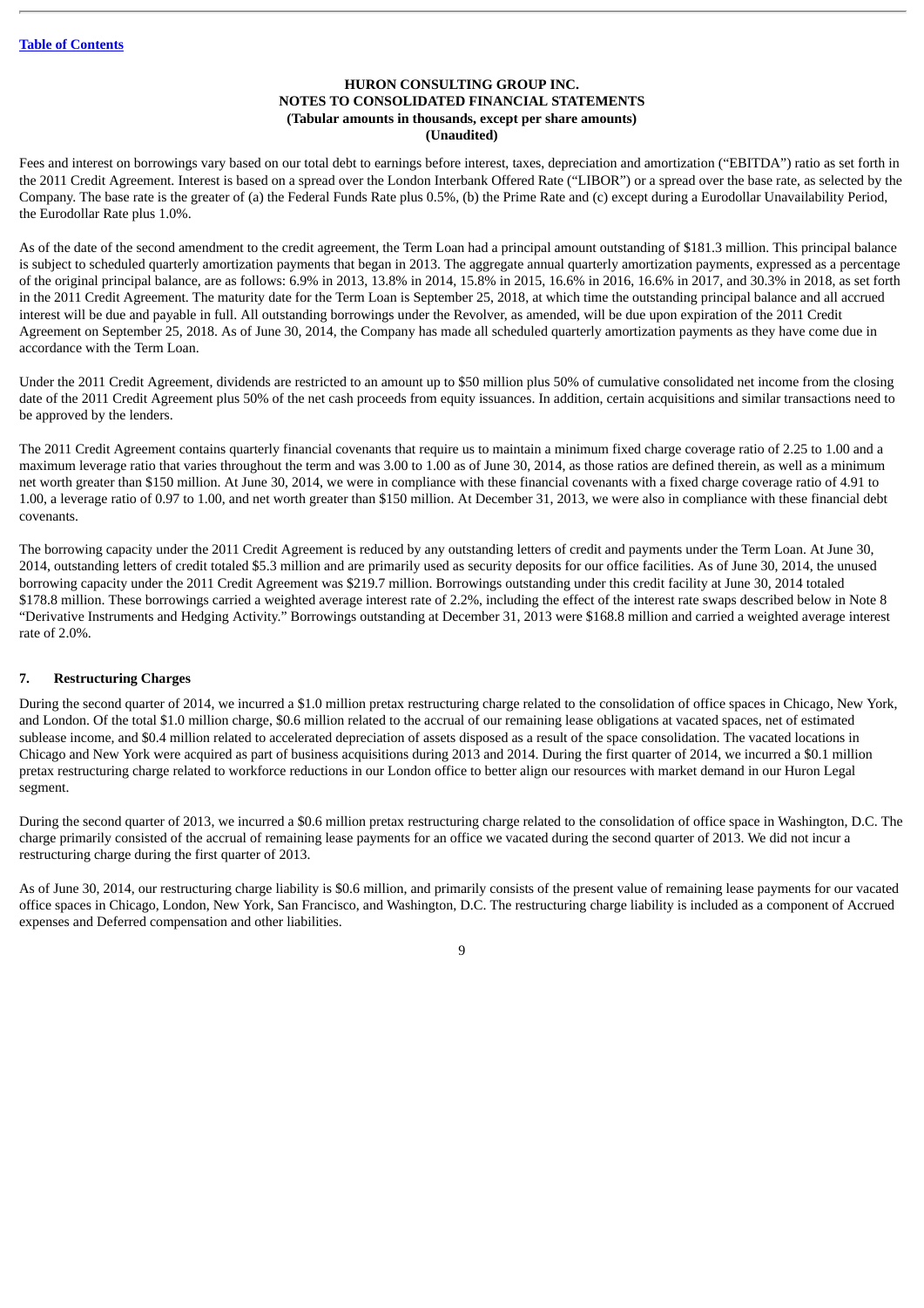Fees and interest on borrowings vary based on our total debt to earnings before interest, taxes, depreciation and amortization ("EBITDA") ratio as set forth in the 2011 Credit Agreement. Interest is based on a spread over the London Interbank Offered Rate ("LIBOR") or a spread over the base rate, as selected by the Company. The base rate is the greater of (a) the Federal Funds Rate plus 0.5%, (b) the Prime Rate and (c) except during a Eurodollar Unavailability Period, the Eurodollar Rate plus 1.0%.

As of the date of the second amendment to the credit agreement, the Term Loan had a principal amount outstanding of $181.3 million. This principal balance is subject to scheduled quarterly amortization payments that began in 2013. The aggregate annual quarterly amortization payments, expressed as a percentage of the original principal balance, are as follows: 6.9% in 2013, 13.8% in 2014, 15.8% in 2015, 16.6% in 2016, 16.6% in 2017, and 30.3% in 2018, as set forth in the 2011 Credit Agreement. The maturity date for the Term Loan is September 25, 2018, at which time the outstanding principal balance and all accrued interest will be due and payable in full. All outstanding borrowings under the Revolver, as amended, will be due upon expiration of the 2011 Credit Agreement on September 25, 2018. As of June 30, 2014, the Company has made all scheduled quarterly amortization payments as they have come due in accordance with the Term Loan.

Under the 2011 Credit Agreement, dividends are restricted to an amount up to $50 million plus 50% of cumulative consolidated net income from the closing date of the 2011 Credit Agreement plus 50% of the net cash proceeds from equity issuances. In addition, certain acquisitions and similar transactions need to be approved by the lenders.

The 2011 Credit Agreement contains quarterly financial covenants that require us to maintain a minimum fixed charge coverage ratio of 2.25 to 1.00 and a maximum leverage ratio that varies throughout the term and was 3.00 to 1.00 as of June 30, 2014, as those ratios are defined therein, as well as a minimum net worth greater than $150 million. At June 30, 2014, we were in compliance with these financial covenants with a fixed charge coverage ratio of 4.91 to 1.00, a leverage ratio of 0.97 to 1.00, and net worth greater than $150 million. At December 31, 2013, we were also in compliance with these financial debt covenants.

The borrowing capacity under the 2011 Credit Agreement is reduced by any outstanding letters of credit and payments under the Term Loan. At June 30, 2014, outstanding letters of credit totaled $5.3 million and are primarily used as security deposits for our office facilities. As of June 30, 2014, the unused borrowing capacity under the 2011 Credit Agreement was $219.7 million. Borrowings outstanding under this credit facility at June 30, 2014 totaled $178.8 million. These borrowings carried a weighted average interest rate of 2.2%, including the effect of the interest rate swaps described below in Note 8 "Derivative Instruments and Hedging Activity." Borrowings outstanding at December 31, 2013 were $168.8 million and carried a weighted average interest rate of 2.0%.

## 7. Restructuring Charges

During the second quarter of 2014, we incurred a $1.0 million pretax restructuring charge related to the consolidation of office spaces in Chicago, New York, and London. Of the total $1.0 million charge, $0.6 million related to the accrual of our remaining lease obligations at vacated spaces, net of estimated sublease income, and $0.4 million related to accelerated depreciation of assets disposed as a result of the space consolidation. The vacated locations in Chicago and New York were acquired as part of business acquisitions during 2013 and 2014. During the first quarter of 2014, we incurred a $0.1 million pretax restructuring charge related to workforce reductions in our London office to better align our resources with market demand in our Huron Legal segment.

During the second quarter of 2013, we incurred a $0.6 million pretax restructuring charge related to the consolidation of office space in Washington, D.C. The charge primarily consisted of the accrual of remaining lease payments for an office we vacated during the second quarter of 2013. We did not incur a restructuring charge during the first quarter of 2013.

As of June 30, 2014, our restructuring charge liability is $0.6 million, and primarily consists of the present value of remaining lease payments for our vacated office spaces in Chicago, London, New York, San Francisco, and Washington, D.C. The restructuring charge liability is included as a component of Accrued expenses and Deferred compensation and other liabilities.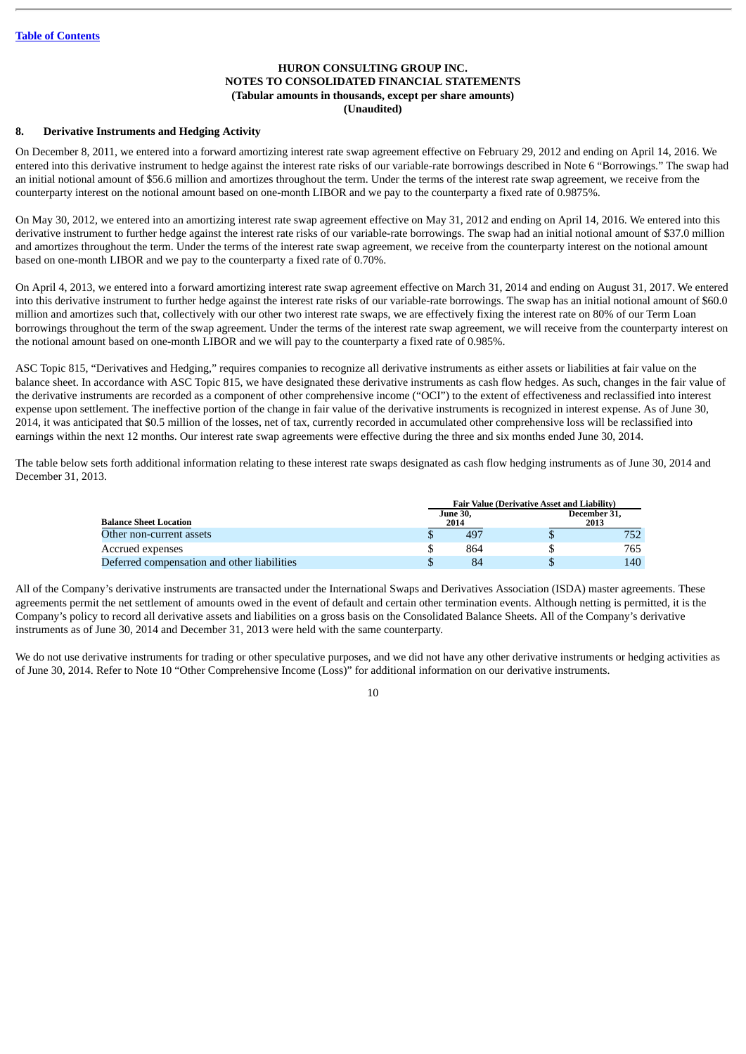HURON CONSULTING GROUP INC.
NOTES TO CONSOLIDATED FINANCIAL STATEMENTS
(Tabular amounts in thousands, except per share amounts)
(Unaudited)

## 8. Derivative Instruments and Hedging Activity

On December 8, 2011, we entered into a forward amortizing interest rate swap agreement effective on February 29, 2012 and ending on April 14, 2016. We entered into this derivative instrument to hedge against the interest rate risks of our variable-rate borrowings described in Note 6 "Borrowings." The swap had an initial notional amount of $56.6 million and amortizes throughout the term. Under the terms of the interest rate swap agreement, we receive from the counterparty interest on the notional amount based on one-month LIBOR and we pay to the counterparty a fixed rate of 0.9875%.

On May 30, 2012, we entered into an amortizing interest rate swap agreement effective on May 31, 2012 and ending on April 14, 2016. We entered into this derivative instrument to further hedge against the interest rate risks of our variable-rate borrowings. The swap had an initial notional amount of $37.0 million and amortizes throughout the term. Under the terms of the interest rate swap agreement, we receive from the counterparty interest on the notional amount based on one-month LIBOR and we pay to the counterparty a fixed rate of 0.70%.

On April 4, 2013, we entered into a forward amortizing interest rate swap agreement effective on March 31, 2014 and ending on August 31, 2017. We entered into this derivative instrument to further hedge against the interest rate risks of our variable-rate borrowings. The swap has an initial notional amount of $60.0 million and amortizes such that, collectively with our other two interest rate swaps, we are effectively fixing the interest rate on 80% of our Term Loan borrowings throughout the term of the swap agreement. Under the terms of the interest rate swap agreement, we will receive from the counterparty interest on the notional amount based on one-month LIBOR and we will pay to the counterparty a fixed rate of 0.985%.

ASC Topic 815, "Derivatives and Hedging," requires companies to recognize all derivative instruments as either assets or liabilities at fair value on the balance sheet. In accordance with ASC Topic 815, we have designated these derivative instruments as cash flow hedges. As such, changes in the fair value of the derivative instruments are recorded as a component of other comprehensive income ("OCI") to the extent of effectiveness and reclassified into interest expense upon settlement. The ineffective portion of the change in fair value of the derivative instruments is recognized in interest expense. As of June 30, 2014, it was anticipated that $0.5 million of the losses, net of tax, currently recorded in accumulated other comprehensive loss will be reclassified into earnings within the next 12 months. Our interest rate swap agreements were effective during the three and six months ended June 30, 2014.

The table below sets forth additional information relating to these interest rate swaps designated as cash flow hedging instruments as of June 30, 2014 and December 31, 2013.

| | Fair Value (Derivative Asset and Liability) | |
|---|---|---|
| **Balance Sheet Location** | **June 30, 2014** | **December 31, 2013** |
| Other non-current assets | $ 497 | $ 752 |
| Accrued expenses | $ 864 | $ 765 |
| Deferred compensation and other liabilities | $ 84 | $ 140 |

All of the Company's derivative instruments are transacted under the International Swaps and Derivatives Association (ISDA) master agreements. These agreements permit the net settlement of amounts owed in the event of default and certain other termination events. Although netting is permitted, it is the Company's policy to record all derivative assets and liabilities on a gross basis on the Consolidated Balance Sheets. All of the Company's derivative instruments as of June 30, 2014 and December 31, 2013 were held with the same counterparty.

We do not use derivative instruments for trading or other speculative purposes, and we did not have any other derivative instruments or hedging activities as of June 30, 2014. Refer to Note 10 "Other Comprehensive Income (Loss)" for additional information on our derivative instruments.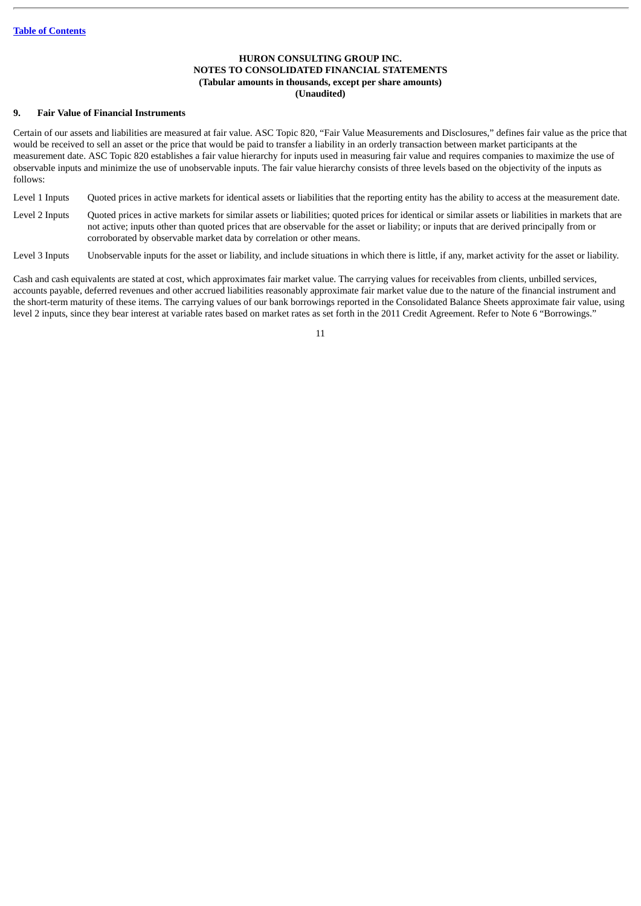**HURON CONSULTING GROUP INC.**
**NOTES TO CONSOLIDATED FINANCIAL STATEMENTS**
**(Tabular amounts in thousands, except per share amounts)**
**(Unaudited)**

## 9. Fair Value of Financial Instruments

Certain of our assets and liabilities are measured at fair value. ASC Topic 820, "Fair Value Measurements and Disclosures," defines fair value as the price that would be received to sell an asset or the price that would be paid to transfer a liability in an orderly transaction between market participants at the measurement date. ASC Topic 820 establishes a fair value hierarchy for inputs used in measuring fair value and requires companies to maximize the use of observable inputs and minimize the use of unobservable inputs. The fair value hierarchy consists of three levels based on the objectivity of the inputs as follows:

Level 1 Inputs — Quoted prices in active markets for identical assets or liabilities that the reporting entity has the ability to access at the measurement date.

Level 2 Inputs — Quoted prices in active markets for similar assets or liabilities; quoted prices for identical or similar assets or liabilities in markets that are not active; inputs other than quoted prices that are observable for the asset or liability; or inputs that are derived principally from or corroborated by observable market data by correlation or other means.

Level 3 Inputs — Unobservable inputs for the asset or liability, and include situations in which there is little, if any, market activity for the asset or liability.

Cash and cash equivalents are stated at cost, which approximates fair market value. The carrying values for receivables from clients, unbilled services, accounts payable, deferred revenues and other accrued liabilities reasonably approximate fair market value due to the nature of the financial instrument and the short-term maturity of these items. The carrying values of our bank borrowings reported in the Consolidated Balance Sheets approximate fair value, using level 2 inputs, since they bear interest at variable rates based on market rates as set forth in the 2011 Credit Agreement. Refer to Note 6 "Borrowings."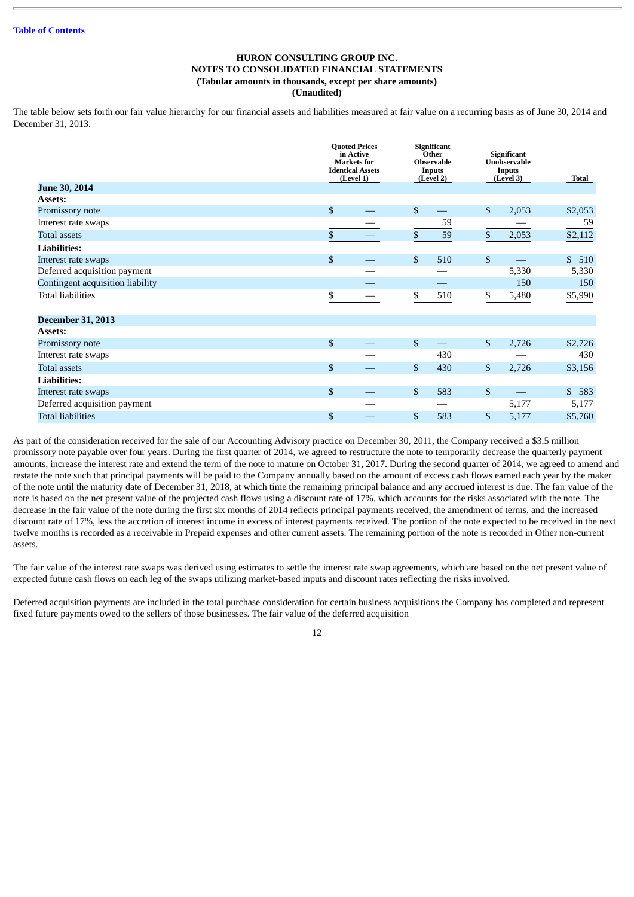HURON CONSULTING GROUP INC.
NOTES TO CONSOLIDATED FINANCIAL STATEMENTS
(Tabular amounts in thousands, except per share amounts)
(Unaudited)

The table below sets forth our fair value hierarchy for our financial assets and liabilities measured at fair value on a recurring basis as of June 30, 2014 and December 31, 2013.

| | Quoted Prices in Active Markets for Identical Assets (Level 1) | Significant Other Observable Inputs (Level 2) | Significant Unobservable Inputs (Level 3) | Total |
|---|---|---|---|---|
| **June 30, 2014** | | | | |
| **Assets:** | | | | |
| Promissory note | $ — | $ — | $ 2,053 | $2,053 |
| Interest rate swaps | — | 59 | — | 59 |
| Total assets | $ — | $ 59 | $ 2,053 | $2,112 |
| **Liabilities:** | | | | |
| Interest rate swaps | $ — | $ 510 | $ — | $ 510 |
| Deferred acquisition payment | — | — | 5,330 | 5,330 |
| Contingent acquisition liability | — | — | 150 | 150 |
| Total liabilities | $ — | $ 510 | $ 5,480 | $5,990 |
| **December 31, 2013** | | | | |
| **Assets:** | | | | |
| Promissory note | $ — | $ — | $ 2,726 | $2,726 |
| Interest rate swaps | — | 430 | — | 430 |
| Total assets | $ — | $ 430 | $ 2,726 | $3,156 |
| **Liabilities:** | | | | |
| Interest rate swaps | $ — | $ 583 | $ — | $ 583 |
| Deferred acquisition payment | — | — | 5,177 | 5,177 |
| Total liabilities | $ — | $ 583 | $ 5,177 | $5,760 |

As part of the consideration received for the sale of our Accounting Advisory practice on December 30, 2011, the Company received a $3.5 million promissory note payable over four years. During the first quarter of 2014, we agreed to restructure the note to temporarily decrease the quarterly payment amounts, increase the interest rate and extend the term of the note to mature on October 31, 2017. During the second quarter of 2014, we agreed to amend and restate the note such that principal payments will be paid to the Company annually based on the amount of excess cash flows earned each year by the maker of the note until the maturity date of December 31, 2018, at which time the remaining principal balance and any accrued interest is due. The fair value of the note is based on the net present value of the projected cash flows using a discount rate of 17%, which accounts for the risks associated with the note. The decrease in the fair value of the note during the first six months of 2014 reflects principal payments received, the amendment of terms, and the increased discount rate of 17%, less the accretion of interest income in excess of interest payments received. The portion of the note expected to be received in the next twelve months is recorded as a receivable in Prepaid expenses and other current assets. The remaining portion of the note is recorded in Other non-current assets.

The fair value of the interest rate swaps was derived using estimates to settle the interest rate swap agreements, which are based on the net present value of expected future cash flows on each leg of the swaps utilizing market-based inputs and discount rates reflecting the risks involved.

Deferred acquisition payments are included in the total purchase consideration for certain business acquisitions the Company has completed and represent fixed future payments owed to the sellers of those businesses. The fair value of the deferred acquisition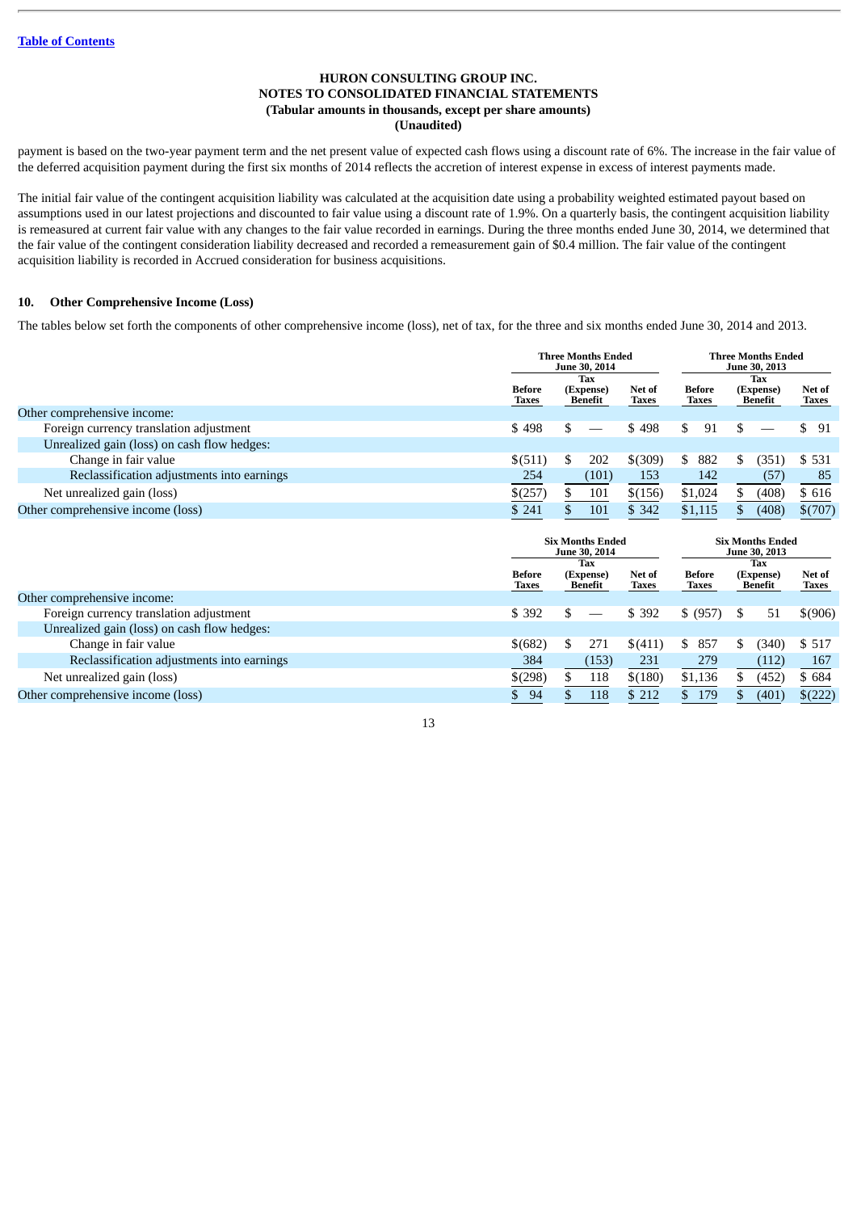payment is based on the two-year payment term and the net present value of expected cash flows using a discount rate of 6%. The increase in the fair value of the deferred acquisition payment during the first six months of 2014 reflects the accretion of interest expense in excess of interest payments made.

The initial fair value of the contingent acquisition liability was calculated at the acquisition date using a probability weighted estimated payout based on assumptions used in our latest projections and discounted to fair value using a discount rate of 1.9%. On a quarterly basis, the contingent acquisition liability is remeasured at current fair value with any changes to the fair value recorded in earnings. During the three months ended June 30, 2014, we determined that the fair value of the contingent consideration liability decreased and recorded a remeasurement gain of $0.4 million. The fair value of the contingent acquisition liability is recorded in Accrued consideration for business acquisitions.

## 10. Other Comprehensive Income (Loss)

The tables below set forth the components of other comprehensive income (loss), net of tax, for the three and six months ended June 30, 2014 and 2013.

| | Three Months Ended June 30, 2014 | | | Three Months Ended June 30, 2013 | | |
|---|---|---|---|---|---|---|
| | Before Taxes | Tax (Expense) Benefit | Net of Taxes | Before Taxes | Tax (Expense) Benefit | Net of Taxes |
| Other comprehensive income: | | | | | | |
| Foreign currency translation adjustment | $ 498 | $ — | $ 498 | $ 91 | $ — | $ 91 |
| Unrealized gain (loss) on cash flow hedges: | | | | | | |
| Change in fair value | $(511) | $ 202 | $(309) | $ 882 | $ (351) | $ 531 |
| Reclassification adjustments into earnings | 254 | (101) | 153 | 142 | (57) | 85 |
| Net unrealized gain (loss) | $(257) | $ 101 | $(156) | $1,024 | $ (408) | $ 616 |
| Other comprehensive income (loss) | $ 241 | $ 101 | $ 342 | $1,115 | $ (408) | $(707) |

| | Six Months Ended June 30, 2014 | | | Six Months Ended June 30, 2013 | | |
|---|---|---|---|---|---|---|
| | Before Taxes | Tax (Expense) Benefit | Net of Taxes | Before Taxes | Tax (Expense) Benefit | Net of Taxes |
| Other comprehensive income: | | | | | | |
| Foreign currency translation adjustment | $ 392 | $ — | $ 392 | $ (957) | $ 51 | $(906) |
| Unrealized gain (loss) on cash flow hedges: | | | | | | |
| Change in fair value | $(682) | $ 271 | $(411) | $ 857 | $ (340) | $ 517 |
| Reclassification adjustments into earnings | 384 | (153) | 231 | 279 | (112) | 167 |
| Net unrealized gain (loss) | $(298) | $ 118 | $(180) | $1,136 | $ (452) | $ 684 |
| Other comprehensive income (loss) | $ 94 | $ 118 | $ 212 | $ 179 | $ (401) | $(222) |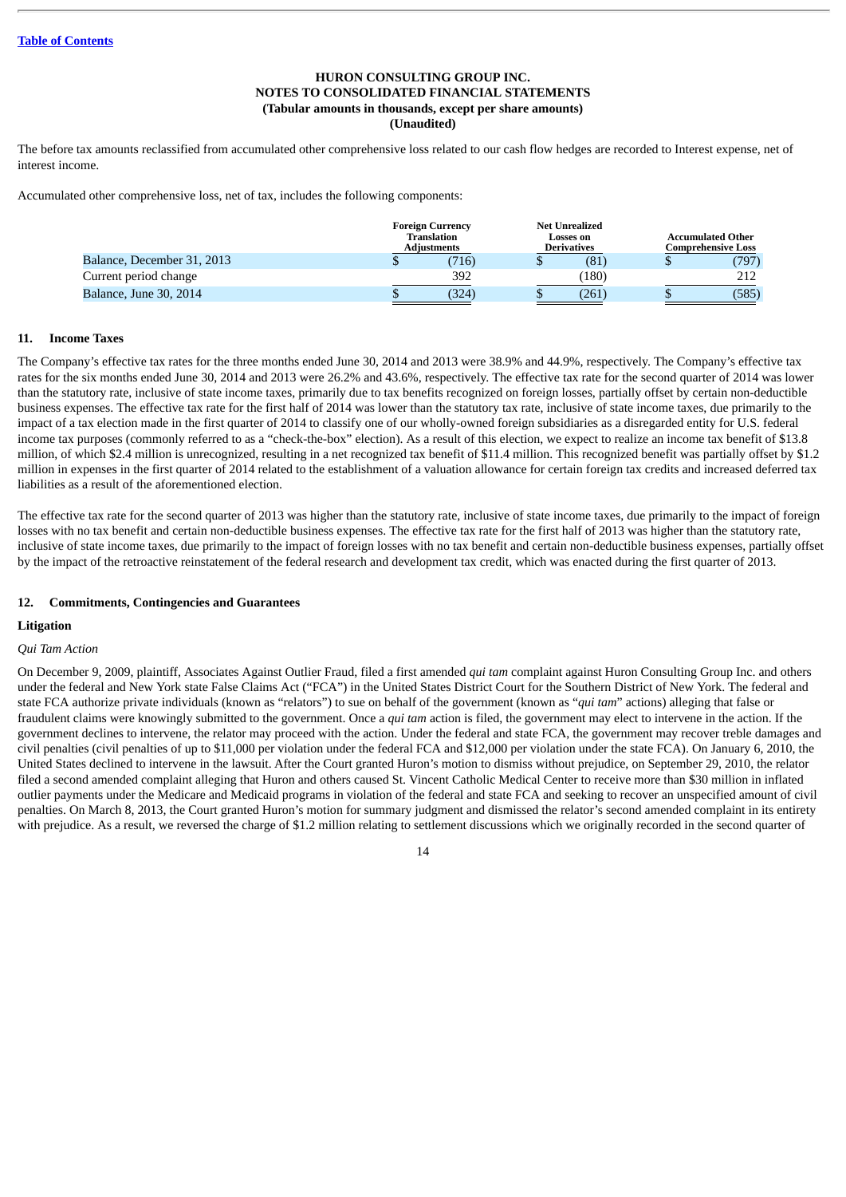Table of Contents

**HURON CONSULTING GROUP INC.**
**NOTES TO CONSOLIDATED FINANCIAL STATEMENTS**
**(Tabular amounts in thousands, except per share amounts)**
**(Unaudited)**

The before tax amounts reclassified from accumulated other comprehensive loss related to our cash flow hedges are recorded to Interest expense, net of interest income.

Accumulated other comprehensive loss, net of tax, includes the following components:

| | Foreign Currency Translation Adjustments | Net Unrealized Losses on Derivatives | Accumulated Other Comprehensive Loss |
|---|---|---|---|
| Balance, December 31, 2013 | $ (716) | $ (81) | $ (797) |
| Current period change | 392 | (180) | 212 |
| Balance, June 30, 2014 | $ (324) | $ (261) | $ (585) |

## 11. Income Taxes

The Company's effective tax rates for the three months ended June 30, 2014 and 2013 were 38.9% and 44.9%, respectively. The Company's effective tax rates for the six months ended June 30, 2014 and 2013 were 26.2% and 43.6%, respectively. The effective tax rate for the second quarter of 2014 was lower than the statutory rate, inclusive of state income taxes, primarily due to tax benefits recognized on foreign losses, partially offset by certain non-deductible business expenses. The effective tax rate for the first half of 2014 was lower than the statutory tax rate, inclusive of state income taxes, due primarily to the impact of a tax election made in the first quarter of 2014 to classify one of our wholly-owned foreign subsidiaries as a disregarded entity for U.S. federal income tax purposes (commonly referred to as a "check-the-box" election). As a result of this election, we expect to realize an income tax benefit of $13.8 million, of which $2.4 million is unrecognized, resulting in a net recognized tax benefit of $11.4 million. This recognized benefit was partially offset by $1.2 million in expenses in the first quarter of 2014 related to the establishment of a valuation allowance for certain foreign tax credits and increased deferred tax liabilities as a result of the aforementioned election.

The effective tax rate for the second quarter of 2013 was higher than the statutory rate, inclusive of state income taxes, due primarily to the impact of foreign losses with no tax benefit and certain non-deductible business expenses. The effective tax rate for the first half of 2013 was higher than the statutory rate, inclusive of state income taxes, due primarily to the impact of foreign losses with no tax benefit and certain non-deductible business expenses, partially offset by the impact of the retroactive reinstatement of the federal research and development tax credit, which was enacted during the first quarter of 2013.

## 12. Commitments, Contingencies and Guarantees

### Litigation

*Qui Tam Action*

On December 9, 2009, plaintiff, Associates Against Outlier Fraud, filed a first amended *qui tam* complaint against Huron Consulting Group Inc. and others under the federal and New York state False Claims Act ("FCA") in the United States District Court for the Southern District of New York. The federal and state FCA authorize private individuals (known as "relators") to sue on behalf of the government (known as "*qui tam*" actions) alleging that false or fraudulent claims were knowingly submitted to the government. Once a *qui tam* action is filed, the government may elect to intervene in the action. If the government declines to intervene, the relator may proceed with the action. Under the federal and state FCA, the government may recover treble damages and civil penalties (civil penalties of up to $11,000 per violation under the federal FCA and $12,000 per violation under the state FCA). On January 6, 2010, the United States declined to intervene in the lawsuit. After the Court granted Huron's motion to dismiss without prejudice, on September 29, 2010, the relator filed a second amended complaint alleging that Huron and others caused St. Vincent Catholic Medical Center to receive more than $30 million in inflated outlier payments under the Medicare and Medicaid programs in violation of the federal and state FCA and seeking to recover an unspecified amount of civil penalties. On March 8, 2013, the Court granted Huron's motion for summary judgment and dismissed the relator's second amended complaint in its entirety with prejudice. As a result, we reversed the charge of $1.2 million relating to settlement discussions which we originally recorded in the second quarter of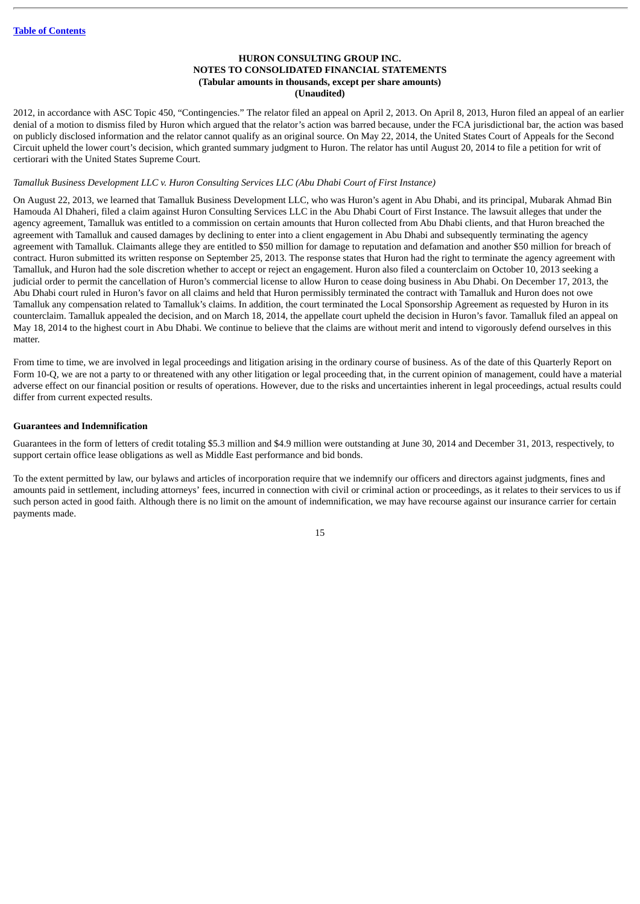2012, in accordance with ASC Topic 450, "Contingencies." The relator filed an appeal on April 2, 2013. On April 8, 2013, Huron filed an appeal of an earlier denial of a motion to dismiss filed by Huron which argued that the relator's action was barred because, under the FCA jurisdictional bar, the action was based on publicly disclosed information and the relator cannot qualify as an original source. On May 22, 2014, the United States Court of Appeals for the Second Circuit upheld the lower court's decision, which granted summary judgment to Huron. The relator has until August 20, 2014 to file a petition for writ of certiorari with the United States Supreme Court.

*Tamalluk Business Development LLC v. Huron Consulting Services LLC (Abu Dhabi Court of First Instance)*

On August 22, 2013, we learned that Tamalluk Business Development LLC, who was Huron's agent in Abu Dhabi, and its principal, Mubarak Ahmad Bin Hamouda Al Dhaheri, filed a claim against Huron Consulting Services LLC in the Abu Dhabi Court of First Instance. The lawsuit alleges that under the agency agreement, Tamalluk was entitled to a commission on certain amounts that Huron collected from Abu Dhabi clients, and that Huron breached the agreement with Tamalluk and caused damages by declining to enter into a client engagement in Abu Dhabi and subsequently terminating the agency agreement with Tamalluk. Claimants allege they are entitled to $50 million for damage to reputation and defamation and another $50 million for breach of contract. Huron submitted its written response on September 25, 2013. The response states that Huron had the right to terminate the agency agreement with Tamalluk, and Huron had the sole discretion whether to accept or reject an engagement. Huron also filed a counterclaim on October 10, 2013 seeking a judicial order to permit the cancellation of Huron's commercial license to allow Huron to cease doing business in Abu Dhabi. On December 17, 2013, the Abu Dhabi court ruled in Huron's favor on all claims and held that Huron permissibly terminated the contract with Tamalluk and Huron does not owe Tamalluk any compensation related to Tamalluk's claims. In addition, the court terminated the Local Sponsorship Agreement as requested by Huron in its counterclaim. Tamalluk appealed the decision, and on March 18, 2014, the appellate court upheld the decision in Huron's favor. Tamalluk filed an appeal on May 18, 2014 to the highest court in Abu Dhabi. We continue to believe that the claims are without merit and intend to vigorously defend ourselves in this matter.

From time to time, we are involved in legal proceedings and litigation arising in the ordinary course of business. As of the date of this Quarterly Report on Form 10-Q, we are not a party to or threatened with any other litigation or legal proceeding that, in the current opinion of management, could have a material adverse effect on our financial position or results of operations. However, due to the risks and uncertainties inherent in legal proceedings, actual results could differ from current expected results.

**Guarantees and Indemnification**

Guarantees in the form of letters of credit totaling $5.3 million and $4.9 million were outstanding at June 30, 2014 and December 31, 2013, respectively, to support certain office lease obligations as well as Middle East performance and bid bonds.

To the extent permitted by law, our bylaws and articles of incorporation require that we indemnify our officers and directors against judgments, fines and amounts paid in settlement, including attorneys' fees, incurred in connection with civil or criminal action or proceedings, as it relates to their services to us if such person acted in good faith. Although there is no limit on the amount of indemnification, we may have recourse against our insurance carrier for certain payments made.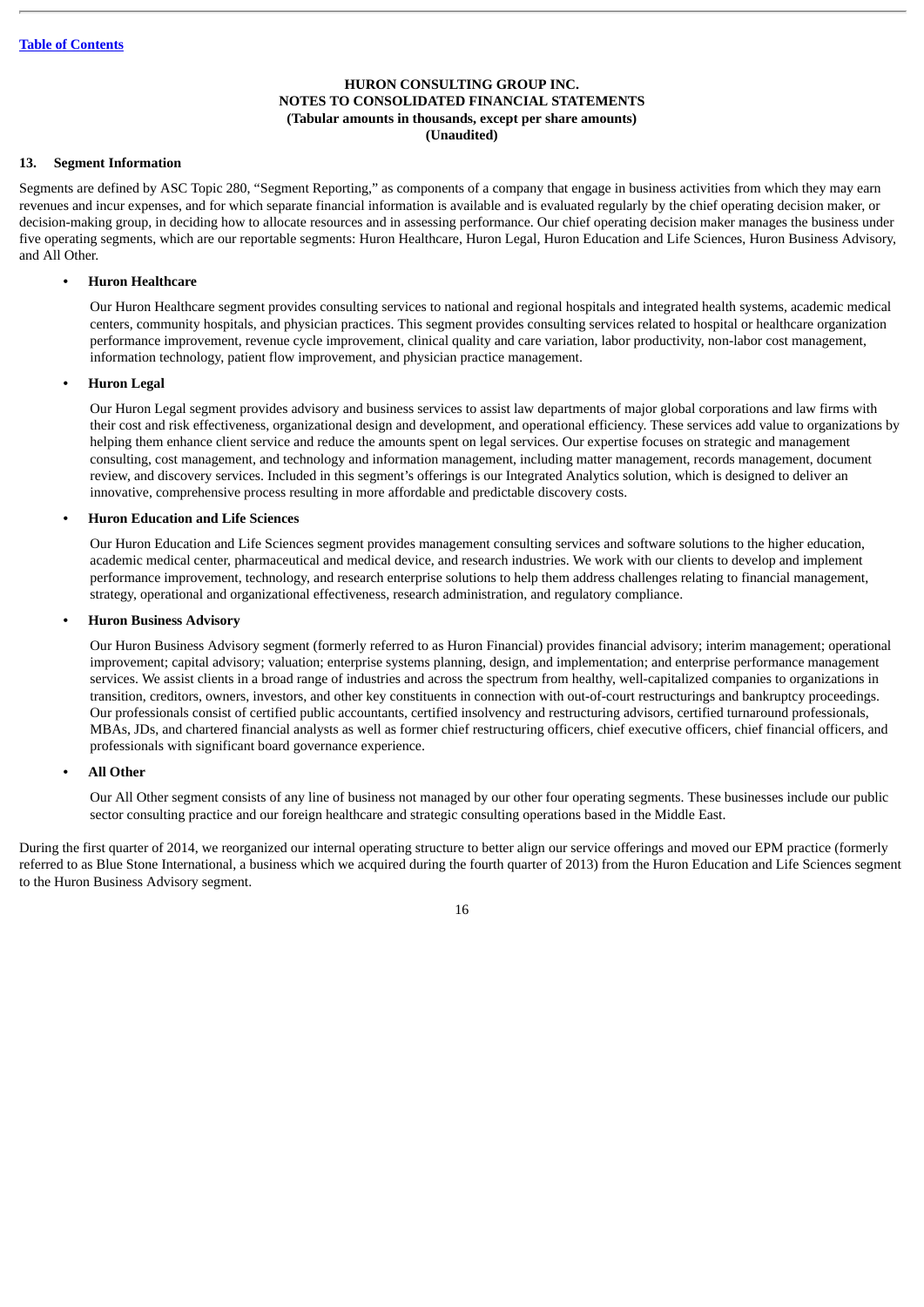**HURON CONSULTING GROUP INC.**
**NOTES TO CONSOLIDATED FINANCIAL STATEMENTS**
**(Tabular amounts in thousands, except per share amounts)**
**(Unaudited)**

## 13. Segment Information

Segments are defined by ASC Topic 280, "Segment Reporting," as components of a company that engage in business activities from which they may earn revenues and incur expenses, and for which separate financial information is available and is evaluated regularly by the chief operating decision maker, or decision-making group, in deciding how to allocate resources and in assessing performance. Our chief operating decision maker manages the business under five operating segments, which are our reportable segments: Huron Healthcare, Huron Legal, Huron Education and Life Sciences, Huron Business Advisory, and All Other.

- **Huron Healthcare**

  Our Huron Healthcare segment provides consulting services to national and regional hospitals and integrated health systems, academic medical centers, community hospitals, and physician practices. This segment provides consulting services related to hospital or healthcare organization performance improvement, revenue cycle improvement, clinical quality and care variation, labor productivity, non-labor cost management, information technology, patient flow improvement, and physician practice management.

- **Huron Legal**

  Our Huron Legal segment provides advisory and business services to assist law departments of major global corporations and law firms with their cost and risk effectiveness, organizational design and development, and operational efficiency. These services add value to organizations by helping them enhance client service and reduce the amounts spent on legal services. Our expertise focuses on strategic and management consulting, cost management, and technology and information management, including matter management, records management, document review, and discovery services. Included in this segment's offerings is our Integrated Analytics solution, which is designed to deliver an innovative, comprehensive process resulting in more affordable and predictable discovery costs.

- **Huron Education and Life Sciences**

  Our Huron Education and Life Sciences segment provides management consulting services and software solutions to the higher education, academic medical center, pharmaceutical and medical device, and research industries. We work with our clients to develop and implement performance improvement, technology, and research enterprise solutions to help them address challenges relating to financial management, strategy, operational and organizational effectiveness, research administration, and regulatory compliance.

- **Huron Business Advisory**

  Our Huron Business Advisory segment (formerly referred to as Huron Financial) provides financial advisory; interim management; operational improvement; capital advisory; valuation; enterprise systems planning, design, and implementation; and enterprise performance management services. We assist clients in a broad range of industries and across the spectrum from healthy, well-capitalized companies to organizations in transition, creditors, owners, investors, and other key constituents in connection with out-of-court restructurings and bankruptcy proceedings. Our professionals consist of certified public accountants, certified insolvency and restructuring advisors, certified turnaround professionals, MBAs, JDs, and chartered financial analysts as well as former chief restructuring officers, chief executive officers, chief financial officers, and professionals with significant board governance experience.

- **All Other**

  Our All Other segment consists of any line of business not managed by our other four operating segments. These businesses include our public sector consulting practice and our foreign healthcare and strategic consulting operations based in the Middle East.

During the first quarter of 2014, we reorganized our internal operating structure to better align our service offerings and moved our EPM practice (formerly referred to as Blue Stone International, a business which we acquired during the fourth quarter of 2013) from the Huron Education and Life Sciences segment to the Huron Business Advisory segment.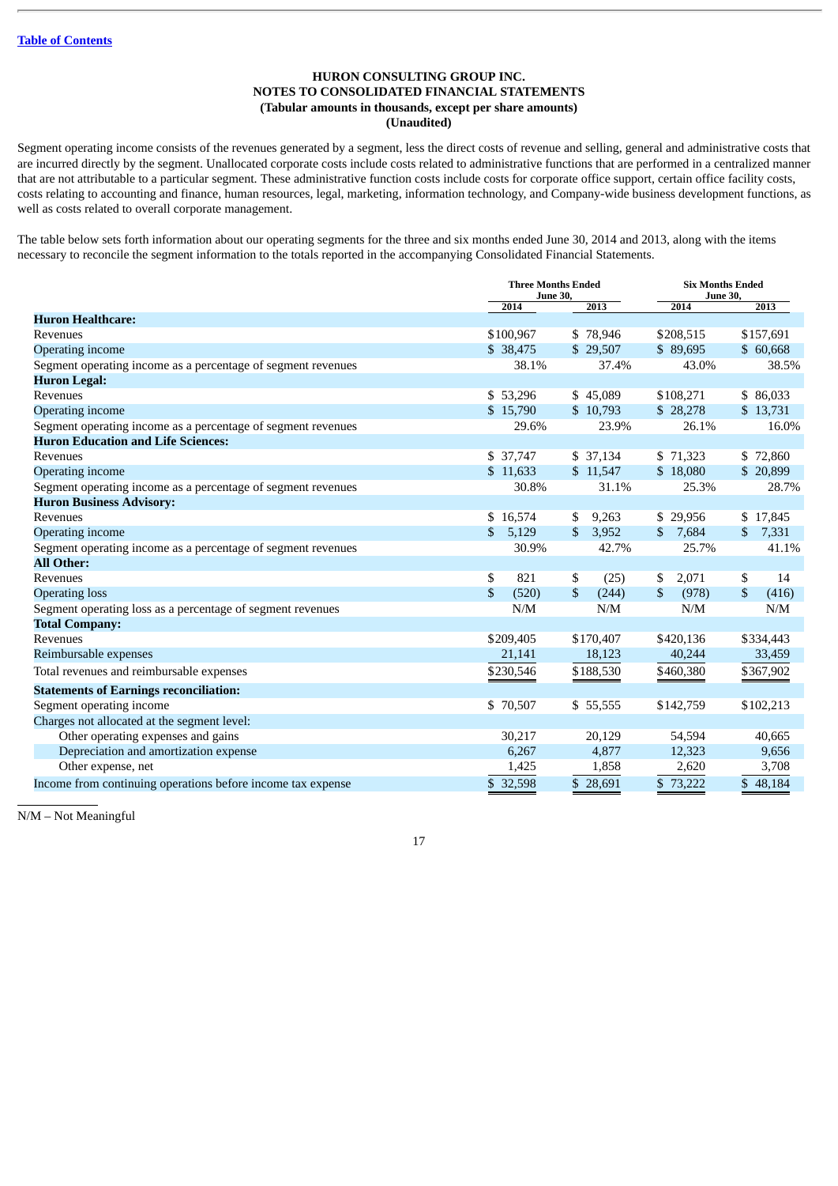**HURON CONSULTING GROUP INC.**
**NOTES TO CONSOLIDATED FINANCIAL STATEMENTS**
**(Tabular amounts in thousands, except per share amounts)**
**(Unaudited)**

Segment operating income consists of the revenues generated by a segment, less the direct costs of revenue and selling, general and administrative costs that are incurred directly by the segment. Unallocated corporate costs include costs related to administrative functions that are performed in a centralized manner that are not attributable to a particular segment. These administrative function costs include costs for corporate office support, certain office facility costs, costs relating to accounting and finance, human resources, legal, marketing, information technology, and Company-wide business development functions, as well as costs related to overall corporate management.

The table below sets forth information about our operating segments for the three and six months ended June 30, 2014 and 2013, along with the items necessary to reconcile the segment information to the totals reported in the accompanying Consolidated Financial Statements.

| | Three Months Ended June 30, | | Six Months Ended June 30, | |
|---|---|---|---|---|
| | 2014 | 2013 | 2014 | 2013 |
| **Huron Healthcare:** | | | | |
| Revenues | $100,967 | $ 78,946 | $208,515 | $157,691 |
| Operating income | $ 38,475 | $ 29,507 | $ 89,695 | $ 60,668 |
| Segment operating income as a percentage of segment revenues | 38.1% | 37.4% | 43.0% | 38.5% |
| **Huron Legal:** | | | | |
| Revenues | $ 53,296 | $ 45,089 | $108,271 | $ 86,033 |
| Operating income | $ 15,790 | $ 10,793 | $ 28,278 | $ 13,731 |
| Segment operating income as a percentage of segment revenues | 29.6% | 23.9% | 26.1% | 16.0% |
| **Huron Education and Life Sciences:** | | | | |
| Revenues | $ 37,747 | $ 37,134 | $ 71,323 | $ 72,860 |
| Operating income | $ 11,633 | $ 11,547 | $ 18,080 | $ 20,899 |
| Segment operating income as a percentage of segment revenues | 30.8% | 31.1% | 25.3% | 28.7% |
| **Huron Business Advisory:** | | | | |
| Revenues | $ 16,574 | $ 9,263 | $ 29,956 | $ 17,845 |
| Operating income | $ 5,129 | $ 3,952 | $ 7,684 | $ 7,331 |
| Segment operating income as a percentage of segment revenues | 30.9% | 42.7% | 25.7% | 41.1% |
| **All Other:** | | | | |
| Revenues | $ 821 | $ (25) | $ 2,071 | $ 14 |
| Operating loss | $ (520) | $ (244) | $ (978) | $ (416) |
| Segment operating loss as a percentage of segment revenues | N/M | N/M | N/M | N/M |
| **Total Company:** | | | | |
| Revenues | $209,405 | $170,407 | $420,136 | $334,443 |
| Reimbursable expenses | 21,141 | 18,123 | 40,244 | 33,459 |
| Total revenues and reimbursable expenses | $230,546 | $188,530 | $460,380 | $367,902 |
| **Statements of Earnings reconciliation:** | | | | |
| Segment operating income | $ 70,507 | $ 55,555 | $142,759 | $102,213 |
| Charges not allocated at the segment level: | | | | |
| Other operating expenses and gains | 30,217 | 20,129 | 54,594 | 40,665 |
| Depreciation and amortization expense | 6,267 | 4,877 | 12,323 | 9,656 |
| Other expense, net | 1,425 | 1,858 | 2,620 | 3,708 |
| Income from continuing operations before income tax expense | $ 32,598 | $ 28,691 | $ 73,222 | $ 48,184 |

N/M – Not Meaningful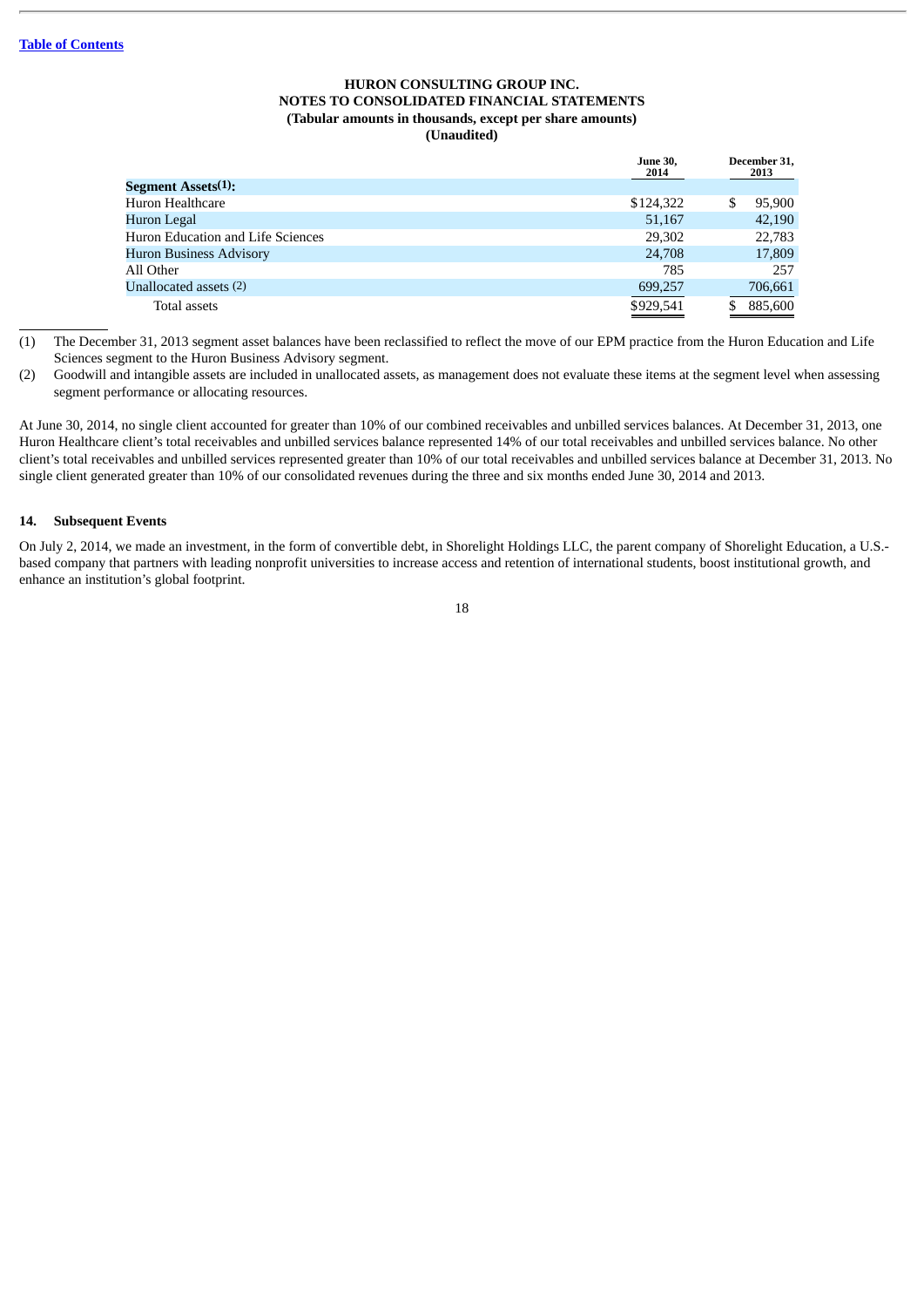**HURON CONSULTING GROUP INC.**
**NOTES TO CONSOLIDATED FINANCIAL STATEMENTS**
**(Tabular amounts in thousands, except per share amounts)**
**(Unaudited)**

| | June 30, 2014 | December 31, 2013 |
|---|---|---|
| **Segment Assets(1):** | | |
| Huron Healthcare | $124,322 | $ 95,900 |
| Huron Legal | 51,167 | 42,190 |
| Huron Education and Life Sciences | 29,302 | 22,783 |
| Huron Business Advisory | 24,708 | 17,809 |
| All Other | 785 | 257 |
| Unallocated assets (2) | 699,257 | 706,661 |
| Total assets | $929,541 | $ 885,600 |

(1) The December 31, 2013 segment asset balances have been reclassified to reflect the move of our EPM practice from the Huron Education and Life Sciences segment to the Huron Business Advisory segment.

(2) Goodwill and intangible assets are included in unallocated assets, as management does not evaluate these items at the segment level when assessing segment performance or allocating resources.

At June 30, 2014, no single client accounted for greater than 10% of our combined receivables and unbilled services balances. At December 31, 2013, one Huron Healthcare client's total receivables and unbilled services balance represented 14% of our total receivables and unbilled services balance. No other client's total receivables and unbilled services represented greater than 10% of our total receivables and unbilled services balance at December 31, 2013. No single client generated greater than 10% of our consolidated revenues during the three and six months ended June 30, 2014 and 2013.

## 14. Subsequent Events

On July 2, 2014, we made an investment, in the form of convertible debt, in Shorelight Holdings LLC, the parent company of Shorelight Education, a U.S.-based company that partners with leading nonprofit universities to increase access and retention of international students, boost institutional growth, and enhance an institution's global footprint.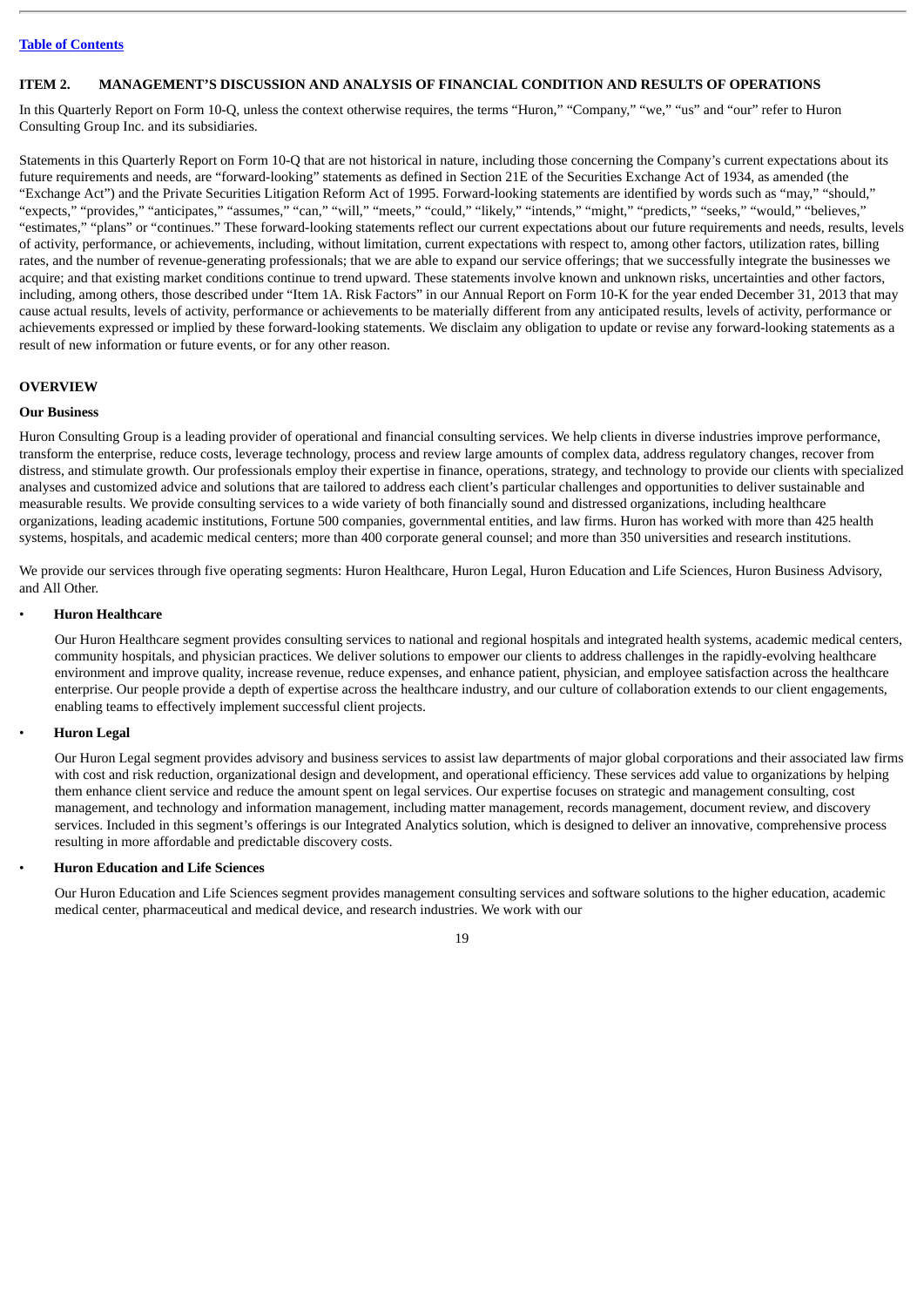## ITEM 2. MANAGEMENT'S DISCUSSION AND ANALYSIS OF FINANCIAL CONDITION AND RESULTS OF OPERATIONS

In this Quarterly Report on Form 10-Q, unless the context otherwise requires, the terms "Huron," "Company," "we," "us" and "our" refer to Huron Consulting Group Inc. and its subsidiaries.

Statements in this Quarterly Report on Form 10-Q that are not historical in nature, including those concerning the Company's current expectations about its future requirements and needs, are "forward-looking" statements as defined in Section 21E of the Securities Exchange Act of 1934, as amended (the "Exchange Act") and the Private Securities Litigation Reform Act of 1995. Forward-looking statements are identified by words such as "may," "should," "expects," "provides," "anticipates," "assumes," "can," "will," "meets," "could," "likely," "intends," "might," "predicts," "seeks," "would," "believes," "estimates," "plans" or "continues." These forward-looking statements reflect our current expectations about our future requirements and needs, results, levels of activity, performance, or achievements, including, without limitation, current expectations with respect to, among other factors, utilization rates, billing rates, and the number of revenue-generating professionals; that we are able to expand our service offerings; that we successfully integrate the businesses we acquire; and that existing market conditions continue to trend upward. These statements involve known and unknown risks, uncertainties and other factors, including, among others, those described under "Item 1A. Risk Factors" in our Annual Report on Form 10-K for the year ended December 31, 2013 that may cause actual results, levels of activity, performance or achievements to be materially different from any anticipated results, levels of activity, performance or achievements expressed or implied by these forward-looking statements. We disclaim any obligation to update or revise any forward-looking statements as a result of new information or future events, or for any other reason.

### OVERVIEW

#### Our Business

Huron Consulting Group is a leading provider of operational and financial consulting services. We help clients in diverse industries improve performance, transform the enterprise, reduce costs, leverage technology, process and review large amounts of complex data, address regulatory changes, recover from distress, and stimulate growth. Our professionals employ their expertise in finance, operations, strategy, and technology to provide our clients with specialized analyses and customized advice and solutions that are tailored to address each client's particular challenges and opportunities to deliver sustainable and measurable results. We provide consulting services to a wide variety of both financially sound and distressed organizations, including healthcare organizations, leading academic institutions, Fortune 500 companies, governmental entities, and law firms. Huron has worked with more than 425 health systems, hospitals, and academic medical centers; more than 400 corporate general counsel; and more than 350 universities and research institutions.

We provide our services through five operating segments: Huron Healthcare, Huron Legal, Huron Education and Life Sciences, Huron Business Advisory, and All Other.

- **Huron Healthcare**

  Our Huron Healthcare segment provides consulting services to national and regional hospitals and integrated health systems, academic medical centers, community hospitals, and physician practices. We deliver solutions to empower our clients to address challenges in the rapidly-evolving healthcare environment and improve quality, increase revenue, reduce expenses, and enhance patient, physician, and employee satisfaction across the healthcare enterprise. Our people provide a depth of expertise across the healthcare industry, and our culture of collaboration extends to our client engagements, enabling teams to effectively implement successful client projects.

- **Huron Legal**

  Our Huron Legal segment provides advisory and business services to assist law departments of major global corporations and their associated law firms with cost and risk reduction, organizational design and development, and operational efficiency. These services add value to organizations by helping them enhance client service and reduce the amount spent on legal services. Our expertise focuses on strategic and management consulting, cost management, and technology and information management, including matter management, records management, document review, and discovery services. Included in this segment's offerings is our Integrated Analytics solution, which is designed to deliver an innovative, comprehensive process resulting in more affordable and predictable discovery costs.

- **Huron Education and Life Sciences**

  Our Huron Education and Life Sciences segment provides management consulting services and software solutions to the higher education, academic medical center, pharmaceutical and medical device, and research industries. We work with our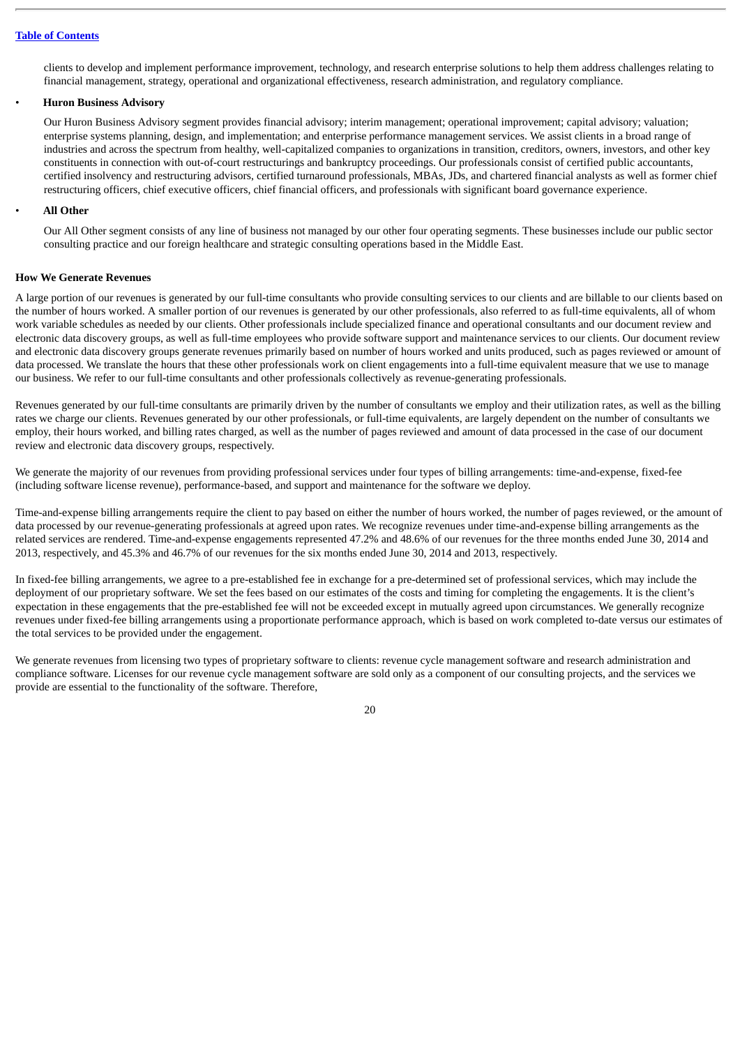clients to develop and implement performance improvement, technology, and research enterprise solutions to help them address challenges relating to financial management, strategy, operational and organizational effectiveness, research administration, and regulatory compliance.

- **Huron Business Advisory**

  Our Huron Business Advisory segment provides financial advisory; interim management; operational improvement; capital advisory; valuation; enterprise systems planning, design, and implementation; and enterprise performance management services. We assist clients in a broad range of industries and across the spectrum from healthy, well-capitalized companies to organizations in transition, creditors, owners, investors, and other key constituents in connection with out-of-court restructurings and bankruptcy proceedings. Our professionals consist of certified public accountants, certified insolvency and restructuring advisors, certified turnaround professionals, MBAs, JDs, and chartered financial analysts as well as former chief restructuring officers, chief executive officers, chief financial officers, and professionals with significant board governance experience.

- **All Other**

  Our All Other segment consists of any line of business not managed by our other four operating segments. These businesses include our public sector consulting practice and our foreign healthcare and strategic consulting operations based in the Middle East.

**How We Generate Revenues**

A large portion of our revenues is generated by our full-time consultants who provide consulting services to our clients and are billable to our clients based on the number of hours worked. A smaller portion of our revenues is generated by our other professionals, also referred to as full-time equivalents, all of whom work variable schedules as needed by our clients. Other professionals include specialized finance and operational consultants and our document review and electronic data discovery groups, as well as full-time employees who provide software support and maintenance services to our clients. Our document review and electronic data discovery groups generate revenues primarily based on number of hours worked and units produced, such as pages reviewed or amount of data processed. We translate the hours that these other professionals work on client engagements into a full-time equivalent measure that we use to manage our business. We refer to our full-time consultants and other professionals collectively as revenue-generating professionals.

Revenues generated by our full-time consultants are primarily driven by the number of consultants we employ and their utilization rates, as well as the billing rates we charge our clients. Revenues generated by our other professionals, or full-time equivalents, are largely dependent on the number of consultants we employ, their hours worked, and billing rates charged, as well as the number of pages reviewed and amount of data processed in the case of our document review and electronic data discovery groups, respectively.

We generate the majority of our revenues from providing professional services under four types of billing arrangements: time-and-expense, fixed-fee (including software license revenue), performance-based, and support and maintenance for the software we deploy.

Time-and-expense billing arrangements require the client to pay based on either the number of hours worked, the number of pages reviewed, or the amount of data processed by our revenue-generating professionals at agreed upon rates. We recognize revenues under time-and-expense billing arrangements as the related services are rendered. Time-and-expense engagements represented 47.2% and 48.6% of our revenues for the three months ended June 30, 2014 and 2013, respectively, and 45.3% and 46.7% of our revenues for the six months ended June 30, 2014 and 2013, respectively.

In fixed-fee billing arrangements, we agree to a pre-established fee in exchange for a pre-determined set of professional services, which may include the deployment of our proprietary software. We set the fees based on our estimates of the costs and timing for completing the engagements. It is the client's expectation in these engagements that the pre-established fee will not be exceeded except in mutually agreed upon circumstances. We generally recognize revenues under fixed-fee billing arrangements using a proportionate performance approach, which is based on work completed to-date versus our estimates of the total services to be provided under the engagement.

We generate revenues from licensing two types of proprietary software to clients: revenue cycle management software and research administration and compliance software. Licenses for our revenue cycle management software are sold only as a component of our consulting projects, and the services we provide are essential to the functionality of the software. Therefore,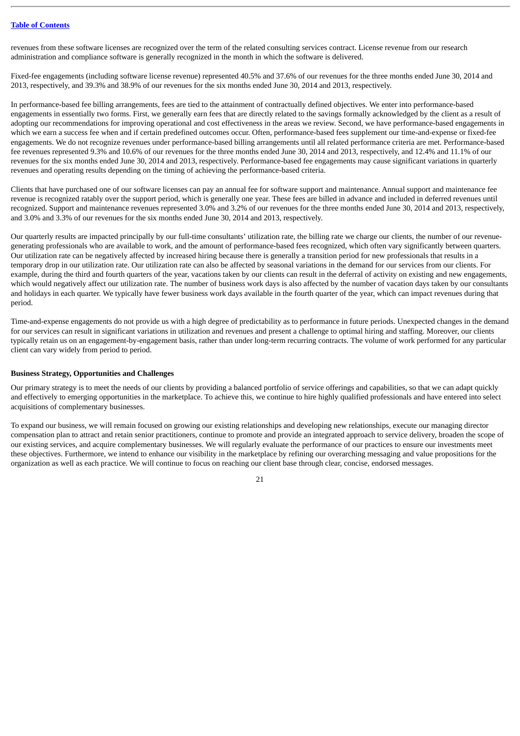revenues from these software licenses are recognized over the term of the related consulting services contract. License revenue from our research administration and compliance software is generally recognized in the month in which the software is delivered.

Fixed-fee engagements (including software license revenue) represented 40.5% and 37.6% of our revenues for the three months ended June 30, 2014 and 2013, respectively, and 39.3% and 38.9% of our revenues for the six months ended June 30, 2014 and 2013, respectively.

In performance-based fee billing arrangements, fees are tied to the attainment of contractually defined objectives. We enter into performance-based engagements in essentially two forms. First, we generally earn fees that are directly related to the savings formally acknowledged by the client as a result of adopting our recommendations for improving operational and cost effectiveness in the areas we review. Second, we have performance-based engagements in which we earn a success fee when and if certain predefined outcomes occur. Often, performance-based fees supplement our time-and-expense or fixed-fee engagements. We do not recognize revenues under performance-based billing arrangements until all related performance criteria are met. Performance-based fee revenues represented 9.3% and 10.6% of our revenues for the three months ended June 30, 2014 and 2013, respectively, and 12.4% and 11.1% of our revenues for the six months ended June 30, 2014 and 2013, respectively. Performance-based fee engagements may cause significant variations in quarterly revenues and operating results depending on the timing of achieving the performance-based criteria.

Clients that have purchased one of our software licenses can pay an annual fee for software support and maintenance. Annual support and maintenance fee revenue is recognized ratably over the support period, which is generally one year. These fees are billed in advance and included in deferred revenues until recognized. Support and maintenance revenues represented 3.0% and 3.2% of our revenues for the three months ended June 30, 2014 and 2013, respectively, and 3.0% and 3.3% of our revenues for the six months ended June 30, 2014 and 2013, respectively.

Our quarterly results are impacted principally by our full-time consultants' utilization rate, the billing rate we charge our clients, the number of our revenue-generating professionals who are available to work, and the amount of performance-based fees recognized, which often vary significantly between quarters. Our utilization rate can be negatively affected by increased hiring because there is generally a transition period for new professionals that results in a temporary drop in our utilization rate. Our utilization rate can also be affected by seasonal variations in the demand for our services from our clients. For example, during the third and fourth quarters of the year, vacations taken by our clients can result in the deferral of activity on existing and new engagements, which would negatively affect our utilization rate. The number of business work days is also affected by the number of vacation days taken by our consultants and holidays in each quarter. We typically have fewer business work days available in the fourth quarter of the year, which can impact revenues during that period.

Time-and-expense engagements do not provide us with a high degree of predictability as to performance in future periods. Unexpected changes in the demand for our services can result in significant variations in utilization and revenues and present a challenge to optimal hiring and staffing. Moreover, our clients typically retain us on an engagement-by-engagement basis, rather than under long-term recurring contracts. The volume of work performed for any particular client can vary widely from period to period.

**Business Strategy, Opportunities and Challenges**

Our primary strategy is to meet the needs of our clients by providing a balanced portfolio of service offerings and capabilities, so that we can adapt quickly and effectively to emerging opportunities in the marketplace. To achieve this, we continue to hire highly qualified professionals and have entered into select acquisitions of complementary businesses.

To expand our business, we will remain focused on growing our existing relationships and developing new relationships, execute our managing director compensation plan to attract and retain senior practitioners, continue to promote and provide an integrated approach to service delivery, broaden the scope of our existing services, and acquire complementary businesses. We will regularly evaluate the performance of our practices to ensure our investments meet these objectives. Furthermore, we intend to enhance our visibility in the marketplace by refining our overarching messaging and value propositions for the organization as well as each practice. We will continue to focus on reaching our client base through clear, concise, endorsed messages.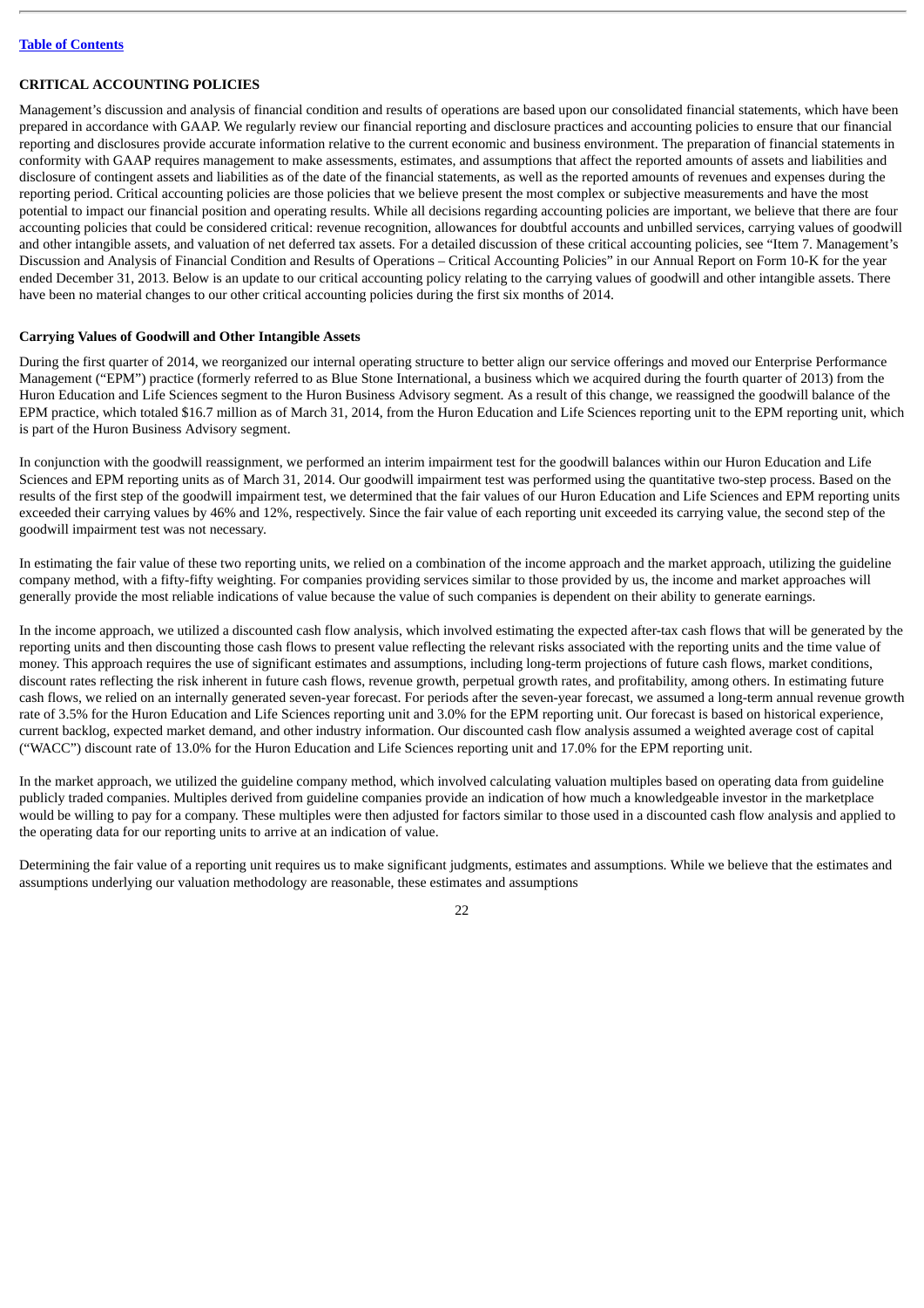## CRITICAL ACCOUNTING POLICIES

Management's discussion and analysis of financial condition and results of operations are based upon our consolidated financial statements, which have been prepared in accordance with GAAP. We regularly review our financial reporting and disclosure practices and accounting policies to ensure that our financial reporting and disclosures provide accurate information relative to the current economic and business environment. The preparation of financial statements in conformity with GAAP requires management to make assessments, estimates, and assumptions that affect the reported amounts of assets and liabilities and disclosure of contingent assets and liabilities as of the date of the financial statements, as well as the reported amounts of revenues and expenses during the reporting period. Critical accounting policies are those policies that we believe present the most complex or subjective measurements and have the most potential to impact our financial position and operating results. While all decisions regarding accounting policies are important, we believe that there are four accounting policies that could be considered critical: revenue recognition, allowances for doubtful accounts and unbilled services, carrying values of goodwill and other intangible assets, and valuation of net deferred tax assets. For a detailed discussion of these critical accounting policies, see "Item 7. Management's Discussion and Analysis of Financial Condition and Results of Operations – Critical Accounting Policies" in our Annual Report on Form 10-K for the year ended December 31, 2013. Below is an update to our critical accounting policy relating to the carrying values of goodwill and other intangible assets. There have been no material changes to our other critical accounting policies during the first six months of 2014.

### Carrying Values of Goodwill and Other Intangible Assets

During the first quarter of 2014, we reorganized our internal operating structure to better align our service offerings and moved our Enterprise Performance Management ("EPM") practice (formerly referred to as Blue Stone International, a business which we acquired during the fourth quarter of 2013) from the Huron Education and Life Sciences segment to the Huron Business Advisory segment. As a result of this change, we reassigned the goodwill balance of the EPM practice, which totaled $16.7 million as of March 31, 2014, from the Huron Education and Life Sciences reporting unit to the EPM reporting unit, which is part of the Huron Business Advisory segment.

In conjunction with the goodwill reassignment, we performed an interim impairment test for the goodwill balances within our Huron Education and Life Sciences and EPM reporting units as of March 31, 2014. Our goodwill impairment test was performed using the quantitative two-step process. Based on the results of the first step of the goodwill impairment test, we determined that the fair values of our Huron Education and Life Sciences and EPM reporting units exceeded their carrying values by 46% and 12%, respectively. Since the fair value of each reporting unit exceeded its carrying value, the second step of the goodwill impairment test was not necessary.

In estimating the fair value of these two reporting units, we relied on a combination of the income approach and the market approach, utilizing the guideline company method, with a fifty-fifty weighting. For companies providing services similar to those provided by us, the income and market approaches will generally provide the most reliable indications of value because the value of such companies is dependent on their ability to generate earnings.

In the income approach, we utilized a discounted cash flow analysis, which involved estimating the expected after-tax cash flows that will be generated by the reporting units and then discounting those cash flows to present value reflecting the relevant risks associated with the reporting units and the time value of money. This approach requires the use of significant estimates and assumptions, including long-term projections of future cash flows, market conditions, discount rates reflecting the risk inherent in future cash flows, revenue growth, perpetual growth rates, and profitability, among others. In estimating future cash flows, we relied on an internally generated seven-year forecast. For periods after the seven-year forecast, we assumed a long-term annual revenue growth rate of 3.5% for the Huron Education and Life Sciences reporting unit and 3.0% for the EPM reporting unit. Our forecast is based on historical experience, current backlog, expected market demand, and other industry information. Our discounted cash flow analysis assumed a weighted average cost of capital ("WACC") discount rate of 13.0% for the Huron Education and Life Sciences reporting unit and 17.0% for the EPM reporting unit.

In the market approach, we utilized the guideline company method, which involved calculating valuation multiples based on operating data from guideline publicly traded companies. Multiples derived from guideline companies provide an indication of how much a knowledgeable investor in the marketplace would be willing to pay for a company. These multiples were then adjusted for factors similar to those used in a discounted cash flow analysis and applied to the operating data for our reporting units to arrive at an indication of value.

Determining the fair value of a reporting unit requires us to make significant judgments, estimates and assumptions. While we believe that the estimates and assumptions underlying our valuation methodology are reasonable, these estimates and assumptions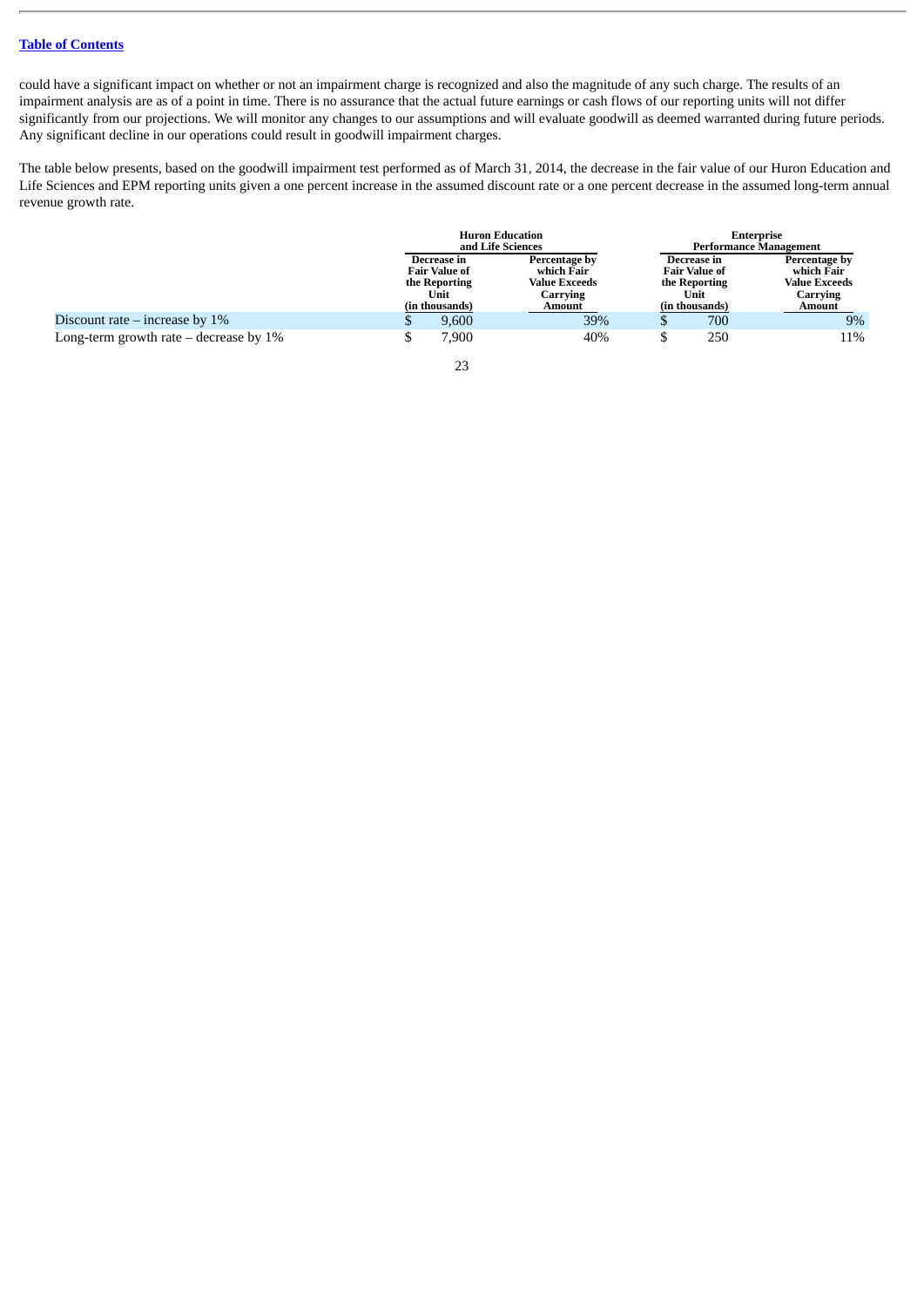could have a significant impact on whether or not an impairment charge is recognized and also the magnitude of any such charge. The results of an impairment analysis are as of a point in time. There is no assurance that the actual future earnings or cash flows of our reporting units will not differ significantly from our projections. We will monitor any changes to our assumptions and will evaluate goodwill as deemed warranted during future periods. Any significant decline in our operations could result in goodwill impairment charges.

The table below presents, based on the goodwill impairment test performed as of March 31, 2014, the decrease in the fair value of our Huron Education and Life Sciences and EPM reporting units given a one percent increase in the assumed discount rate or a one percent decrease in the assumed long-term annual revenue growth rate.

| | Huron Education and Life Sciences | | Enterprise Performance Management | |
|---|---|---|---|---|
| | Decrease in Fair Value of the Reporting Unit (in thousands) | Percentage by which Fair Value Exceeds Carrying Amount | Decrease in Fair Value of the Reporting Unit (in thousands) | Percentage by which Fair Value Exceeds Carrying Amount |
| Discount rate – increase by 1% | $ 9,600 | 39% | $ 700 | 9% |
| Long-term growth rate – decrease by 1% | $ 7,900 | 40% | $ 250 | 11% |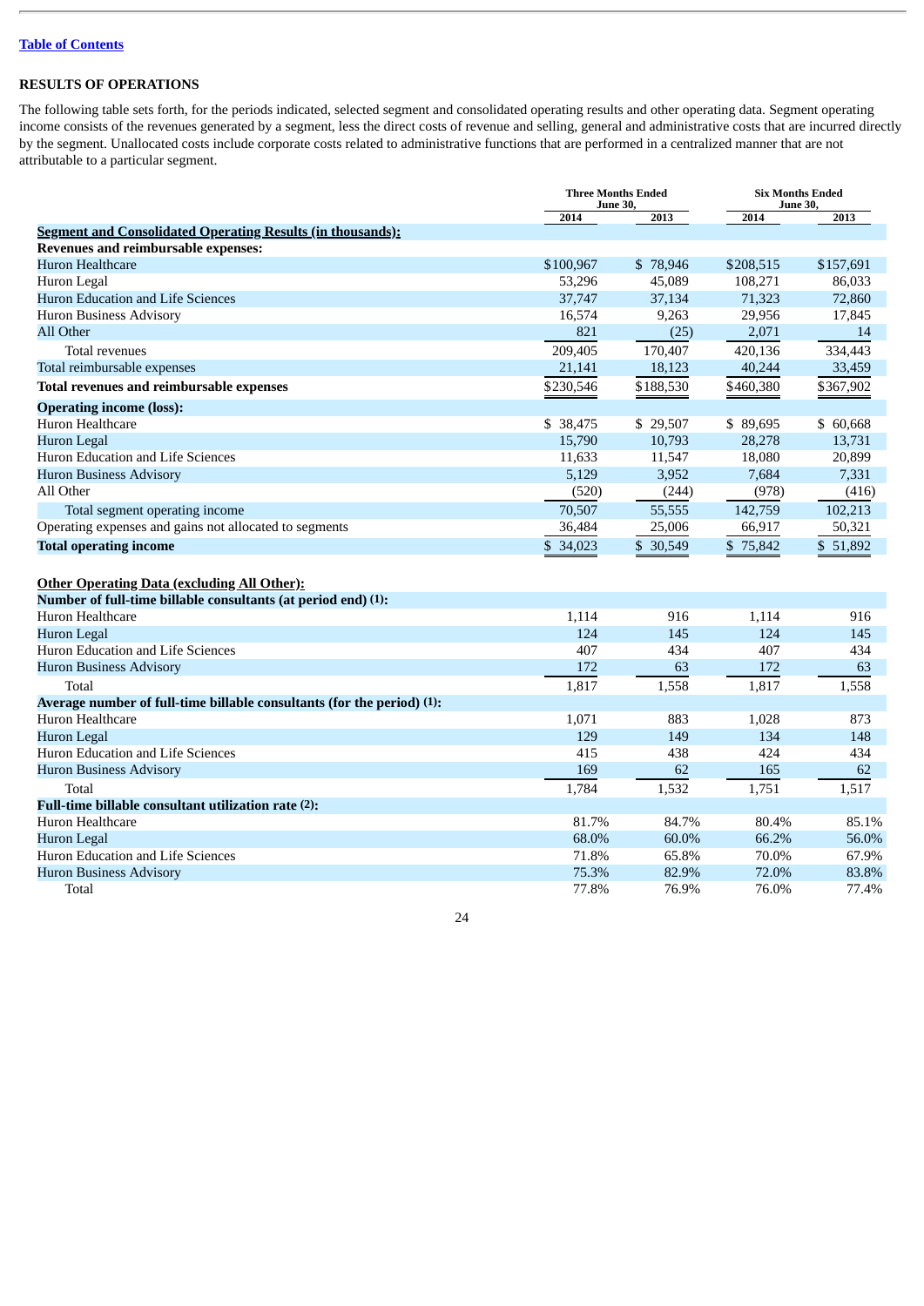[Table of Contents](#)

## RESULTS OF OPERATIONS

The following table sets forth, for the periods indicated, selected segment and consolidated operating results and other operating data. Segment operating income consists of the revenues generated by a segment, less the direct costs of revenue and selling, general and administrative costs that are incurred directly by the segment. Unallocated costs include corporate costs related to administrative functions that are performed in a centralized manner that are not attributable to a particular segment.

| | Three Months Ended June 30, | | Six Months Ended June 30, | |
|---|---|---|---|---|
| | 2014 | 2013 | 2014 | 2013 |
| **Segment and Consolidated Operating Results (in thousands):** | | | | |
| **Revenues and reimbursable expenses:** | | | | |
| Huron Healthcare | $100,967 | $ 78,946 | $208,515 | $157,691 |
| Huron Legal | 53,296 | 45,089 | 108,271 | 86,033 |
| Huron Education and Life Sciences | 37,747 | 37,134 | 71,323 | 72,860 |
| Huron Business Advisory | 16,574 | 9,263 | 29,956 | 17,845 |
| All Other | 821 | (25) | 2,071 | 14 |
| Total revenues | 209,405 | 170,407 | 420,136 | 334,443 |
| Total reimbursable expenses | 21,141 | 18,123 | 40,244 | 33,459 |
| **Total revenues and reimbursable expenses** | $230,546 | $188,530 | $460,380 | $367,902 |
| **Operating income (loss):** | | | | |
| Huron Healthcare | $ 38,475 | $ 29,507 | $ 89,695 | $ 60,668 |
| Huron Legal | 15,790 | 10,793 | 28,278 | 13,731 |
| Huron Education and Life Sciences | 11,633 | 11,547 | 18,080 | 20,899 |
| Huron Business Advisory | 5,129 | 3,952 | 7,684 | 7,331 |
| All Other | (520) | (244) | (978) | (416) |
| Total segment operating income | 70,507 | 55,555 | 142,759 | 102,213 |
| Operating expenses and gains not allocated to segments | 36,484 | 25,006 | 66,917 | 50,321 |
| **Total operating income** | $ 34,023 | $ 30,549 | $ 75,842 | $ 51,892 |
| | | | | |
| **Other Operating Data (excluding All Other):** | | | | |
| **Number of full-time billable consultants (at period end) (1):** | | | | |
| Huron Healthcare | 1,114 | 916 | 1,114 | 916 |
| Huron Legal | 124 | 145 | 124 | 145 |
| Huron Education and Life Sciences | 407 | 434 | 407 | 434 |
| Huron Business Advisory | 172 | 63 | 172 | 63 |
| Total | 1,817 | 1,558 | 1,817 | 1,558 |
| **Average number of full-time billable consultants (for the period) (1):** | | | | |
| Huron Healthcare | 1,071 | 883 | 1,028 | 873 |
| Huron Legal | 129 | 149 | 134 | 148 |
| Huron Education and Life Sciences | 415 | 438 | 424 | 434 |
| Huron Business Advisory | 169 | 62 | 165 | 62 |
| Total | 1,784 | 1,532 | 1,751 | 1,517 |
| **Full-time billable consultant utilization rate (2):** | | | | |
| Huron Healthcare | 81.7% | 84.7% | 80.4% | 85.1% |
| Huron Legal | 68.0% | 60.0% | 66.2% | 56.0% |
| Huron Education and Life Sciences | 71.8% | 65.8% | 70.0% | 67.9% |
| Huron Business Advisory | 75.3% | 82.9% | 72.0% | 83.8% |
| Total | 77.8% | 76.9% | 76.0% | 77.4% |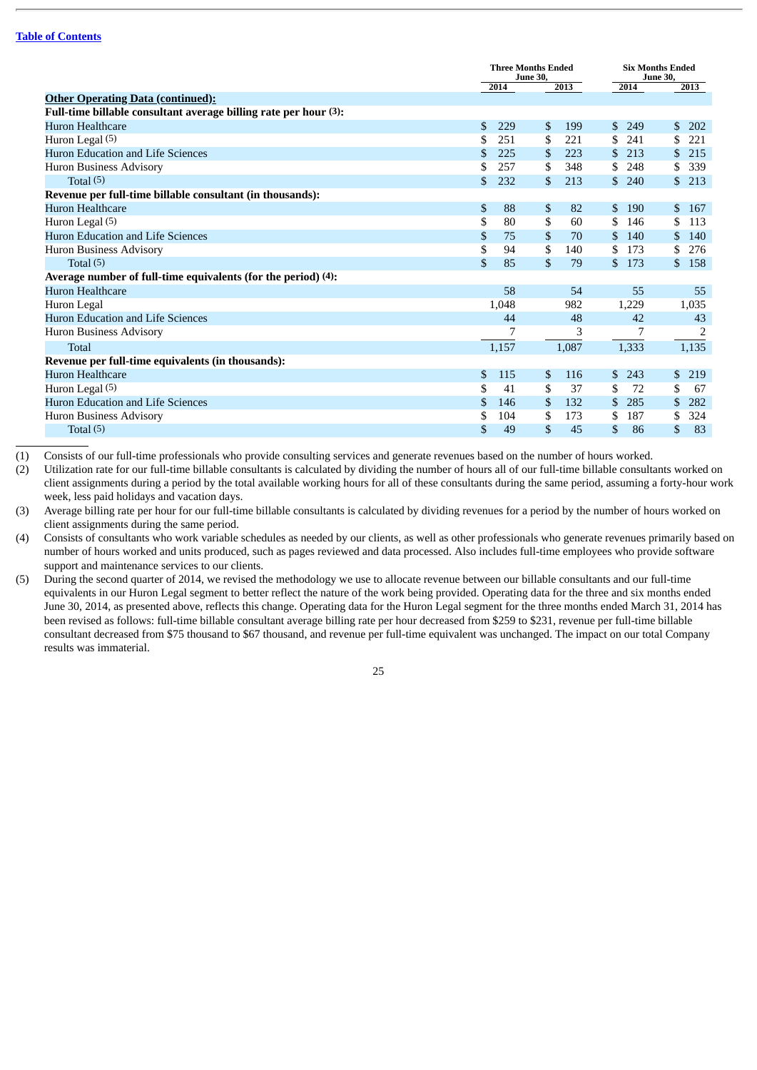[Table of Contents](#)

| | Three Months Ended June 30, | | Six Months Ended June 30, | |
|---|---|---|---|---|
| | 2014 | 2013 | 2014 | 2013 |
| **Other Operating Data (continued):** | | | | |
| **Full-time billable consultant average billing rate per hour (3):** | | | | |
| Huron Healthcare | $ 229 | $ 199 | $ 249 | $ 202 |
| Huron Legal (5) | $ 251 | $ 221 | $ 241 | $ 221 |
| Huron Education and Life Sciences | $ 225 | $ 223 | $ 213 | $ 215 |
| Huron Business Advisory | $ 257 | $ 348 | $ 248 | $ 339 |
| Total (5) | $ 232 | $ 213 | $ 240 | $ 213 |
| **Revenue per full-time billable consultant (in thousands):** | | | | |
| Huron Healthcare | $ 88 | $ 82 | $ 190 | $ 167 |
| Huron Legal (5) | $ 80 | $ 60 | $ 146 | $ 113 |
| Huron Education and Life Sciences | $ 75 | $ 70 | $ 140 | $ 140 |
| Huron Business Advisory | $ 94 | $ 140 | $ 173 | $ 276 |
| Total (5) | $ 85 | $ 79 | $ 173 | $ 158 |
| **Average number of full-time equivalents (for the period) (4):** | | | | |
| Huron Healthcare | 58 | 54 | 55 | 55 |
| Huron Legal | 1,048 | 982 | 1,229 | 1,035 |
| Huron Education and Life Sciences | 44 | 48 | 42 | 43 |
| Huron Business Advisory | 7 | 3 | 7 | 2 |
| Total | 1,157 | 1,087 | 1,333 | 1,135 |
| **Revenue per full-time equivalents (in thousands):** | | | | |
| Huron Healthcare | $ 115 | $ 116 | $ 243 | $ 219 |
| Huron Legal (5) | $ 41 | $ 37 | $ 72 | $ 67 |
| Huron Education and Life Sciences | $ 146 | $ 132 | $ 285 | $ 282 |
| Huron Business Advisory | $ 104 | $ 173 | $ 187 | $ 324 |
| Total (5) | $ 49 | $ 45 | $ 86 | $ 83 |

(1) Consists of our full-time professionals who provide consulting services and generate revenues based on the number of hours worked.

(2) Utilization rate for our full-time billable consultants is calculated by dividing the number of hours all of our full-time billable consultants worked on client assignments during a period by the total available working hours for all of these consultants during the same period, assuming a forty-hour work week, less paid holidays and vacation days.

(3) Average billing rate per hour for our full-time billable consultants is calculated by dividing revenues for a period by the number of hours worked on client assignments during the same period.

(4) Consists of consultants who work variable schedules as needed by our clients, as well as other professionals who generate revenues primarily based on number of hours worked and units produced, such as pages reviewed and data processed. Also includes full-time employees who provide software support and maintenance services to our clients.

(5) During the second quarter of 2014, we revised the methodology we use to allocate revenue between our billable consultants and our full-time equivalents in our Huron Legal segment to better reflect the nature of the work being provided. Operating data for the three and six months ended June 30, 2014, as presented above, reflects this change. Operating data for the Huron Legal segment for the three months ended March 31, 2014 has been revised as follows: full-time billable consultant average billing rate per hour decreased from $259 to $231, revenue per full-time billable consultant decreased from $75 thousand to $67 thousand, and revenue per full-time equivalent was unchanged. The impact on our total Company results was immaterial.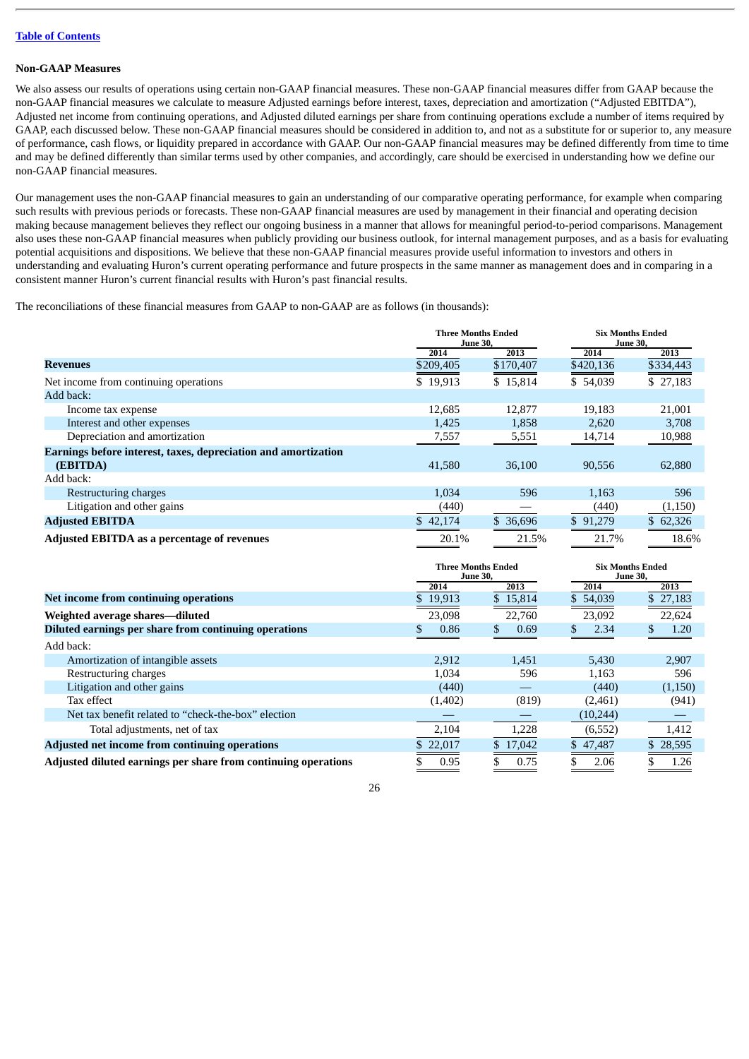[Table of Contents](#)

### Non-GAAP Measures

We also assess our results of operations using certain non-GAAP financial measures. These non-GAAP financial measures differ from GAAP because the non-GAAP financial measures we calculate to measure Adjusted earnings before interest, taxes, depreciation and amortization ("Adjusted EBITDA"), Adjusted net income from continuing operations, and Adjusted diluted earnings per share from continuing operations exclude a number of items required by GAAP, each discussed below. These non-GAAP financial measures should be considered in addition to, and not as a substitute for or superior to, any measure of performance, cash flows, or liquidity prepared in accordance with GAAP. Our non-GAAP financial measures may be defined differently from time to time and may be defined differently than similar terms used by other companies, and accordingly, care should be exercised in understanding how we define our non-GAAP financial measures.

Our management uses the non-GAAP financial measures to gain an understanding of our comparative operating performance, for example when comparing such results with previous periods or forecasts. These non-GAAP financial measures are used by management in their financial and operating decision making because management believes they reflect our ongoing business in a manner that allows for meaningful period-to-period comparisons. Management also uses these non-GAAP financial measures when publicly providing our business outlook, for internal management purposes, and as a basis for evaluating potential acquisitions and dispositions. We believe that these non-GAAP financial measures provide useful information to investors and others in understanding and evaluating Huron's current operating performance and future prospects in the same manner as management does and in comparing in a consistent manner Huron's current financial results with Huron's past financial results.

The reconciliations of these financial measures from GAAP to non-GAAP are as follows (in thousands):

| | Three Months Ended June 30, | | Six Months Ended June 30, | |
|---|---|---|---|---|
| | 2014 | 2013 | 2014 | 2013 |
| **Revenues** | $209,405 | $170,407 | $420,136 | $334,443 |
| Net income from continuing operations | $ 19,913 | $ 15,814 | $ 54,039 | $ 27,183 |
| Add back: | | | | |
| Income tax expense | 12,685 | 12,877 | 19,183 | 21,001 |
| Interest and other expenses | 1,425 | 1,858 | 2,620 | 3,708 |
| Depreciation and amortization | 7,557 | 5,551 | 14,714 | 10,988 |
| **Earnings before interest, taxes, depreciation and amortization (EBITDA)** | 41,580 | 36,100 | 90,556 | 62,880 |
| Add back: | | | | |
| Restructuring charges | 1,034 | 596 | 1,163 | 596 |
| Litigation and other gains | (440) | — | (440) | (1,150) |
| **Adjusted EBITDA** | $ 42,174 | $ 36,696 | $ 91,279 | $ 62,326 |
| **Adjusted EBITDA as a percentage of revenues** | 20.1% | 21.5% | 21.7% | 18.6% |

| | Three Months Ended June 30, | | Six Months Ended June 30, | |
|---|---|---|---|---|
| | 2014 | 2013 | 2014 | 2013 |
| **Net income from continuing operations** | $ 19,913 | $ 15,814 | $ 54,039 | $ 27,183 |
| **Weighted average shares—diluted** | 23,098 | 22,760 | 23,092 | 22,624 |
| **Diluted earnings per share from continuing operations** | $ 0.86 | $ 0.69 | $ 2.34 | $ 1.20 |
| Add back: | | | | |
| Amortization of intangible assets | 2,912 | 1,451 | 5,430 | 2,907 |
| Restructuring charges | 1,034 | 596 | 1,163 | 596 |
| Litigation and other gains | (440) | — | (440) | (1,150) |
| Tax effect | (1,402) | (819) | (2,461) | (941) |
| Net tax benefit related to "check-the-box" election | — | — | (10,244) | — |
| Total adjustments, net of tax | 2,104 | 1,228 | (6,552) | 1,412 |
| **Adjusted net income from continuing operations** | $ 22,017 | $ 17,042 | $ 47,487 | $ 28,595 |
| **Adjusted diluted earnings per share from continuing operations** | $ 0.95 | $ 0.75 | $ 2.06 | $ 1.26 |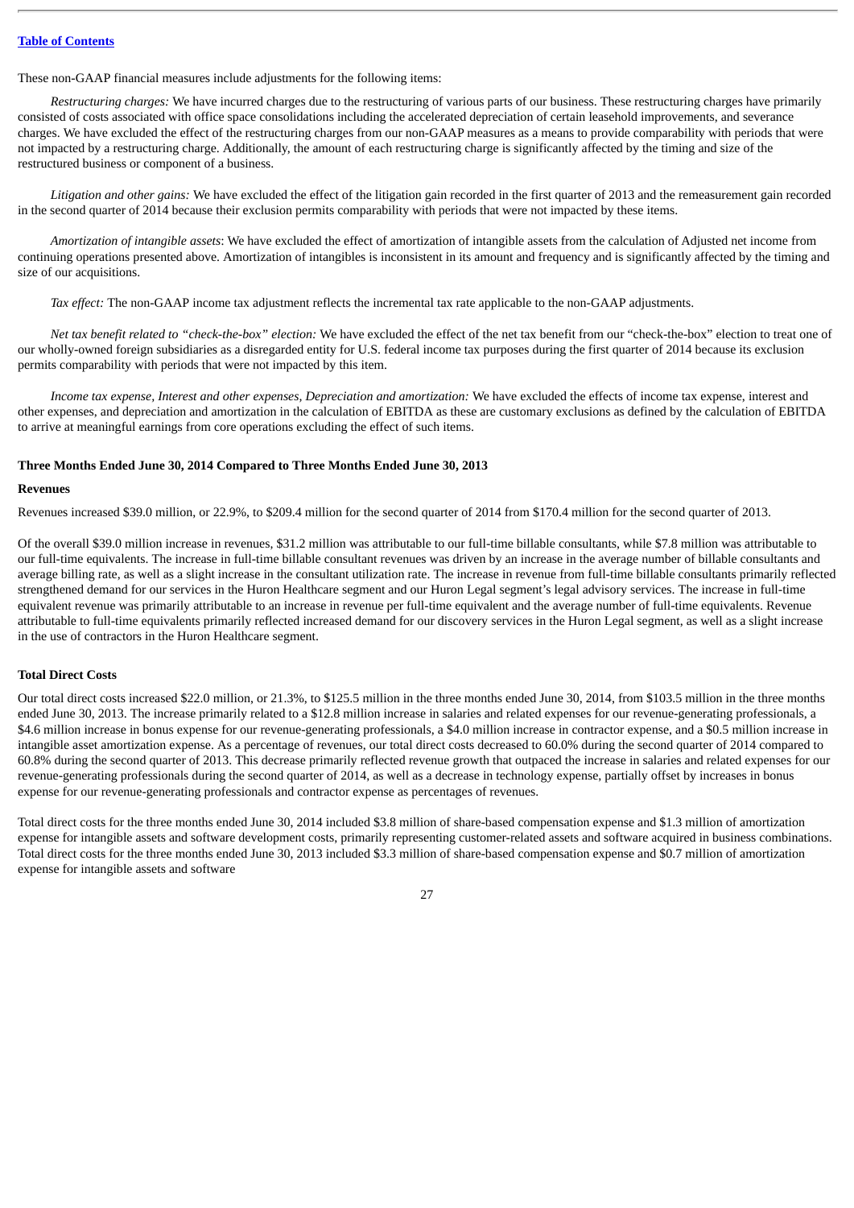These non-GAAP financial measures include adjustments for the following items:

*Restructuring charges:* We have incurred charges due to the restructuring of various parts of our business. These restructuring charges have primarily consisted of costs associated with office space consolidations including the accelerated depreciation of certain leasehold improvements, and severance charges. We have excluded the effect of the restructuring charges from our non-GAAP measures as a means to provide comparability with periods that were not impacted by a restructuring charge. Additionally, the amount of each restructuring charge is significantly affected by the timing and size of the restructured business or component of a business.

*Litigation and other gains:* We have excluded the effect of the litigation gain recorded in the first quarter of 2013 and the remeasurement gain recorded in the second quarter of 2014 because their exclusion permits comparability with periods that were not impacted by these items.

*Amortization of intangible assets*: We have excluded the effect of amortization of intangible assets from the calculation of Adjusted net income from continuing operations presented above. Amortization of intangibles is inconsistent in its amount and frequency and is significantly affected by the timing and size of our acquisitions.

*Tax effect:* The non-GAAP income tax adjustment reflects the incremental tax rate applicable to the non-GAAP adjustments.

*Net tax benefit related to "check-the-box" election:* We have excluded the effect of the net tax benefit from our "check-the-box" election to treat one of our wholly-owned foreign subsidiaries as a disregarded entity for U.S. federal income tax purposes during the first quarter of 2014 because its exclusion permits comparability with periods that were not impacted by this item.

*Income tax expense, Interest and other expenses, Depreciation and amortization:* We have excluded the effects of income tax expense, interest and other expenses, and depreciation and amortization in the calculation of EBITDA as these are customary exclusions as defined by the calculation of EBITDA to arrive at meaningful earnings from core operations excluding the effect of such items.

**Three Months Ended June 30, 2014 Compared to Three Months Ended June 30, 2013**

**Revenues**

Revenues increased $39.0 million, or 22.9%, to $209.4 million for the second quarter of 2014 from $170.4 million for the second quarter of 2013.

Of the overall $39.0 million increase in revenues, $31.2 million was attributable to our full-time billable consultants, while $7.8 million was attributable to our full-time equivalents. The increase in full-time billable consultant revenues was driven by an increase in the average number of billable consultants and average billing rate, as well as a slight increase in the consultant utilization rate. The increase in revenue from full-time billable consultants primarily reflected strengthened demand for our services in the Huron Healthcare segment and our Huron Legal segment's legal advisory services. The increase in full-time equivalent revenue was primarily attributable to an increase in revenue per full-time equivalent and the average number of full-time equivalents. Revenue attributable to full-time equivalents primarily reflected increased demand for our discovery services in the Huron Legal segment, as well as a slight increase in the use of contractors in the Huron Healthcare segment.

**Total Direct Costs**

Our total direct costs increased $22.0 million, or 21.3%, to $125.5 million in the three months ended June 30, 2014, from $103.5 million in the three months ended June 30, 2013. The increase primarily related to a $12.8 million increase in salaries and related expenses for our revenue-generating professionals, a $4.6 million increase in bonus expense for our revenue-generating professionals, a $4.0 million increase in contractor expense, and a $0.5 million increase in intangible asset amortization expense. As a percentage of revenues, our total direct costs decreased to 60.0% during the second quarter of 2014 compared to 60.8% during the second quarter of 2013. This decrease primarily reflected revenue growth that outpaced the increase in salaries and related expenses for our revenue-generating professionals during the second quarter of 2014, as well as a decrease in technology expense, partially offset by increases in bonus expense for our revenue-generating professionals and contractor expense as percentages of revenues.

Total direct costs for the three months ended June 30, 2014 included $3.8 million of share-based compensation expense and $1.3 million of amortization expense for intangible assets and software development costs, primarily representing customer-related assets and software acquired in business combinations. Total direct costs for the three months ended June 30, 2013 included $3.3 million of share-based compensation expense and $0.7 million of amortization expense for intangible assets and software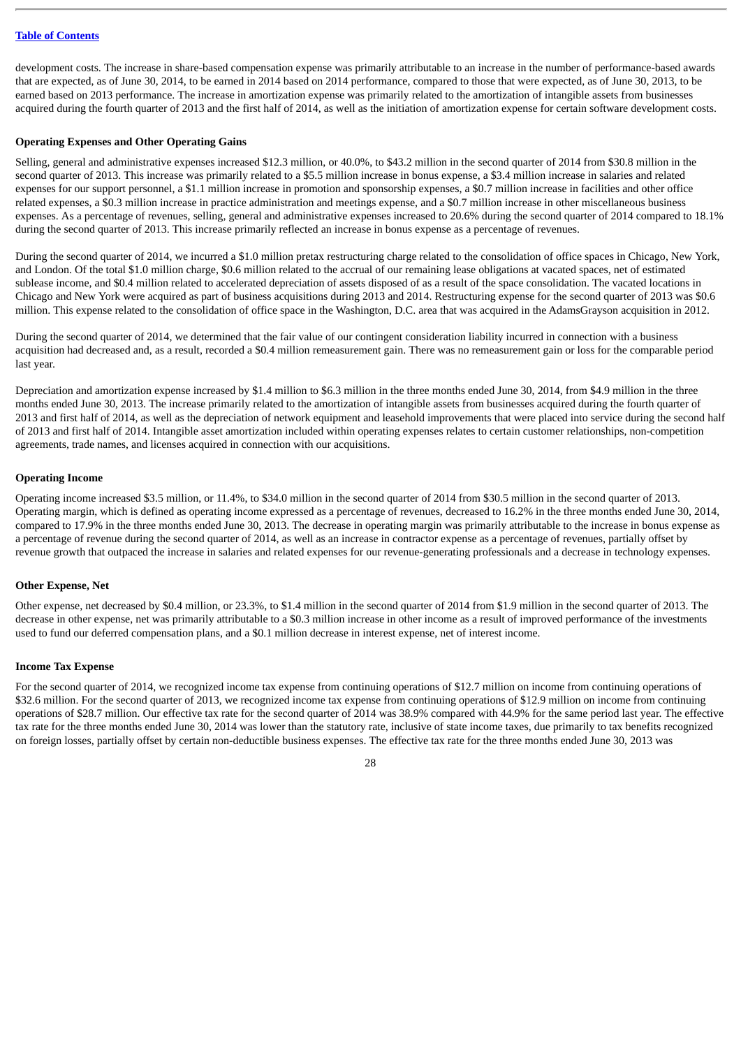development costs. The increase in share-based compensation expense was primarily attributable to an increase in the number of performance-based awards that are expected, as of June 30, 2014, to be earned in 2014 based on 2014 performance, compared to those that were expected, as of June 30, 2013, to be earned based on 2013 performance. The increase in amortization expense was primarily related to the amortization of intangible assets from businesses acquired during the fourth quarter of 2013 and the first half of 2014, as well as the initiation of amortization expense for certain software development costs.

**Operating Expenses and Other Operating Gains**

Selling, general and administrative expenses increased $12.3 million, or 40.0%, to $43.2 million in the second quarter of 2014 from $30.8 million in the second quarter of 2013. This increase was primarily related to a $5.5 million increase in bonus expense, a $3.4 million increase in salaries and related expenses for our support personnel, a $1.1 million increase in promotion and sponsorship expenses, a $0.7 million increase in facilities and other office related expenses, a $0.3 million increase in practice administration and meetings expense, and a $0.7 million increase in other miscellaneous business expenses. As a percentage of revenues, selling, general and administrative expenses increased to 20.6% during the second quarter of 2014 compared to 18.1% during the second quarter of 2013. This increase primarily reflected an increase in bonus expense as a percentage of revenues.

During the second quarter of 2014, we incurred a $1.0 million pretax restructuring charge related to the consolidation of office spaces in Chicago, New York, and London. Of the total $1.0 million charge, $0.6 million related to the accrual of our remaining lease obligations at vacated spaces, net of estimated sublease income, and $0.4 million related to accelerated depreciation of assets disposed of as a result of the space consolidation. The vacated locations in Chicago and New York were acquired as part of business acquisitions during 2013 and 2014. Restructuring expense for the second quarter of 2013 was $0.6 million. This expense related to the consolidation of office space in the Washington, D.C. area that was acquired in the AdamsGrayson acquisition in 2012.

During the second quarter of 2014, we determined that the fair value of our contingent consideration liability incurred in connection with a business acquisition had decreased and, as a result, recorded a $0.4 million remeasurement gain. There was no remeasurement gain or loss for the comparable period last year.

Depreciation and amortization expense increased by $1.4 million to $6.3 million in the three months ended June 30, 2014, from $4.9 million in the three months ended June 30, 2013. The increase primarily related to the amortization of intangible assets from businesses acquired during the fourth quarter of 2013 and first half of 2014, as well as the depreciation of network equipment and leasehold improvements that were placed into service during the second half of 2013 and first half of 2014. Intangible asset amortization included within operating expenses relates to certain customer relationships, non-competition agreements, trade names, and licenses acquired in connection with our acquisitions.

**Operating Income**

Operating income increased $3.5 million, or 11.4%, to $34.0 million in the second quarter of 2014 from $30.5 million in the second quarter of 2013. Operating margin, which is defined as operating income expressed as a percentage of revenues, decreased to 16.2% in the three months ended June 30, 2014, compared to 17.9% in the three months ended June 30, 2013. The decrease in operating margin was primarily attributable to the increase in bonus expense as a percentage of revenue during the second quarter of 2014, as well as an increase in contractor expense as a percentage of revenues, partially offset by revenue growth that outpaced the increase in salaries and related expenses for our revenue-generating professionals and a decrease in technology expenses.

**Other Expense, Net**

Other expense, net decreased by $0.4 million, or 23.3%, to $1.4 million in the second quarter of 2014 from $1.9 million in the second quarter of 2013. The decrease in other expense, net was primarily attributable to a $0.3 million increase in other income as a result of improved performance of the investments used to fund our deferred compensation plans, and a $0.1 million decrease in interest expense, net of interest income.

**Income Tax Expense**

For the second quarter of 2014, we recognized income tax expense from continuing operations of $12.7 million on income from continuing operations of $32.6 million. For the second quarter of 2013, we recognized income tax expense from continuing operations of $12.9 million on income from continuing operations of $28.7 million. Our effective tax rate for the second quarter of 2014 was 38.9% compared with 44.9% for the same period last year. The effective tax rate for the three months ended June 30, 2014 was lower than the statutory rate, inclusive of state income taxes, due primarily to tax benefits recognized on foreign losses, partially offset by certain non-deductible business expenses. The effective tax rate for the three months ended June 30, 2013 was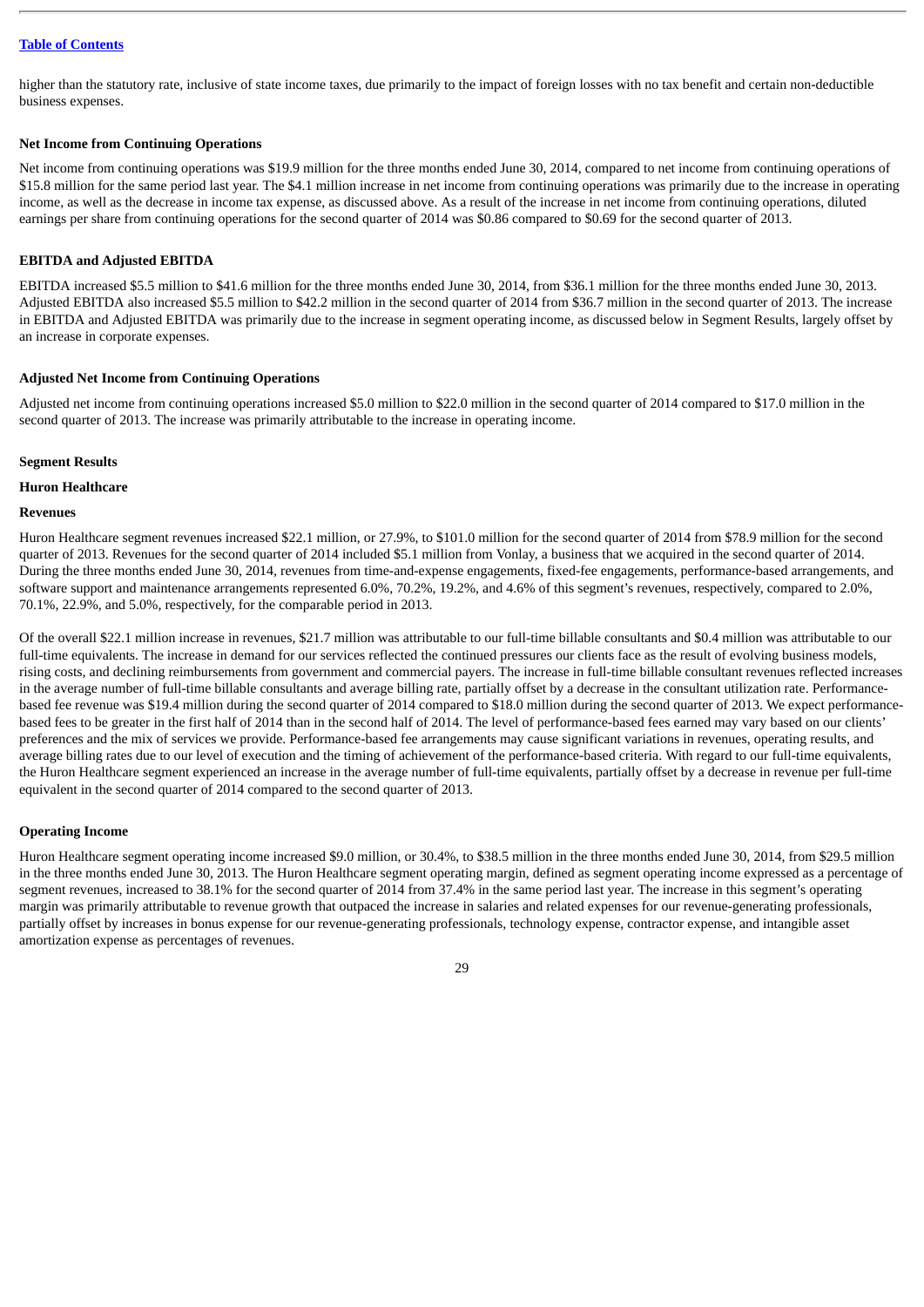higher than the statutory rate, inclusive of state income taxes, due primarily to the impact of foreign losses with no tax benefit and certain non-deductible business expenses.

**Net Income from Continuing Operations**

Net income from continuing operations was $19.9 million for the three months ended June 30, 2014, compared to net income from continuing operations of $15.8 million for the same period last year. The $4.1 million increase in net income from continuing operations was primarily due to the increase in operating income, as well as the decrease in income tax expense, as discussed above. As a result of the increase in net income from continuing operations, diluted earnings per share from continuing operations for the second quarter of 2014 was $0.86 compared to $0.69 for the second quarter of 2013.

**EBITDA and Adjusted EBITDA**

EBITDA increased $5.5 million to $41.6 million for the three months ended June 30, 2014, from $36.1 million for the three months ended June 30, 2013. Adjusted EBITDA also increased $5.5 million to $42.2 million in the second quarter of 2014 from $36.7 million in the second quarter of 2013. The increase in EBITDA and Adjusted EBITDA was primarily due to the increase in segment operating income, as discussed below in Segment Results, largely offset by an increase in corporate expenses.

**Adjusted Net Income from Continuing Operations**

Adjusted net income from continuing operations increased $5.0 million to $22.0 million in the second quarter of 2014 compared to $17.0 million in the second quarter of 2013. The increase was primarily attributable to the increase in operating income.

**Segment Results**

**Huron Healthcare**

**Revenues**

Huron Healthcare segment revenues increased $22.1 million, or 27.9%, to $101.0 million for the second quarter of 2014 from $78.9 million for the second quarter of 2013. Revenues for the second quarter of 2014 included $5.1 million from Vonlay, a business that we acquired in the second quarter of 2014. During the three months ended June 30, 2014, revenues from time-and-expense engagements, fixed-fee engagements, performance-based arrangements, and software support and maintenance arrangements represented 6.0%, 70.2%, 19.2%, and 4.6% of this segment's revenues, respectively, compared to 2.0%, 70.1%, 22.9%, and 5.0%, respectively, for the comparable period in 2013.

Of the overall $22.1 million increase in revenues, $21.7 million was attributable to our full-time billable consultants and $0.4 million was attributable to our full-time equivalents. The increase in demand for our services reflected the continued pressures our clients face as the result of evolving business models, rising costs, and declining reimbursements from government and commercial payers. The increase in full-time billable consultant revenues reflected increases in the average number of full-time billable consultants and average billing rate, partially offset by a decrease in the consultant utilization rate. Performance-based fee revenue was $19.4 million during the second quarter of 2014 compared to $18.0 million during the second quarter of 2013. We expect performance-based fees to be greater in the first half of 2014 than in the second half of 2014. The level of performance-based fees earned may vary based on our clients' preferences and the mix of services we provide. Performance-based fee arrangements may cause significant variations in revenues, operating results, and average billing rates due to our level of execution and the timing of achievement of the performance-based criteria. With regard to our full-time equivalents, the Huron Healthcare segment experienced an increase in the average number of full-time equivalents, partially offset by a decrease in revenue per full-time equivalent in the second quarter of 2014 compared to the second quarter of 2013.

**Operating Income**

Huron Healthcare segment operating income increased $9.0 million, or 30.4%, to $38.5 million in the three months ended June 30, 2014, from $29.5 million in the three months ended June 30, 2013. The Huron Healthcare segment operating margin, defined as segment operating income expressed as a percentage of segment revenues, increased to 38.1% for the second quarter of 2014 from 37.4% in the same period last year. The increase in this segment's operating margin was primarily attributable to revenue growth that outpaced the increase in salaries and related expenses for our revenue-generating professionals, partially offset by increases in bonus expense for our revenue-generating professionals, technology expense, contractor expense, and intangible asset amortization expense as percentages of revenues.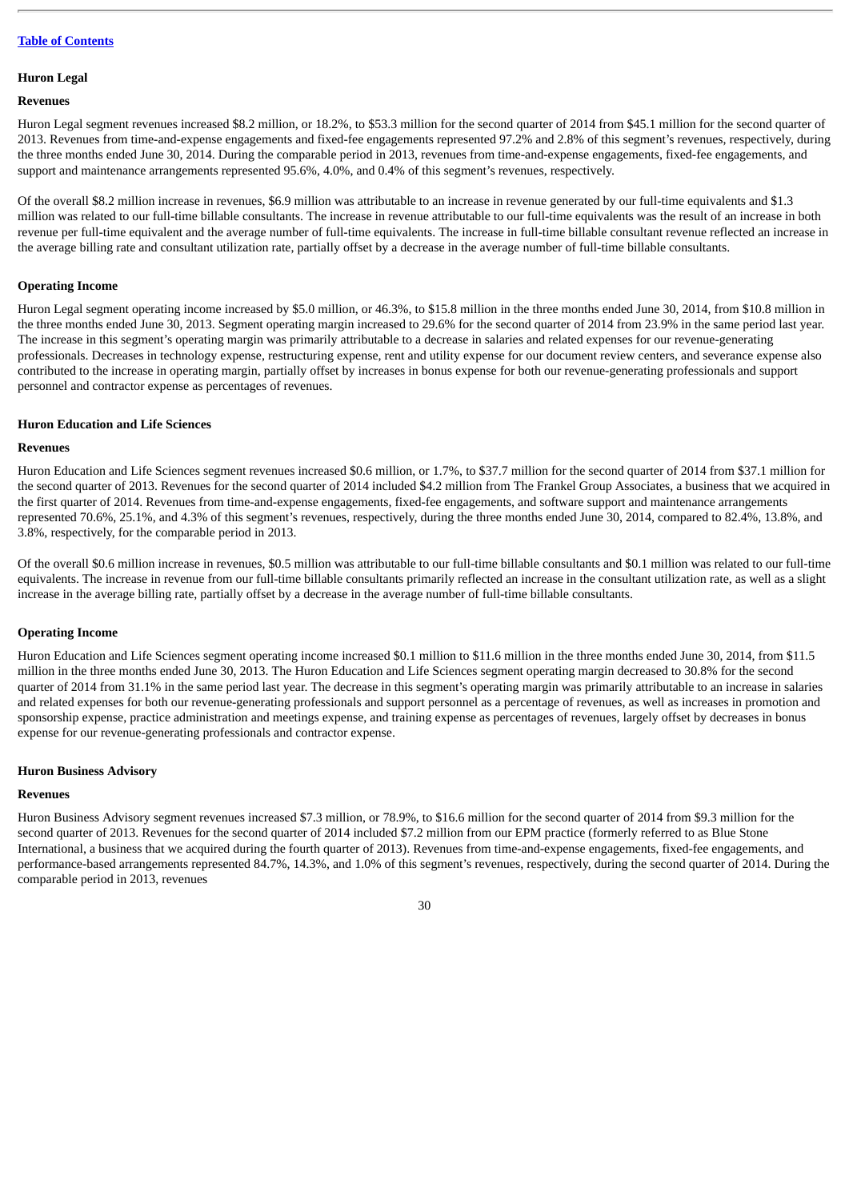### Huron Legal

#### Revenues

Huron Legal segment revenues increased $8.2 million, or 18.2%, to $53.3 million for the second quarter of 2014 from $45.1 million for the second quarter of 2013. Revenues from time-and-expense engagements and fixed-fee engagements represented 97.2% and 2.8% of this segment's revenues, respectively, during the three months ended June 30, 2014. During the comparable period in 2013, revenues from time-and-expense engagements, fixed-fee engagements, and support and maintenance arrangements represented 95.6%, 4.0%, and 0.4% of this segment's revenues, respectively.

Of the overall $8.2 million increase in revenues, $6.9 million was attributable to an increase in revenue generated by our full-time equivalents and $1.3 million was related to our full-time billable consultants. The increase in revenue attributable to our full-time equivalents was the result of an increase in both revenue per full-time equivalent and the average number of full-time equivalents. The increase in full-time billable consultant revenue reflected an increase in the average billing rate and consultant utilization rate, partially offset by a decrease in the average number of full-time billable consultants.

#### Operating Income

Huron Legal segment operating income increased by $5.0 million, or 46.3%, to $15.8 million in the three months ended June 30, 2014, from $10.8 million in the three months ended June 30, 2013. Segment operating margin increased to 29.6% for the second quarter of 2014 from 23.9% in the same period last year. The increase in this segment's operating margin was primarily attributable to a decrease in salaries and related expenses for our revenue-generating professionals. Decreases in technology expense, restructuring expense, rent and utility expense for our document review centers, and severance expense also contributed to the increase in operating margin, partially offset by increases in bonus expense for both our revenue-generating professionals and support personnel and contractor expense as percentages of revenues.

### Huron Education and Life Sciences

#### Revenues

Huron Education and Life Sciences segment revenues increased $0.6 million, or 1.7%, to $37.7 million for the second quarter of 2014 from $37.1 million for the second quarter of 2013. Revenues for the second quarter of 2014 included $4.2 million from The Frankel Group Associates, a business that we acquired in the first quarter of 2014. Revenues from time-and-expense engagements, fixed-fee engagements, and software support and maintenance arrangements represented 70.6%, 25.1%, and 4.3% of this segment's revenues, respectively, during the three months ended June 30, 2014, compared to 82.4%, 13.8%, and 3.8%, respectively, for the comparable period in 2013.

Of the overall $0.6 million increase in revenues, $0.5 million was attributable to our full-time billable consultants and $0.1 million was related to our full-time equivalents. The increase in revenue from our full-time billable consultants primarily reflected an increase in the consultant utilization rate, as well as a slight increase in the average billing rate, partially offset by a decrease in the average number of full-time billable consultants.

#### Operating Income

Huron Education and Life Sciences segment operating income increased $0.1 million to $11.6 million in the three months ended June 30, 2014, from $11.5 million in the three months ended June 30, 2013. The Huron Education and Life Sciences segment operating margin decreased to 30.8% for the second quarter of 2014 from 31.1% in the same period last year. The decrease in this segment's operating margin was primarily attributable to an increase in salaries and related expenses for both our revenue-generating professionals and support personnel as a percentage of revenues, as well as increases in promotion and sponsorship expense, practice administration and meetings expense, and training expense as percentages of revenues, largely offset by decreases in bonus expense for our revenue-generating professionals and contractor expense.

### Huron Business Advisory

#### Revenues

Huron Business Advisory segment revenues increased $7.3 million, or 78.9%, to $16.6 million for the second quarter of 2014 from $9.3 million for the second quarter of 2013. Revenues for the second quarter of 2014 included $7.2 million from our EPM practice (formerly referred to as Blue Stone International, a business that we acquired during the fourth quarter of 2013). Revenues from time-and-expense engagements, fixed-fee engagements, and performance-based arrangements represented 84.7%, 14.3%, and 1.0% of this segment's revenues, respectively, during the second quarter of 2014. During the comparable period in 2013, revenues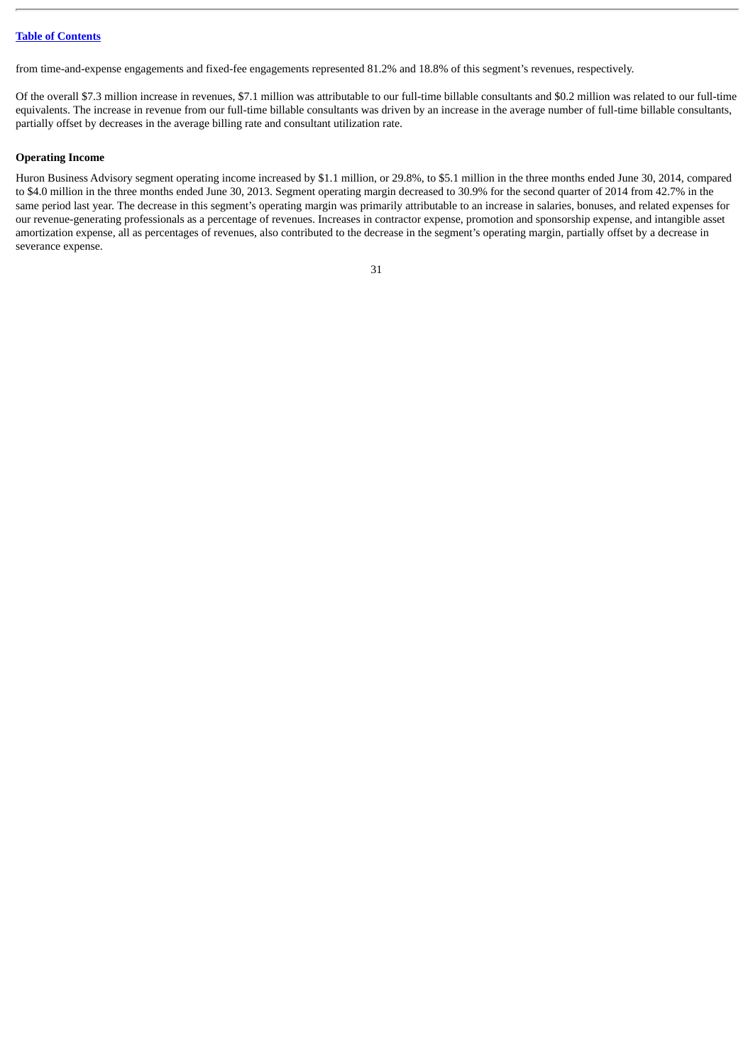from time-and-expense engagements and fixed-fee engagements represented 81.2% and 18.8% of this segment's revenues, respectively.

Of the overall $7.3 million increase in revenues, $7.1 million was attributable to our full-time billable consultants and $0.2 million was related to our full-time equivalents. The increase in revenue from our full-time billable consultants was driven by an increase in the average number of full-time billable consultants, partially offset by decreases in the average billing rate and consultant utilization rate.

**Operating Income**

Huron Business Advisory segment operating income increased by $1.1 million, or 29.8%, to $5.1 million in the three months ended June 30, 2014, compared to $4.0 million in the three months ended June 30, 2013. Segment operating margin decreased to 30.9% for the second quarter of 2014 from 42.7% in the same period last year. The decrease in this segment's operating margin was primarily attributable to an increase in salaries, bonuses, and related expenses for our revenue-generating professionals as a percentage of revenues. Increases in contractor expense, promotion and sponsorship expense, and intangible asset amortization expense, all as percentages of revenues, also contributed to the decrease in the segment's operating margin, partially offset by a decrease in severance expense.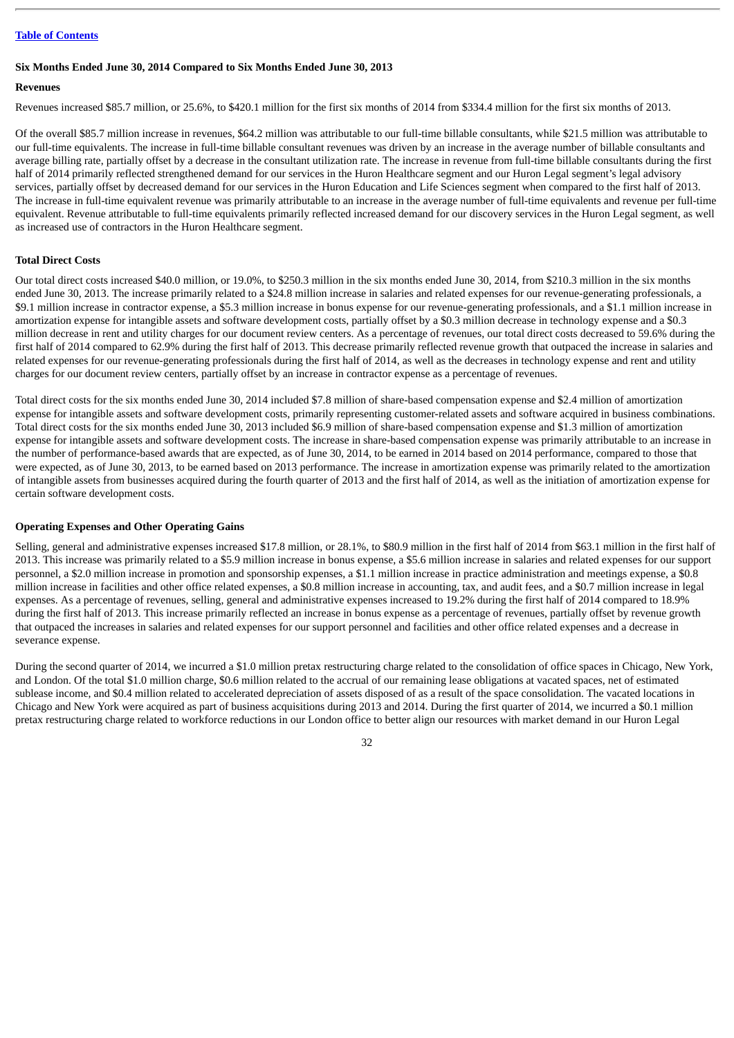Table of Contents

### Six Months Ended June 30, 2014 Compared to Six Months Ended June 30, 2013

#### Revenues

Revenues increased $85.7 million, or 25.6%, to $420.1 million for the first six months of 2014 from $334.4 million for the first six months of 2013.

Of the overall $85.7 million increase in revenues, $64.2 million was attributable to our full-time billable consultants, while $21.5 million was attributable to our full-time equivalents. The increase in full-time billable consultant revenues was driven by an increase in the average number of billable consultants and average billing rate, partially offset by a decrease in the consultant utilization rate. The increase in revenue from full-time billable consultants during the first half of 2014 primarily reflected strengthened demand for our services in the Huron Healthcare segment and our Huron Legal segment's legal advisory services, partially offset by decreased demand for our services in the Huron Education and Life Sciences segment when compared to the first half of 2013. The increase in full-time equivalent revenue was primarily attributable to an increase in the average number of full-time equivalents and revenue per full-time equivalent. Revenue attributable to full-time equivalents primarily reflected increased demand for our discovery services in the Huron Legal segment, as well as increased use of contractors in the Huron Healthcare segment.

#### Total Direct Costs

Our total direct costs increased $40.0 million, or 19.0%, to $250.3 million in the six months ended June 30, 2014, from $210.3 million in the six months ended June 30, 2013. The increase primarily related to a $24.8 million increase in salaries and related expenses for our revenue-generating professionals, a $9.1 million increase in contractor expense, a $5.3 million increase in bonus expense for our revenue-generating professionals, and a $1.1 million increase in amortization expense for intangible assets and software development costs, partially offset by a $0.3 million decrease in technology expense and a $0.3 million decrease in rent and utility charges for our document review centers. As a percentage of revenues, our total direct costs decreased to 59.6% during the first half of 2014 compared to 62.9% during the first half of 2013. This decrease primarily reflected revenue growth that outpaced the increase in salaries and related expenses for our revenue-generating professionals during the first half of 2014, as well as the decreases in technology expense and rent and utility charges for our document review centers, partially offset by an increase in contractor expense as a percentage of revenues.

Total direct costs for the six months ended June 30, 2014 included $7.8 million of share-based compensation expense and $2.4 million of amortization expense for intangible assets and software development costs, primarily representing customer-related assets and software acquired in business combinations. Total direct costs for the six months ended June 30, 2013 included $6.9 million of share-based compensation expense and $1.3 million of amortization expense for intangible assets and software development costs. The increase in share-based compensation expense was primarily attributable to an increase in the number of performance-based awards that are expected, as of June 30, 2014, to be earned in 2014 based on 2014 performance, compared to those that were expected, as of June 30, 2013, to be earned based on 2013 performance. The increase in amortization expense was primarily related to the amortization of intangible assets from businesses acquired during the fourth quarter of 2013 and the first half of 2014, as well as the initiation of amortization expense for certain software development costs.

#### Operating Expenses and Other Operating Gains

Selling, general and administrative expenses increased $17.8 million, or 28.1%, to $80.9 million in the first half of 2014 from $63.1 million in the first half of 2013. This increase was primarily related to a $5.9 million increase in bonus expense, a $5.6 million increase in salaries and related expenses for our support personnel, a $2.0 million increase in promotion and sponsorship expenses, a $1.1 million increase in practice administration and meetings expense, a $0.8 million increase in facilities and other office related expenses, a $0.8 million increase in accounting, tax, and audit fees, and a $0.7 million increase in legal expenses. As a percentage of revenues, selling, general and administrative expenses increased to 19.2% during the first half of 2014 compared to 18.9% during the first half of 2013. This increase primarily reflected an increase in bonus expense as a percentage of revenues, partially offset by revenue growth that outpaced the increases in salaries and related expenses for our support personnel and facilities and other office related expenses and a decrease in severance expense.

During the second quarter of 2014, we incurred a $1.0 million pretax restructuring charge related to the consolidation of office spaces in Chicago, New York, and London. Of the total $1.0 million charge, $0.6 million related to the accrual of our remaining lease obligations at vacated spaces, net of estimated sublease income, and $0.4 million related to accelerated depreciation of assets disposed of as a result of the space consolidation. The vacated locations in Chicago and New York were acquired as part of business acquisitions during 2013 and 2014. During the first quarter of 2014, we incurred a $0.1 million pretax restructuring charge related to workforce reductions in our London office to better align our resources with market demand in our Huron Legal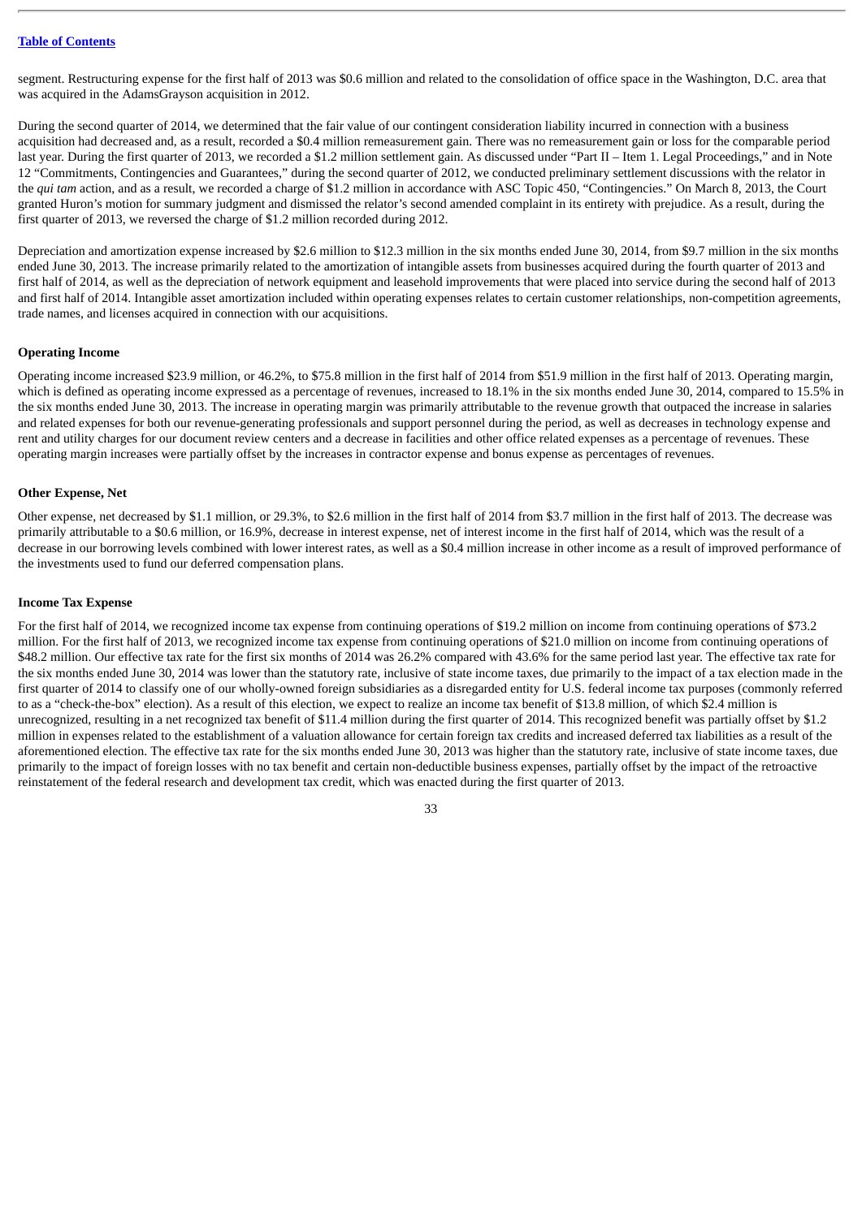segment. Restructuring expense for the first half of 2013 was $0.6 million and related to the consolidation of office space in the Washington, D.C. area that was acquired in the AdamsGrayson acquisition in 2012.

During the second quarter of 2014, we determined that the fair value of our contingent consideration liability incurred in connection with a business acquisition had decreased and, as a result, recorded a $0.4 million remeasurement gain. There was no remeasurement gain or loss for the comparable period last year. During the first quarter of 2013, we recorded a $1.2 million settlement gain. As discussed under "Part II – Item 1. Legal Proceedings," and in Note 12 "Commitments, Contingencies and Guarantees," during the second quarter of 2012, we conducted preliminary settlement discussions with the relator in the *qui tam* action, and as a result, we recorded a charge of $1.2 million in accordance with ASC Topic 450, "Contingencies." On March 8, 2013, the Court granted Huron's motion for summary judgment and dismissed the relator's second amended complaint in its entirety with prejudice. As a result, during the first quarter of 2013, we reversed the charge of $1.2 million recorded during 2012.

Depreciation and amortization expense increased by $2.6 million to $12.3 million in the six months ended June 30, 2014, from $9.7 million in the six months ended June 30, 2013. The increase primarily related to the amortization of intangible assets from businesses acquired during the fourth quarter of 2013 and first half of 2014, as well as the depreciation of network equipment and leasehold improvements that were placed into service during the second half of 2013 and first half of 2014. Intangible asset amortization included within operating expenses relates to certain customer relationships, non-competition agreements, trade names, and licenses acquired in connection with our acquisitions.

**Operating Income**

Operating income increased $23.9 million, or 46.2%, to $75.8 million in the first half of 2014 from $51.9 million in the first half of 2013. Operating margin, which is defined as operating income expressed as a percentage of revenues, increased to 18.1% in the six months ended June 30, 2014, compared to 15.5% in the six months ended June 30, 2013. The increase in operating margin was primarily attributable to the revenue growth that outpaced the increase in salaries and related expenses for both our revenue-generating professionals and support personnel during the period, as well as decreases in technology expense and rent and utility charges for our document review centers and a decrease in facilities and other office related expenses as a percentage of revenues. These operating margin increases were partially offset by the increases in contractor expense and bonus expense as percentages of revenues.

**Other Expense, Net**

Other expense, net decreased by $1.1 million, or 29.3%, to $2.6 million in the first half of 2014 from $3.7 million in the first half of 2013. The decrease was primarily attributable to a $0.6 million, or 16.9%, decrease in interest expense, net of interest income in the first half of 2014, which was the result of a decrease in our borrowing levels combined with lower interest rates, as well as a $0.4 million increase in other income as a result of improved performance of the investments used to fund our deferred compensation plans.

**Income Tax Expense**

For the first half of 2014, we recognized income tax expense from continuing operations of $19.2 million on income from continuing operations of $73.2 million. For the first half of 2013, we recognized income tax expense from continuing operations of $21.0 million on income from continuing operations of $48.2 million. Our effective tax rate for the first six months of 2014 was 26.2% compared with 43.6% for the same period last year. The effective tax rate for the six months ended June 30, 2014 was lower than the statutory rate, inclusive of state income taxes, due primarily to the impact of a tax election made in the first quarter of 2014 to classify one of our wholly-owned foreign subsidiaries as a disregarded entity for U.S. federal income tax purposes (commonly referred to as a "check-the-box" election). As a result of this election, we expect to realize an income tax benefit of $13.8 million, of which $2.4 million is unrecognized, resulting in a net recognized tax benefit of $11.4 million during the first quarter of 2014. This recognized benefit was partially offset by $1.2 million in expenses related to the establishment of a valuation allowance for certain foreign tax credits and increased deferred tax liabilities as a result of the aforementioned election. The effective tax rate for the six months ended June 30, 2013 was higher than the statutory rate, inclusive of state income taxes, due primarily to the impact of foreign losses with no tax benefit and certain non-deductible business expenses, partially offset by the impact of the retroactive reinstatement of the federal research and development tax credit, which was enacted during the first quarter of 2013.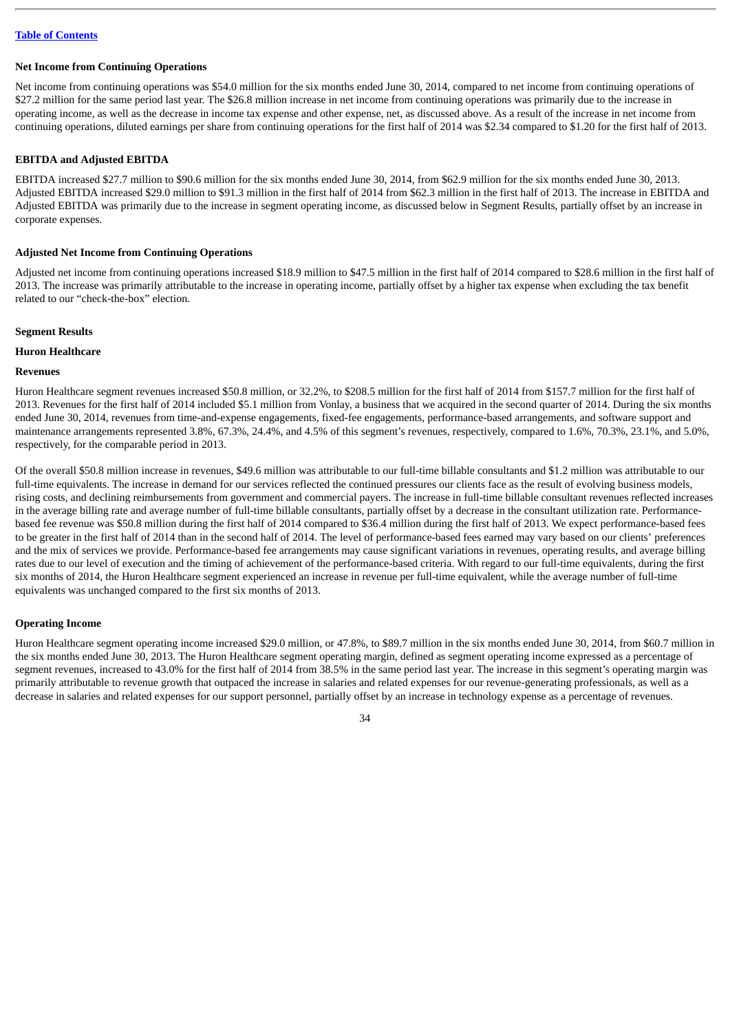[Table of Contents]

### Net Income from Continuing Operations

Net income from continuing operations was $54.0 million for the six months ended June 30, 2014, compared to net income from continuing operations of $27.2 million for the same period last year. The $26.8 million increase in net income from continuing operations was primarily due to the increase in operating income, as well as the decrease in income tax expense and other expense, net, as discussed above. As a result of the increase in net income from continuing operations, diluted earnings per share from continuing operations for the first half of 2014 was $2.34 compared to $1.20 for the first half of 2013.

### EBITDA and Adjusted EBITDA

EBITDA increased $27.7 million to $90.6 million for the six months ended June 30, 2014, from $62.9 million for the six months ended June 30, 2013. Adjusted EBITDA increased $29.0 million to $91.3 million in the first half of 2014 from $62.3 million in the first half of 2013. The increase in EBITDA and Adjusted EBITDA was primarily due to the increase in segment operating income, as discussed below in Segment Results, partially offset by an increase in corporate expenses.

### Adjusted Net Income from Continuing Operations

Adjusted net income from continuing operations increased $18.9 million to $47.5 million in the first half of 2014 compared to $28.6 million in the first half of 2013. The increase was primarily attributable to the increase in operating income, partially offset by a higher tax expense when excluding the tax benefit related to our "check-the-box" election.

## Segment Results

### Huron Healthcare

#### Revenues

Huron Healthcare segment revenues increased $50.8 million, or 32.2%, to $208.5 million for the first half of 2014 from $157.7 million for the first half of 2013. Revenues for the first half of 2014 included $5.1 million from Vonlay, a business that we acquired in the second quarter of 2014. During the six months ended June 30, 2014, revenues from time-and-expense engagements, fixed-fee engagements, performance-based arrangements, and software support and maintenance arrangements represented 3.8%, 67.3%, 24.4%, and 4.5% of this segment's revenues, respectively, compared to 1.6%, 70.3%, 23.1%, and 5.0%, respectively, for the comparable period in 2013.

Of the overall $50.8 million increase in revenues, $49.6 million was attributable to our full-time billable consultants and $1.2 million was attributable to our full-time equivalents. The increase in demand for our services reflected the continued pressures our clients face as the result of evolving business models, rising costs, and declining reimbursements from government and commercial payers. The increase in full-time billable consultant revenues reflected increases in the average billing rate and average number of full-time billable consultants, partially offset by a decrease in the consultant utilization rate. Performance-based fee revenue was $50.8 million during the first half of 2014 compared to $36.4 million during the first half of 2013. We expect performance-based fees to be greater in the first half of 2014 than in the second half of 2014. The level of performance-based fees earned may vary based on our clients' preferences and the mix of services we provide. Performance-based fee arrangements may cause significant variations in revenues, operating results, and average billing rates due to our level of execution and the timing of achievement of the performance-based criteria. With regard to our full-time equivalents, during the first six months of 2014, the Huron Healthcare segment experienced an increase in revenue per full-time equivalent, while the average number of full-time equivalents was unchanged compared to the first six months of 2013.

#### Operating Income

Huron Healthcare segment operating income increased $29.0 million, or 47.8%, to $89.7 million in the six months ended June 30, 2014, from $60.7 million in the six months ended June 30, 2013. The Huron Healthcare segment operating margin, defined as segment operating income expressed as a percentage of segment revenues, increased to 43.0% for the first half of 2014 from 38.5% in the same period last year. The increase in this segment's operating margin was primarily attributable to revenue growth that outpaced the increase in salaries and related expenses for our revenue-generating professionals, as well as a decrease in salaries and related expenses for our support personnel, partially offset by an increase in technology expense as a percentage of revenues.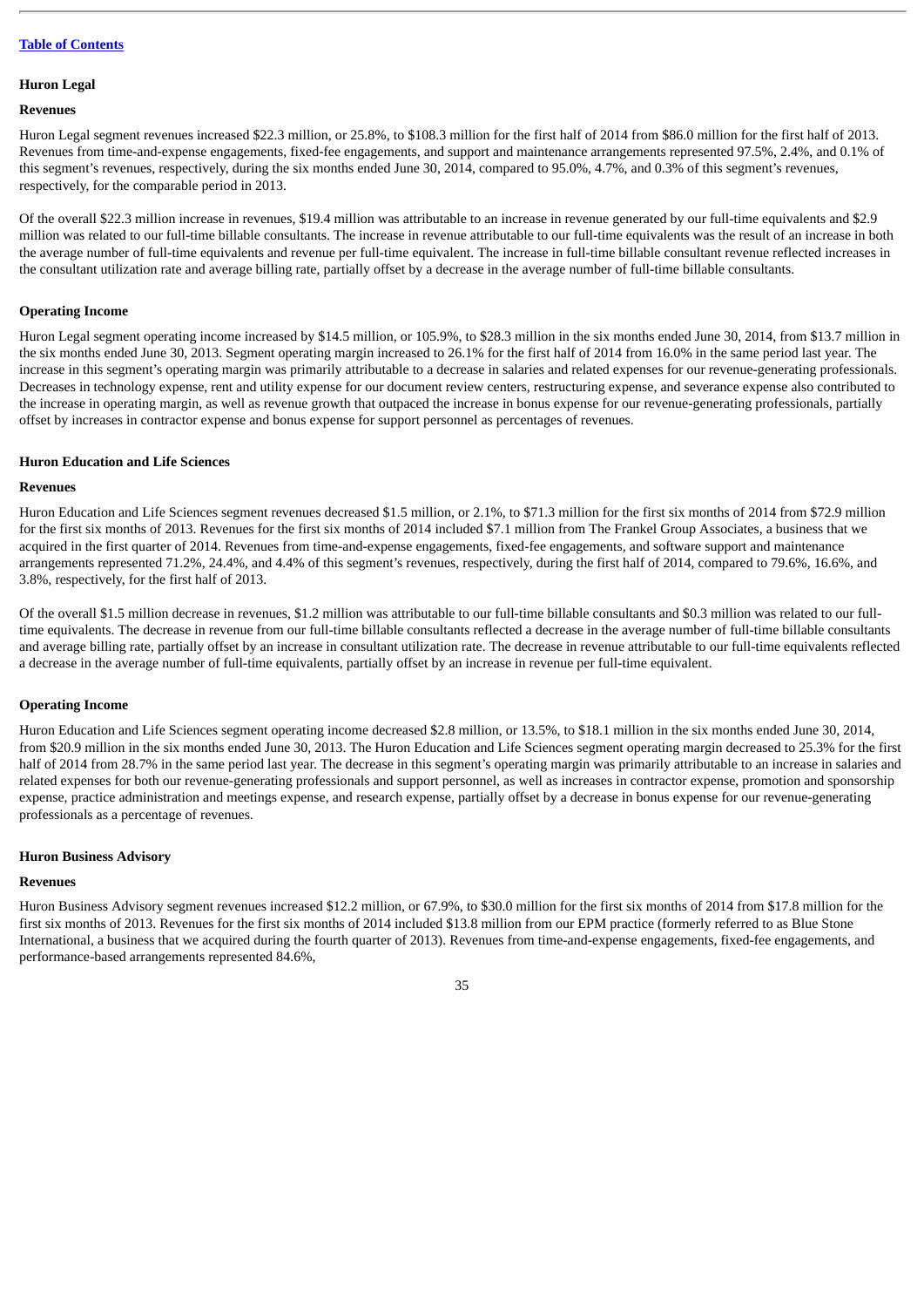### Huron Legal

#### Revenues

Huron Legal segment revenues increased $22.3 million, or 25.8%, to $108.3 million for the first half of 2014 from $86.0 million for the first half of 2013. Revenues from time-and-expense engagements, fixed-fee engagements, and support and maintenance arrangements represented 97.5%, 2.4%, and 0.1% of this segment's revenues, respectively, during the six months ended June 30, 2014, compared to 95.0%, 4.7%, and 0.3% of this segment's revenues, respectively, for the comparable period in 2013.

Of the overall $22.3 million increase in revenues, $19.4 million was attributable to an increase in revenue generated by our full-time equivalents and $2.9 million was related to our full-time billable consultants. The increase in revenue attributable to our full-time equivalents was the result of an increase in both the average number of full-time equivalents and revenue per full-time equivalent. The increase in full-time billable consultant revenue reflected increases in the consultant utilization rate and average billing rate, partially offset by a decrease in the average number of full-time billable consultants.

#### Operating Income

Huron Legal segment operating income increased by $14.5 million, or 105.9%, to $28.3 million in the six months ended June 30, 2014, from $13.7 million in the six months ended June 30, 2013. Segment operating margin increased to 26.1% for the first half of 2014 from 16.0% in the same period last year. The increase in this segment's operating margin was primarily attributable to a decrease in salaries and related expenses for our revenue-generating professionals. Decreases in technology expense, rent and utility expense for our document review centers, restructuring expense, and severance expense also contributed to the increase in operating margin, as well as revenue growth that outpaced the increase in bonus expense for our revenue-generating professionals, partially offset by increases in contractor expense and bonus expense for support personnel as percentages of revenues.

### Huron Education and Life Sciences

#### Revenues

Huron Education and Life Sciences segment revenues decreased $1.5 million, or 2.1%, to $71.3 million for the first six months of 2014 from $72.9 million for the first six months of 2013. Revenues for the first six months of 2014 included $7.1 million from The Frankel Group Associates, a business that we acquired in the first quarter of 2014. Revenues from time-and-expense engagements, fixed-fee engagements, and software support and maintenance arrangements represented 71.2%, 24.4%, and 4.4% of this segment's revenues, respectively, during the first half of 2014, compared to 79.6%, 16.6%, and 3.8%, respectively, for the first half of 2013.

Of the overall $1.5 million decrease in revenues, $1.2 million was attributable to our full-time billable consultants and $0.3 million was related to our full-time equivalents. The decrease in revenue from our full-time billable consultants reflected a decrease in the average number of full-time billable consultants and average billing rate, partially offset by an increase in consultant utilization rate. The decrease in revenue attributable to our full-time equivalents reflected a decrease in the average number of full-time equivalents, partially offset by an increase in revenue per full-time equivalent.

#### Operating Income

Huron Education and Life Sciences segment operating income decreased $2.8 million, or 13.5%, to $18.1 million in the six months ended June 30, 2014, from $20.9 million in the six months ended June 30, 2013. The Huron Education and Life Sciences segment operating margin decreased to 25.3% for the first half of 2014 from 28.7% in the same period last year. The decrease in this segment's operating margin was primarily attributable to an increase in salaries and related expenses for both our revenue-generating professionals and support personnel, as well as increases in contractor expense, promotion and sponsorship expense, practice administration and meetings expense, and research expense, partially offset by a decrease in bonus expense for our revenue-generating professionals as a percentage of revenues.

### Huron Business Advisory

#### Revenues

Huron Business Advisory segment revenues increased $12.2 million, or 67.9%, to $30.0 million for the first six months of 2014 from $17.8 million for the first six months of 2013. Revenues for the first six months of 2014 included $13.8 million from our EPM practice (formerly referred to as Blue Stone International, a business that we acquired during the fourth quarter of 2013). Revenues from time-and-expense engagements, fixed-fee engagements, and performance-based arrangements represented 84.6%,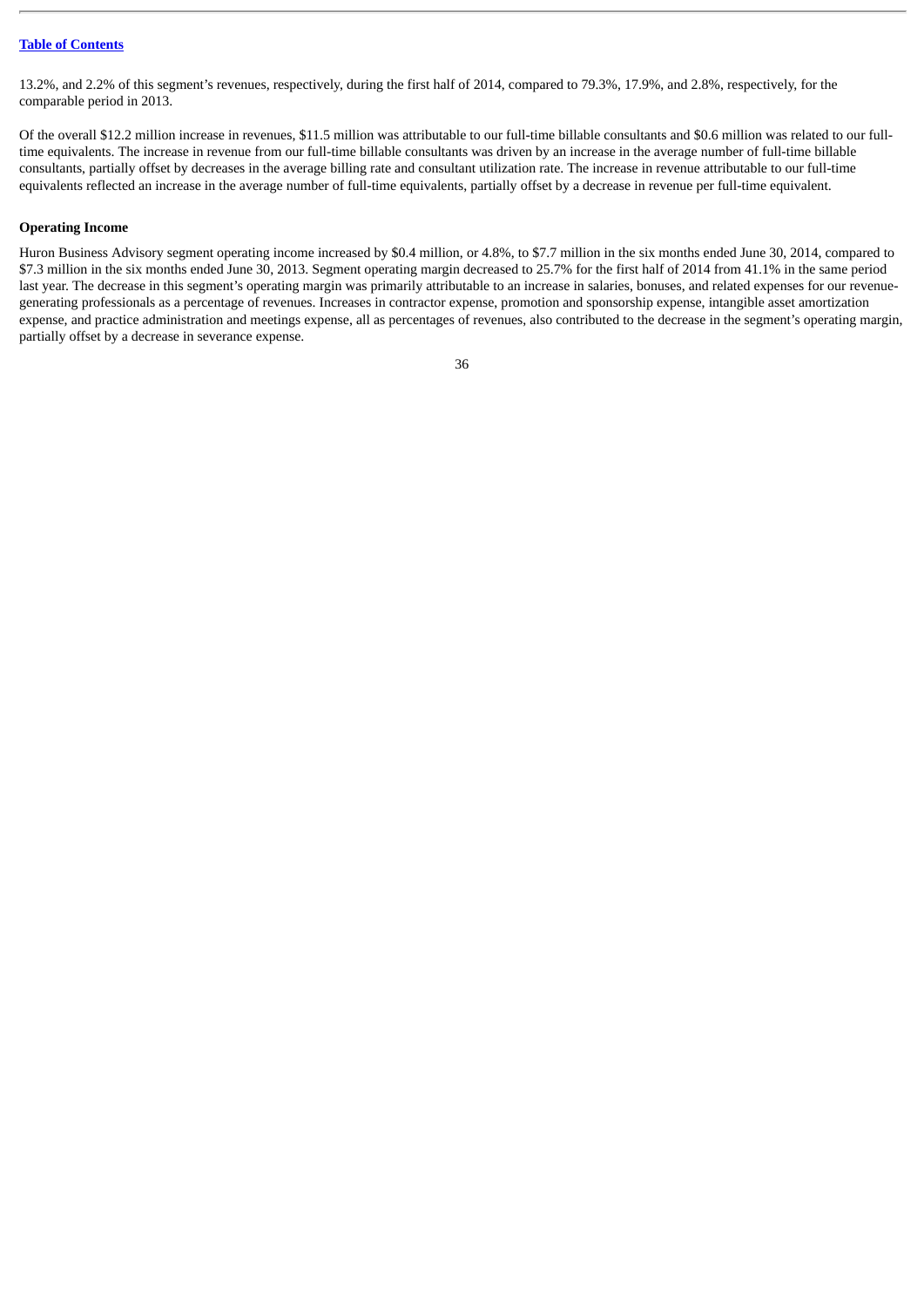13.2%, and 2.2% of this segment's revenues, respectively, during the first half of 2014, compared to 79.3%, 17.9%, and 2.8%, respectively, for the comparable period in 2013.

Of the overall $12.2 million increase in revenues, $11.5 million was attributable to our full-time billable consultants and $0.6 million was related to our full-time equivalents. The increase in revenue from our full-time billable consultants was driven by an increase in the average number of full-time billable consultants, partially offset by decreases in the average billing rate and consultant utilization rate. The increase in revenue attributable to our full-time equivalents reflected an increase in the average number of full-time equivalents, partially offset by a decrease in revenue per full-time equivalent.

**Operating Income**

Huron Business Advisory segment operating income increased by $0.4 million, or 4.8%, to $7.7 million in the six months ended June 30, 2014, compared to $7.3 million in the six months ended June 30, 2013. Segment operating margin decreased to 25.7% for the first half of 2014 from 41.1% in the same period last year. The decrease in this segment's operating margin was primarily attributable to an increase in salaries, bonuses, and related expenses for our revenue-generating professionals as a percentage of revenues. Increases in contractor expense, promotion and sponsorship expense, intangible asset amortization expense, and practice administration and meetings expense, all as percentages of revenues, also contributed to the decrease in the segment's operating margin, partially offset by a decrease in severance expense.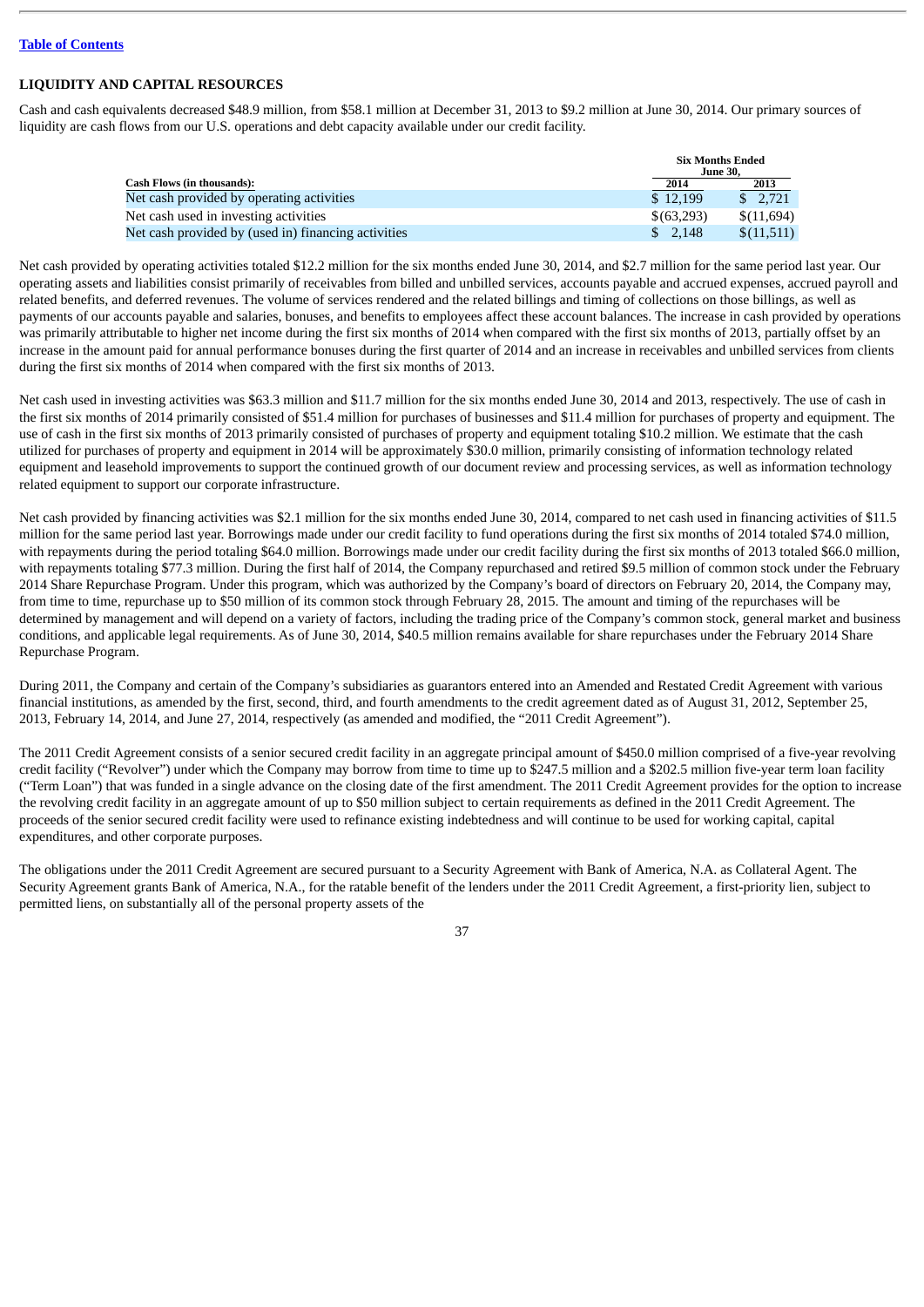[Table of Contents](#)

## LIQUIDITY AND CAPITAL RESOURCES

Cash and cash equivalents decreased $48.9 million, from $58.1 million at December 31, 2013 to $9.2 million at June 30, 2014. Our primary sources of liquidity are cash flows from our U.S. operations and debt capacity available under our credit facility.

| Cash Flows (in thousands): | Six Months Ended June 30, 2014 | Six Months Ended June 30, 2013 |
|---|---|---|
| Net cash provided by operating activities | $ 12,199 | $ 2,721 |
| Net cash used in investing activities | $(63,293) | $(11,694) |
| Net cash provided by (used in) financing activities | $ 2,148 | $(11,511) |

Net cash provided by operating activities totaled $12.2 million for the six months ended June 30, 2014, and $2.7 million for the same period last year. Our operating assets and liabilities consist primarily of receivables from billed and unbilled services, accounts payable and accrued expenses, accrued payroll and related benefits, and deferred revenues. The volume of services rendered and the related billings and timing of collections on those billings, as well as payments of our accounts payable and salaries, bonuses, and benefits to employees affect these account balances. The increase in cash provided by operations was primarily attributable to higher net income during the first six months of 2014 when compared with the first six months of 2013, partially offset by an increase in the amount paid for annual performance bonuses during the first quarter of 2014 and an increase in receivables and unbilled services from clients during the first six months of 2014 when compared with the first six months of 2013.

Net cash used in investing activities was $63.3 million and $11.7 million for the six months ended June 30, 2014 and 2013, respectively. The use of cash in the first six months of 2014 primarily consisted of $51.4 million for purchases of businesses and $11.4 million for purchases of property and equipment. The use of cash in the first six months of 2013 primarily consisted of purchases of property and equipment totaling $10.2 million. We estimate that the cash utilized for purchases of property and equipment in 2014 will be approximately $30.0 million, primarily consisting of information technology related equipment and leasehold improvements to support the continued growth of our document review and processing services, as well as information technology related equipment to support our corporate infrastructure.

Net cash provided by financing activities was $2.1 million for the six months ended June 30, 2014, compared to net cash used in financing activities of $11.5 million for the same period last year. Borrowings made under our credit facility to fund operations during the first six months of 2014 totaled $74.0 million, with repayments during the period totaling $64.0 million. Borrowings made under our credit facility during the first six months of 2013 totaled $66.0 million, with repayments totaling $77.3 million. During the first half of 2014, the Company repurchased and retired $9.5 million of common stock under the February 2014 Share Repurchase Program. Under this program, which was authorized by the Company's board of directors on February 20, 2014, the Company may, from time to time, repurchase up to $50 million of its common stock through February 28, 2015. The amount and timing of the repurchases will be determined by management and will depend on a variety of factors, including the trading price of the Company's common stock, general market and business conditions, and applicable legal requirements. As of June 30, 2014, $40.5 million remains available for share repurchases under the February 2014 Share Repurchase Program.

During 2011, the Company and certain of the Company's subsidiaries as guarantors entered into an Amended and Restated Credit Agreement with various financial institutions, as amended by the first, second, third, and fourth amendments to the credit agreement dated as of August 31, 2012, September 25, 2013, February 14, 2014, and June 27, 2014, respectively (as amended and modified, the "2011 Credit Agreement").

The 2011 Credit Agreement consists of a senior secured credit facility in an aggregate principal amount of $450.0 million comprised of a five-year revolving credit facility ("Revolver") under which the Company may borrow from time to time up to $247.5 million and a $202.5 million five-year term loan facility ("Term Loan") that was funded in a single advance on the closing date of the first amendment. The 2011 Credit Agreement provides for the option to increase the revolving credit facility in an aggregate amount of up to $50 million subject to certain requirements as defined in the 2011 Credit Agreement. The proceeds of the senior secured credit facility were used to refinance existing indebtedness and will continue to be used for working capital, capital expenditures, and other corporate purposes.

The obligations under the 2011 Credit Agreement are secured pursuant to a Security Agreement with Bank of America, N.A. as Collateral Agent. The Security Agreement grants Bank of America, N.A., for the ratable benefit of the lenders under the 2011 Credit Agreement, a first-priority lien, subject to permitted liens, on substantially all of the personal property assets of the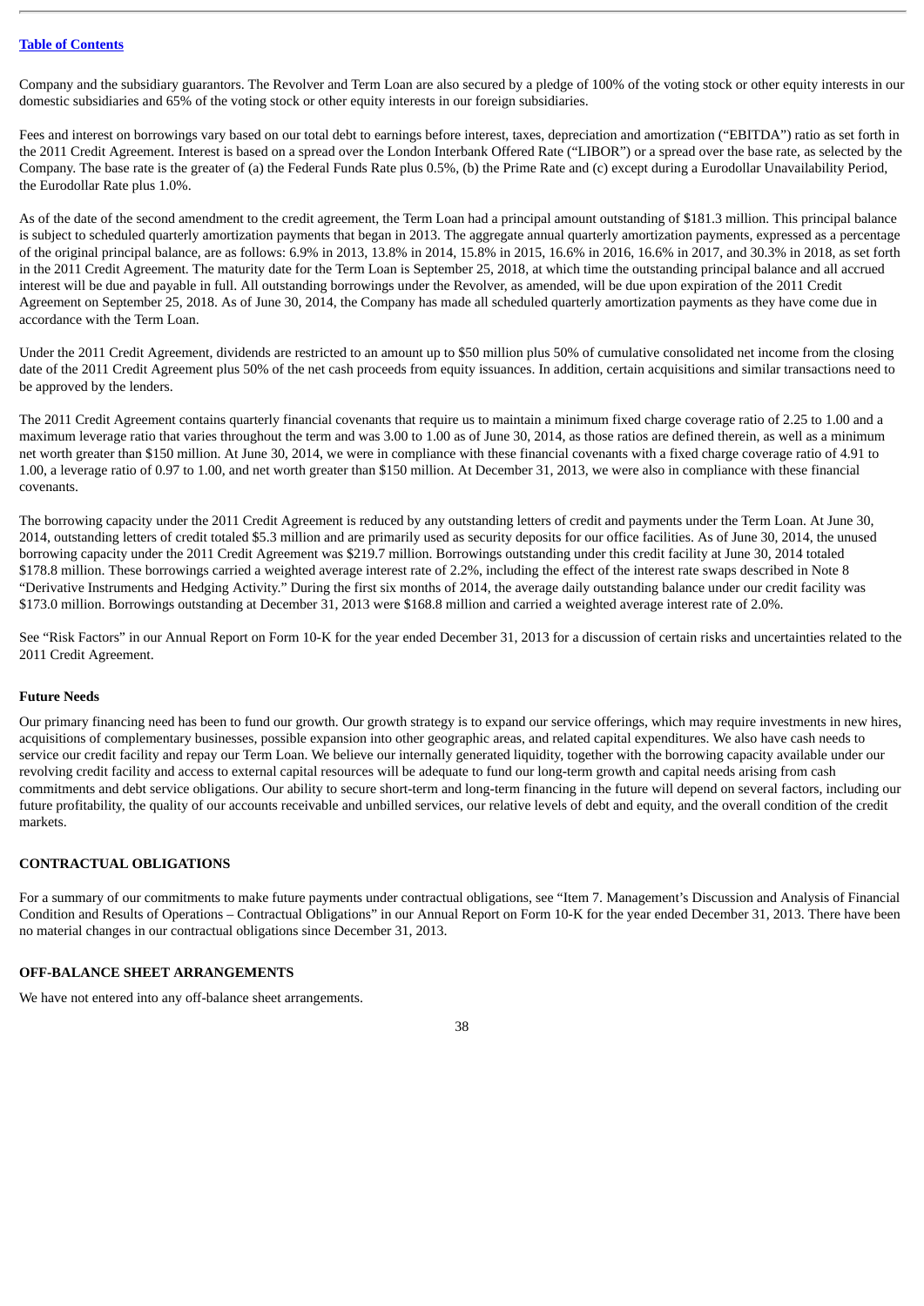Company and the subsidiary guarantors. The Revolver and Term Loan are also secured by a pledge of 100% of the voting stock or other equity interests in our domestic subsidiaries and 65% of the voting stock or other equity interests in our foreign subsidiaries.

Fees and interest on borrowings vary based on our total debt to earnings before interest, taxes, depreciation and amortization ("EBITDA") ratio as set forth in the 2011 Credit Agreement. Interest is based on a spread over the London Interbank Offered Rate ("LIBOR") or a spread over the base rate, as selected by the Company. The base rate is the greater of (a) the Federal Funds Rate plus 0.5%, (b) the Prime Rate and (c) except during a Eurodollar Unavailability Period, the Eurodollar Rate plus 1.0%.

As of the date of the second amendment to the credit agreement, the Term Loan had a principal amount outstanding of $181.3 million. This principal balance is subject to scheduled quarterly amortization payments that began in 2013. The aggregate annual quarterly amortization payments, expressed as a percentage of the original principal balance, are as follows: 6.9% in 2013, 13.8% in 2014, 15.8% in 2015, 16.6% in 2016, 16.6% in 2017, and 30.3% in 2018, as set forth in the 2011 Credit Agreement. The maturity date for the Term Loan is September 25, 2018, at which time the outstanding principal balance and all accrued interest will be due and payable in full. All outstanding borrowings under the Revolver, as amended, will be due upon expiration of the 2011 Credit Agreement on September 25, 2018. As of June 30, 2014, the Company has made all scheduled quarterly amortization payments as they have come due in accordance with the Term Loan.

Under the 2011 Credit Agreement, dividends are restricted to an amount up to $50 million plus 50% of cumulative consolidated net income from the closing date of the 2011 Credit Agreement plus 50% of the net cash proceeds from equity issuances. In addition, certain acquisitions and similar transactions need to be approved by the lenders.

The 2011 Credit Agreement contains quarterly financial covenants that require us to maintain a minimum fixed charge coverage ratio of 2.25 to 1.00 and a maximum leverage ratio that varies throughout the term and was 3.00 to 1.00 as of June 30, 2014, as those ratios are defined therein, as well as a minimum net worth greater than $150 million. At June 30, 2014, we were in compliance with these financial covenants with a fixed charge coverage ratio of 4.91 to 1.00, a leverage ratio of 0.97 to 1.00, and net worth greater than $150 million. At December 31, 2013, we were also in compliance with these financial covenants.

The borrowing capacity under the 2011 Credit Agreement is reduced by any outstanding letters of credit and payments under the Term Loan. At June 30, 2014, outstanding letters of credit totaled $5.3 million and are primarily used as security deposits for our office facilities. As of June 30, 2014, the unused borrowing capacity under the 2011 Credit Agreement was $219.7 million. Borrowings outstanding under this credit facility at June 30, 2014 totaled $178.8 million. These borrowings carried a weighted average interest rate of 2.2%, including the effect of the interest rate swaps described in Note 8 "Derivative Instruments and Hedging Activity." During the first six months of 2014, the average daily outstanding balance under our credit facility was $173.0 million. Borrowings outstanding at December 31, 2013 were $168.8 million and carried a weighted average interest rate of 2.0%.

See "Risk Factors" in our Annual Report on Form 10-K for the year ended December 31, 2013 for a discussion of certain risks and uncertainties related to the 2011 Credit Agreement.

**Future Needs**

Our primary financing need has been to fund our growth. Our growth strategy is to expand our service offerings, which may require investments in new hires, acquisitions of complementary businesses, possible expansion into other geographic areas, and related capital expenditures. We also have cash needs to service our credit facility and repay our Term Loan. We believe our internally generated liquidity, together with the borrowing capacity available under our revolving credit facility and access to external capital resources will be adequate to fund our long-term growth and capital needs arising from cash commitments and debt service obligations. Our ability to secure short-term and long-term financing in the future will depend on several factors, including our future profitability, the quality of our accounts receivable and unbilled services, our relative levels of debt and equity, and the overall condition of the credit markets.

## CONTRACTUAL OBLIGATIONS

For a summary of our commitments to make future payments under contractual obligations, see "Item 7. Management's Discussion and Analysis of Financial Condition and Results of Operations – Contractual Obligations" in our Annual Report on Form 10-K for the year ended December 31, 2013. There have been no material changes in our contractual obligations since December 31, 2013.

## OFF-BALANCE SHEET ARRANGEMENTS

We have not entered into any off-balance sheet arrangements.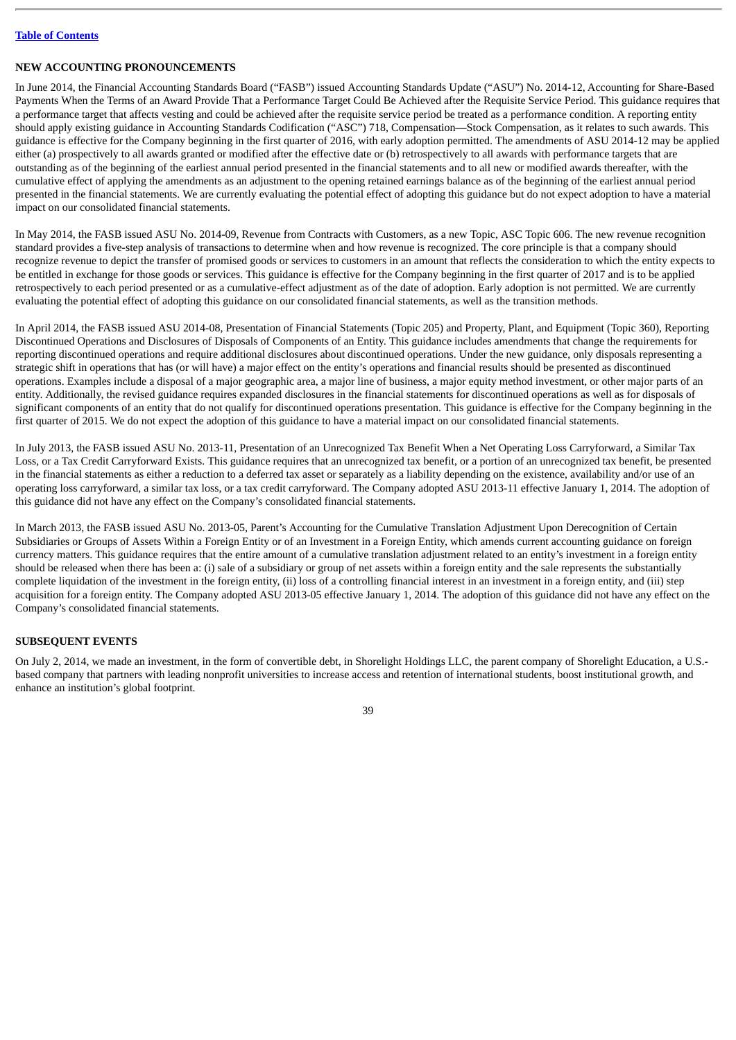## NEW ACCOUNTING PRONOUNCEMENTS

In June 2014, the Financial Accounting Standards Board ("FASB") issued Accounting Standards Update ("ASU") No. 2014-12, Accounting for Share-Based Payments When the Terms of an Award Provide That a Performance Target Could Be Achieved after the Requisite Service Period. This guidance requires that a performance target that affects vesting and could be achieved after the requisite service period be treated as a performance condition. A reporting entity should apply existing guidance in Accounting Standards Codification ("ASC") 718, Compensation—Stock Compensation, as it relates to such awards. This guidance is effective for the Company beginning in the first quarter of 2016, with early adoption permitted. The amendments of ASU 2014-12 may be applied either (a) prospectively to all awards granted or modified after the effective date or (b) retrospectively to all awards with performance targets that are outstanding as of the beginning of the earliest annual period presented in the financial statements and to all new or modified awards thereafter, with the cumulative effect of applying the amendments as an adjustment to the opening retained earnings balance as of the beginning of the earliest annual period presented in the financial statements. We are currently evaluating the potential effect of adopting this guidance but do not expect adoption to have a material impact on our consolidated financial statements.

In May 2014, the FASB issued ASU No. 2014-09, Revenue from Contracts with Customers, as a new Topic, ASC Topic 606. The new revenue recognition standard provides a five-step analysis of transactions to determine when and how revenue is recognized. The core principle is that a company should recognize revenue to depict the transfer of promised goods or services to customers in an amount that reflects the consideration to which the entity expects to be entitled in exchange for those goods or services. This guidance is effective for the Company beginning in the first quarter of 2017 and is to be applied retrospectively to each period presented or as a cumulative-effect adjustment as of the date of adoption. Early adoption is not permitted. We are currently evaluating the potential effect of adopting this guidance on our consolidated financial statements, as well as the transition methods.

In April 2014, the FASB issued ASU 2014-08, Presentation of Financial Statements (Topic 205) and Property, Plant, and Equipment (Topic 360), Reporting Discontinued Operations and Disclosures of Disposals of Components of an Entity. This guidance includes amendments that change the requirements for reporting discontinued operations and require additional disclosures about discontinued operations. Under the new guidance, only disposals representing a strategic shift in operations that has (or will have) a major effect on the entity's operations and financial results should be presented as discontinued operations. Examples include a disposal of a major geographic area, a major line of business, a major equity method investment, or other major parts of an entity. Additionally, the revised guidance requires expanded disclosures in the financial statements for discontinued operations as well as for disposals of significant components of an entity that do not qualify for discontinued operations presentation. This guidance is effective for the Company beginning in the first quarter of 2015. We do not expect the adoption of this guidance to have a material impact on our consolidated financial statements.

In July 2013, the FASB issued ASU No. 2013-11, Presentation of an Unrecognized Tax Benefit When a Net Operating Loss Carryforward, a Similar Tax Loss, or a Tax Credit Carryforward Exists. This guidance requires that an unrecognized tax benefit, or a portion of an unrecognized tax benefit, be presented in the financial statements as either a reduction to a deferred tax asset or separately as a liability depending on the existence, availability and/or use of an operating loss carryforward, a similar tax loss, or a tax credit carryforward. The Company adopted ASU 2013-11 effective January 1, 2014. The adoption of this guidance did not have any effect on the Company's consolidated financial statements.

In March 2013, the FASB issued ASU No. 2013-05, Parent's Accounting for the Cumulative Translation Adjustment Upon Derecognition of Certain Subsidiaries or Groups of Assets Within a Foreign Entity or of an Investment in a Foreign Entity, which amends current accounting guidance on foreign currency matters. This guidance requires that the entire amount of a cumulative translation adjustment related to an entity's investment in a foreign entity should be released when there has been a: (i) sale of a subsidiary or group of net assets within a foreign entity and the sale represents the substantially complete liquidation of the investment in the foreign entity, (ii) loss of a controlling financial interest in an investment in a foreign entity, and (iii) step acquisition for a foreign entity. The Company adopted ASU 2013-05 effective January 1, 2014. The adoption of this guidance did not have any effect on the Company's consolidated financial statements.

## SUBSEQUENT EVENTS

On July 2, 2014, we made an investment, in the form of convertible debt, in Shorelight Holdings LLC, the parent company of Shorelight Education, a U.S.-based company that partners with leading nonprofit universities to increase access and retention of international students, boost institutional growth, and enhance an institution's global footprint.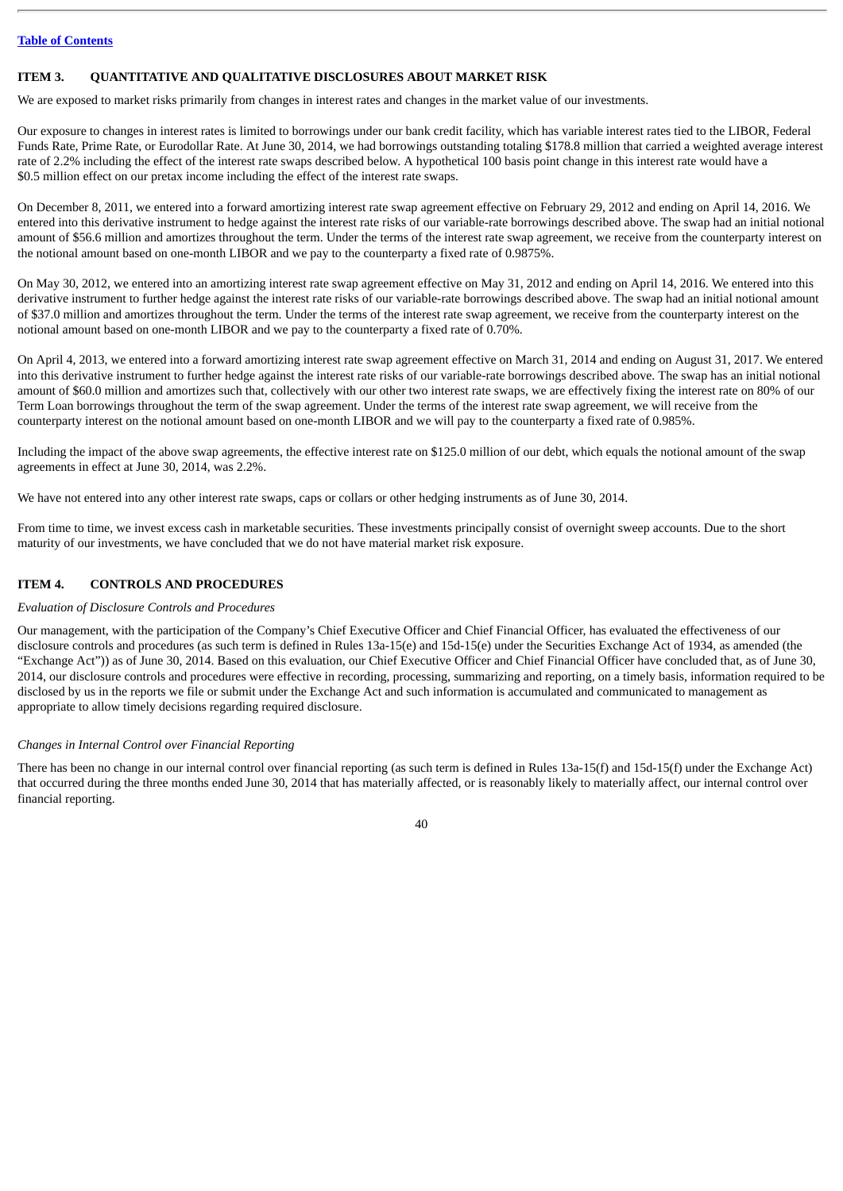## ITEM 3. QUANTITATIVE AND QUALITATIVE DISCLOSURES ABOUT MARKET RISK

We are exposed to market risks primarily from changes in interest rates and changes in the market value of our investments.

Our exposure to changes in interest rates is limited to borrowings under our bank credit facility, which has variable interest rates tied to the LIBOR, Federal Funds Rate, Prime Rate, or Eurodollar Rate. At June 30, 2014, we had borrowings outstanding totaling $178.8 million that carried a weighted average interest rate of 2.2% including the effect of the interest rate swaps described below. A hypothetical 100 basis point change in this interest rate would have a $0.5 million effect on our pretax income including the effect of the interest rate swaps.

On December 8, 2011, we entered into a forward amortizing interest rate swap agreement effective on February 29, 2012 and ending on April 14, 2016. We entered into this derivative instrument to hedge against the interest rate risks of our variable-rate borrowings described above. The swap had an initial notional amount of $56.6 million and amortizes throughout the term. Under the terms of the interest rate swap agreement, we receive from the counterparty interest on the notional amount based on one-month LIBOR and we pay to the counterparty a fixed rate of 0.9875%.

On May 30, 2012, we entered into an amortizing interest rate swap agreement effective on May 31, 2012 and ending on April 14, 2016. We entered into this derivative instrument to further hedge against the interest rate risks of our variable-rate borrowings described above. The swap had an initial notional amount of $37.0 million and amortizes throughout the term. Under the terms of the interest rate swap agreement, we receive from the counterparty interest on the notional amount based on one-month LIBOR and we pay to the counterparty a fixed rate of 0.70%.

On April 4, 2013, we entered into a forward amortizing interest rate swap agreement effective on March 31, 2014 and ending on August 31, 2017. We entered into this derivative instrument to further hedge against the interest rate risks of our variable-rate borrowings described above. The swap has an initial notional amount of $60.0 million and amortizes such that, collectively with our other two interest rate swaps, we are effectively fixing the interest rate on 80% of our Term Loan borrowings throughout the term of the swap agreement. Under the terms of the interest rate swap agreement, we will receive from the counterparty interest on the notional amount based on one-month LIBOR and we will pay to the counterparty a fixed rate of 0.985%.

Including the impact of the above swap agreements, the effective interest rate on $125.0 million of our debt, which equals the notional amount of the swap agreements in effect at June 30, 2014, was 2.2%.

We have not entered into any other interest rate swaps, caps or collars or other hedging instruments as of June 30, 2014.

From time to time, we invest excess cash in marketable securities. These investments principally consist of overnight sweep accounts. Due to the short maturity of our investments, we have concluded that we do not have material market risk exposure.

## ITEM 4. CONTROLS AND PROCEDURES

*Evaluation of Disclosure Controls and Procedures*

Our management, with the participation of the Company's Chief Executive Officer and Chief Financial Officer, has evaluated the effectiveness of our disclosure controls and procedures (as such term is defined in Rules 13a-15(e) and 15d-15(e) under the Securities Exchange Act of 1934, as amended (the "Exchange Act")) as of June 30, 2014. Based on this evaluation, our Chief Executive Officer and Chief Financial Officer have concluded that, as of June 30, 2014, our disclosure controls and procedures were effective in recording, processing, summarizing and reporting, on a timely basis, information required to be disclosed by us in the reports we file or submit under the Exchange Act and such information is accumulated and communicated to management as appropriate to allow timely decisions regarding required disclosure.

*Changes in Internal Control over Financial Reporting*

There has been no change in our internal control over financial reporting (as such term is defined in Rules 13a-15(f) and 15d-15(f) under the Exchange Act) that occurred during the three months ended June 30, 2014 that has materially affected, or is reasonably likely to materially affect, our internal control over financial reporting.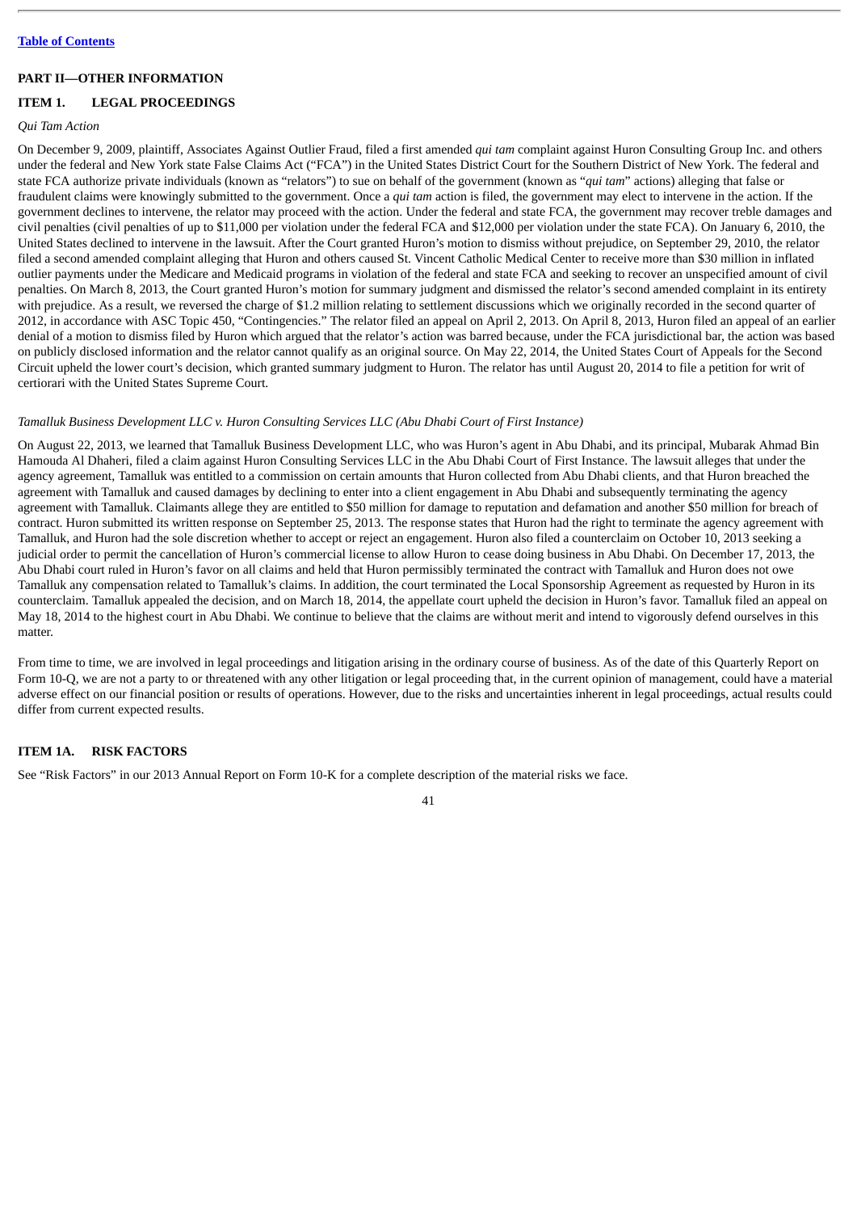## PART II—OTHER INFORMATION

### ITEM 1. LEGAL PROCEEDINGS

*Qui Tam Action*

On December 9, 2009, plaintiff, Associates Against Outlier Fraud, filed a first amended *qui tam* complaint against Huron Consulting Group Inc. and others under the federal and New York state False Claims Act ("FCA") in the United States District Court for the Southern District of New York. The federal and state FCA authorize private individuals (known as "relators") to sue on behalf of the government (known as "*qui tam*" actions) alleging that false or fraudulent claims were knowingly submitted to the government. Once a *qui tam* action is filed, the government may elect to intervene in the action. If the government declines to intervene, the relator may proceed with the action. Under the federal and state FCA, the government may recover treble damages and civil penalties (civil penalties of up to $11,000 per violation under the federal FCA and $12,000 per violation under the state FCA). On January 6, 2010, the United States declined to intervene in the lawsuit. After the Court granted Huron's motion to dismiss without prejudice, on September 29, 2010, the relator filed a second amended complaint alleging that Huron and others caused St. Vincent Catholic Medical Center to receive more than $30 million in inflated outlier payments under the Medicare and Medicaid programs in violation of the federal and state FCA and seeking to recover an unspecified amount of civil penalties. On March 8, 2013, the Court granted Huron's motion for summary judgment and dismissed the relator's second amended complaint in its entirety with prejudice. As a result, we reversed the charge of $1.2 million relating to settlement discussions which we originally recorded in the second quarter of 2012, in accordance with ASC Topic 450, "Contingencies." The relator filed an appeal on April 2, 2013. On April 8, 2013, Huron filed an appeal of an earlier denial of a motion to dismiss filed by Huron which argued that the relator's action was barred because, under the FCA jurisdictional bar, the action was based on publicly disclosed information and the relator cannot qualify as an original source. On May 22, 2014, the United States Court of Appeals for the Second Circuit upheld the lower court's decision, which granted summary judgment to Huron. The relator has until August 20, 2014 to file a petition for writ of certiorari with the United States Supreme Court.

*Tamalluk Business Development LLC v. Huron Consulting Services LLC (Abu Dhabi Court of First Instance)*

On August 22, 2013, we learned that Tamalluk Business Development LLC, who was Huron's agent in Abu Dhabi, and its principal, Mubarak Ahmad Bin Hamouda Al Dhaheri, filed a claim against Huron Consulting Services LLC in the Abu Dhabi Court of First Instance. The lawsuit alleges that under the agency agreement, Tamalluk was entitled to a commission on certain amounts that Huron collected from Abu Dhabi clients, and that Huron breached the agreement with Tamalluk and caused damages by declining to enter into a client engagement in Abu Dhabi and subsequently terminating the agency agreement with Tamalluk. Claimants allege they are entitled to $50 million for damage to reputation and defamation and another $50 million for breach of contract. Huron submitted its written response on September 25, 2013. The response states that Huron had the right to terminate the agency agreement with Tamalluk, and Huron had the sole discretion whether to accept or reject an engagement. Huron also filed a counterclaim on October 10, 2013 seeking a judicial order to permit the cancellation of Huron's commercial license to allow Huron to cease doing business in Abu Dhabi. On December 17, 2013, the Abu Dhabi court ruled in Huron's favor on all claims and held that Huron permissibly terminated the contract with Tamalluk and Huron does not owe Tamalluk any compensation related to Tamalluk's claims. In addition, the court terminated the Local Sponsorship Agreement as requested by Huron in its counterclaim. Tamalluk appealed the decision, and on March 18, 2014, the appellate court upheld the decision in Huron's favor. Tamalluk filed an appeal on May 18, 2014 to the highest court in Abu Dhabi. We continue to believe that the claims are without merit and intend to vigorously defend ourselves in this matter.

From time to time, we are involved in legal proceedings and litigation arising in the ordinary course of business. As of the date of this Quarterly Report on Form 10-Q, we are not a party to or threatened with any other litigation or legal proceeding that, in the current opinion of management, could have a material adverse effect on our financial position or results of operations. However, due to the risks and uncertainties inherent in legal proceedings, actual results could differ from current expected results.

### ITEM 1A. RISK FACTORS

See "Risk Factors" in our 2013 Annual Report on Form 10-K for a complete description of the material risks we face.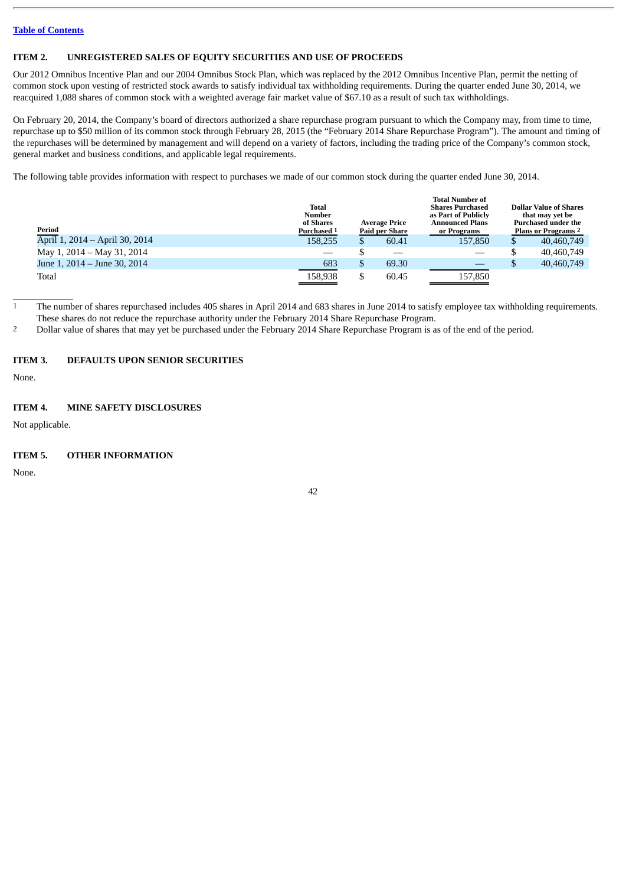## ITEM 2. UNREGISTERED SALES OF EQUITY SECURITIES AND USE OF PROCEEDS

Our 2012 Omnibus Incentive Plan and our 2004 Omnibus Stock Plan, which was replaced by the 2012 Omnibus Incentive Plan, permit the netting of common stock upon vesting of restricted stock awards to satisfy individual tax withholding requirements. During the quarter ended June 30, 2014, we reacquired 1,088 shares of common stock with a weighted average fair market value of $67.10 as a result of such tax withholdings.

On February 20, 2014, the Company's board of directors authorized a share repurchase program pursuant to which the Company may, from time to time, repurchase up to $50 million of its common stock through February 28, 2015 (the "February 2014 Share Repurchase Program"). The amount and timing of the repurchases will be determined by management and will depend on a variety of factors, including the trading price of the Company's common stock, general market and business conditions, and applicable legal requirements.

The following table provides information with respect to purchases we made of our common stock during the quarter ended June 30, 2014.

| Period | Total Number of Shares Purchased [1] | Average Price Paid per Share | Total Number of Shares Purchased as Part of Publicly Announced Plans or Programs | Dollar Value of Shares that may yet be Purchased under the Plans or Programs [2] |
|---|---|---|---|---|
| April 1, 2014 – April 30, 2014 | 158,255 | $ 60.41 | 157,850 | $ 40,460,749 |
| May 1, 2014 – May 31, 2014 | — | $ — | — | $ 40,460,749 |
| June 1, 2014 – June 30, 2014 | 683 | $ 69.30 | — | $ 40,460,749 |
| Total | 158,938 | $ 60.45 | 157,850 | |

1 The number of shares repurchased includes 405 shares in April 2014 and 683 shares in June 2014 to satisfy employee tax withholding requirements. These shares do not reduce the repurchase authority under the February 2014 Share Repurchase Program.

2 Dollar value of shares that may yet be purchased under the February 2014 Share Repurchase Program is as of the end of the period.

## ITEM 3. DEFAULTS UPON SENIOR SECURITIES

None.

## ITEM 4. MINE SAFETY DISCLOSURES

Not applicable.

## ITEM 5. OTHER INFORMATION

None.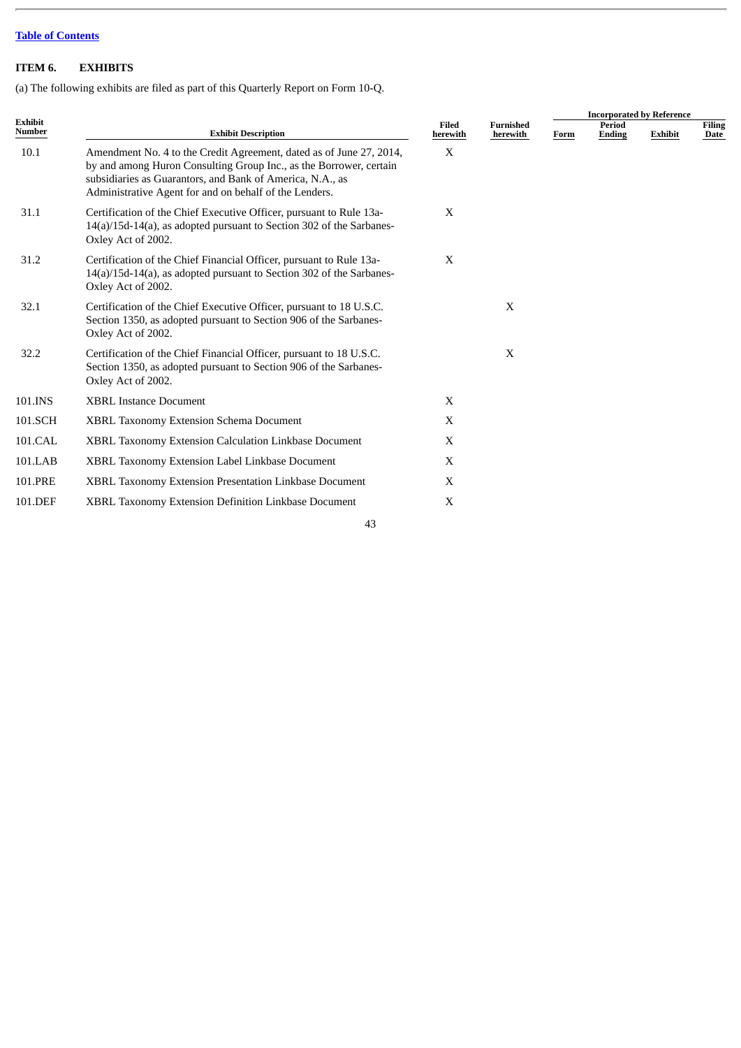[Table of Contents]

## ITEM 6. EXHIBITS

(a) The following exhibits are filed as part of this Quarterly Report on Form 10-Q.

| Exhibit Number | Exhibit Description | Filed herewith | Furnished herewith | Incorporated by Reference | | | |
|---|---|---|---|---|---|---|---|
| | | | | Form | Period Ending | Exhibit | Filing Date |
| 10.1 | Amendment No. 4 to the Credit Agreement, dated as of June 27, 2014, by and among Huron Consulting Group Inc., as the Borrower, certain subsidiaries as Guarantors, and Bank of America, N.A., as Administrative Agent for and on behalf of the Lenders. | X | | | | | |
| 31.1 | Certification of the Chief Executive Officer, pursuant to Rule 13a-14(a)/15d-14(a), as adopted pursuant to Section 302 of the Sarbanes-Oxley Act of 2002. | X | | | | | |
| 31.2 | Certification of the Chief Financial Officer, pursuant to Rule 13a-14(a)/15d-14(a), as adopted pursuant to Section 302 of the Sarbanes-Oxley Act of 2002. | X | | | | | |
| 32.1 | Certification of the Chief Executive Officer, pursuant to 18 U.S.C. Section 1350, as adopted pursuant to Section 906 of the Sarbanes-Oxley Act of 2002. | | X | | | | |
| 32.2 | Certification of the Chief Financial Officer, pursuant to 18 U.S.C. Section 1350, as adopted pursuant to Section 906 of the Sarbanes-Oxley Act of 2002. | | X | | | | |
| 101.INS | XBRL Instance Document | X | | | | | |
| 101.SCH | XBRL Taxonomy Extension Schema Document | X | | | | | |
| 101.CAL | XBRL Taxonomy Extension Calculation Linkbase Document | X | | | | | |
| 101.LAB | XBRL Taxonomy Extension Label Linkbase Document | X | | | | | |
| 101.PRE | XBRL Taxonomy Extension Presentation Linkbase Document | X | | | | | |
| 101.DEF | XBRL Taxonomy Extension Definition Linkbase Document | X | | | | | |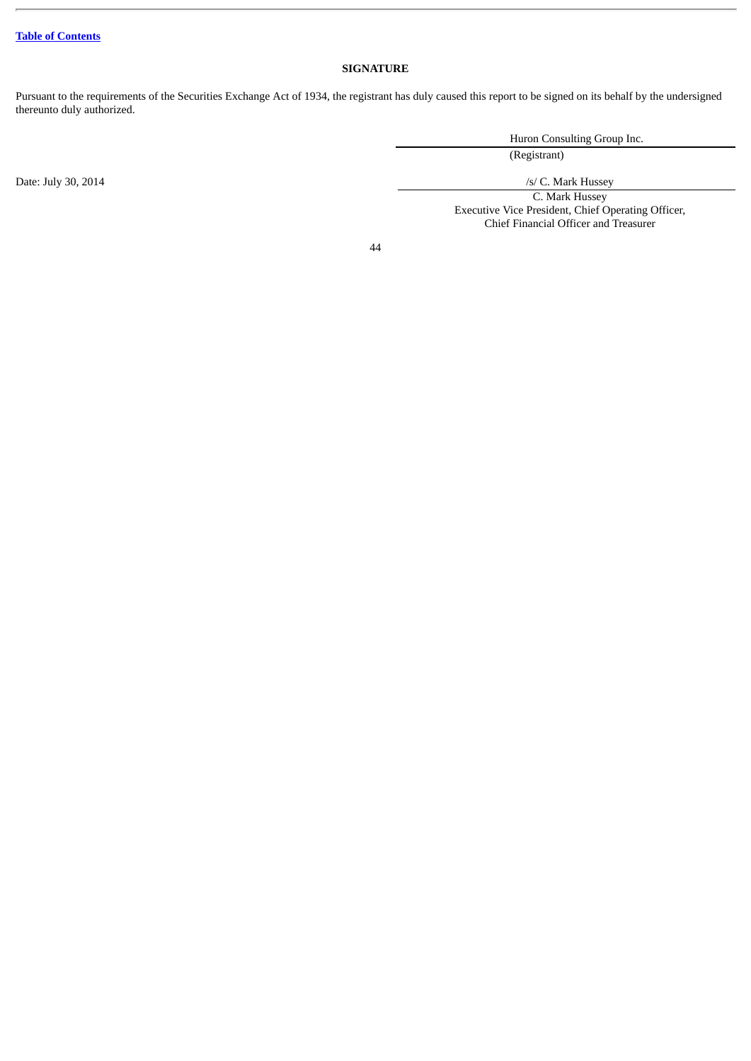## SIGNATURE

Pursuant to the requirements of the Securities Exchange Act of 1934, the registrant has duly caused this report to be signed on its behalf by the undersigned thereunto duly authorized.

Huron Consulting Group Inc.
(Registrant)

Date: July 30, 2014

/s/ C. Mark Hussey
C. Mark Hussey
Executive Vice President, Chief Operating Officer,
Chief Financial Officer and Treasurer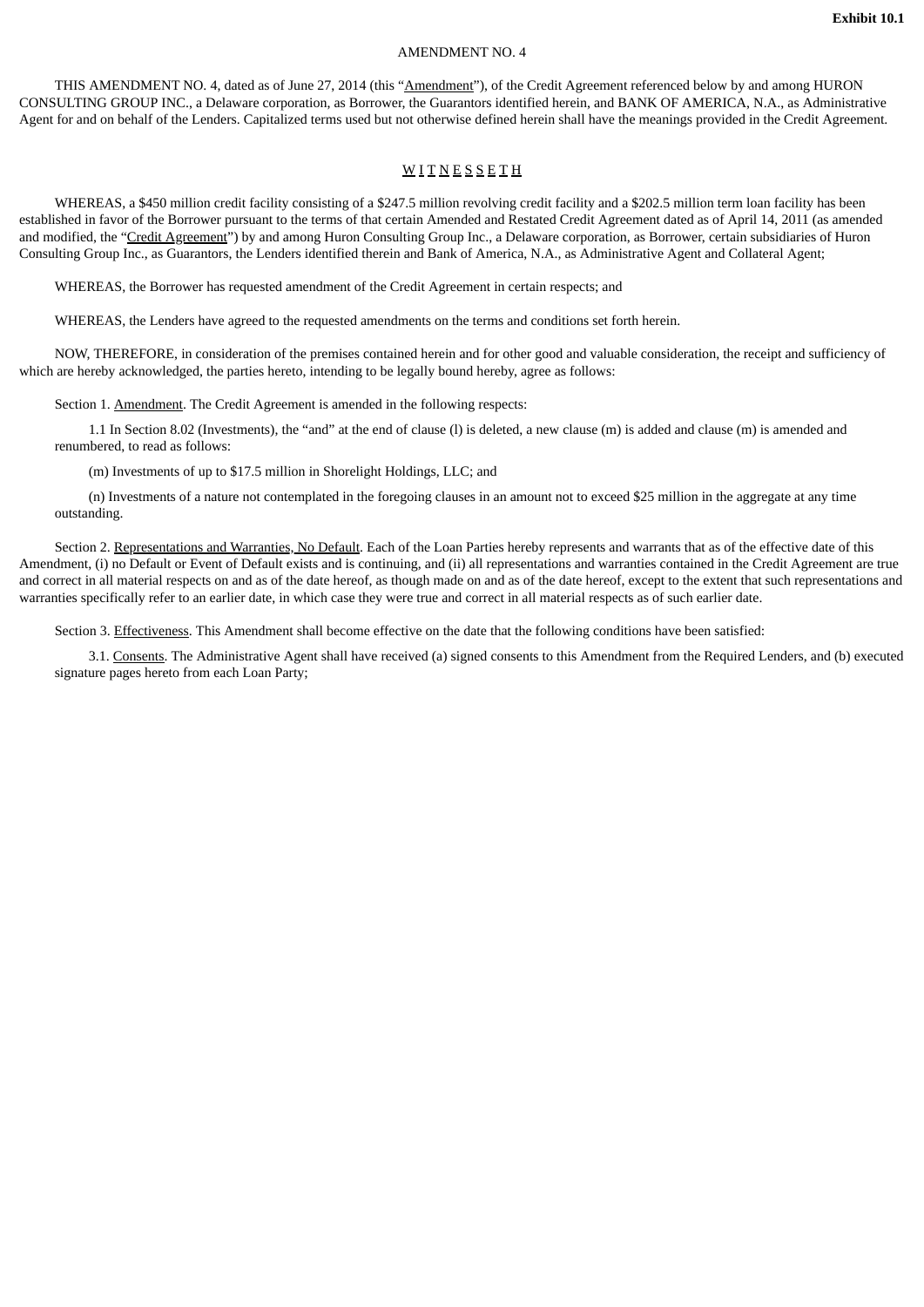**Exhibit 10.1**

AMENDMENT NO. 4

THIS AMENDMENT NO. 4, dated as of June 27, 2014 (this "Amendment"), of the Credit Agreement referenced below by and among HURON CONSULTING GROUP INC., a Delaware corporation, as Borrower, the Guarantors identified herein, and BANK OF AMERICA, N.A., as Administrative Agent for and on behalf of the Lenders. Capitalized terms used but not otherwise defined herein shall have the meanings provided in the Credit Agreement.

W I T N E S S E T H

WHEREAS, a $450 million credit facility consisting of a $247.5 million revolving credit facility and a $202.5 million term loan facility has been established in favor of the Borrower pursuant to the terms of that certain Amended and Restated Credit Agreement dated as of April 14, 2011 (as amended and modified, the "Credit Agreement") by and among Huron Consulting Group Inc., a Delaware corporation, as Borrower, certain subsidiaries of Huron Consulting Group Inc., as Guarantors, the Lenders identified therein and Bank of America, N.A., as Administrative Agent and Collateral Agent;

WHEREAS, the Borrower has requested amendment of the Credit Agreement in certain respects; and

WHEREAS, the Lenders have agreed to the requested amendments on the terms and conditions set forth herein.

NOW, THEREFORE, in consideration of the premises contained herein and for other good and valuable consideration, the receipt and sufficiency of which are hereby acknowledged, the parties hereto, intending to be legally bound hereby, agree as follows:

Section 1. Amendment. The Credit Agreement is amended in the following respects:

1.1 In Section 8.02 (Investments), the "and" at the end of clause (l) is deleted, a new clause (m) is added and clause (m) is amended and renumbered, to read as follows:

(m) Investments of up to $17.5 million in Shorelight Holdings, LLC; and

(n) Investments of a nature not contemplated in the foregoing clauses in an amount not to exceed $25 million in the aggregate at any time outstanding.

Section 2. Representations and Warranties, No Default. Each of the Loan Parties hereby represents and warrants that as of the effective date of this Amendment, (i) no Default or Event of Default exists and is continuing, and (ii) all representations and warranties contained in the Credit Agreement are true and correct in all material respects on and as of the date hereof, as though made on and as of the date hereof, except to the extent that such representations and warranties specifically refer to an earlier date, in which case they were true and correct in all material respects as of such earlier date.

Section 3. Effectiveness. This Amendment shall become effective on the date that the following conditions have been satisfied:

3.1. Consents. The Administrative Agent shall have received (a) signed consents to this Amendment from the Required Lenders, and (b) executed signature pages hereto from each Loan Party;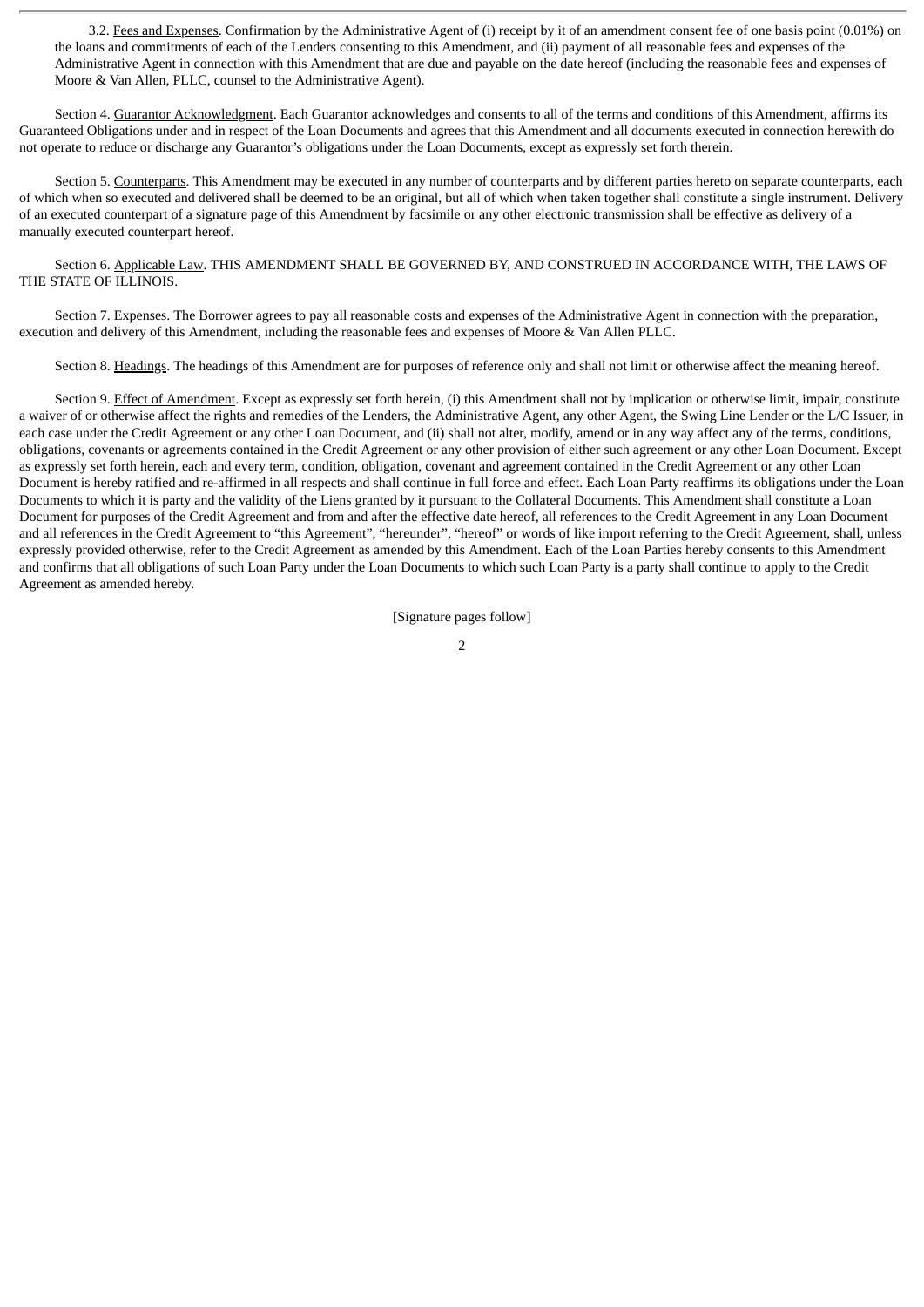3.2. Fees and Expenses. Confirmation by the Administrative Agent of (i) receipt by it of an amendment consent fee of one basis point (0.01%) on the loans and commitments of each of the Lenders consenting to this Amendment, and (ii) payment of all reasonable fees and expenses of the Administrative Agent in connection with this Amendment that are due and payable on the date hereof (including the reasonable fees and expenses of Moore & Van Allen, PLLC, counsel to the Administrative Agent).

Section 4. Guarantor Acknowledgment. Each Guarantor acknowledges and consents to all of the terms and conditions of this Amendment, affirms its Guaranteed Obligations under and in respect of the Loan Documents and agrees that this Amendment and all documents executed in connection herewith do not operate to reduce or discharge any Guarantor's obligations under the Loan Documents, except as expressly set forth therein.

Section 5. Counterparts. This Amendment may be executed in any number of counterparts and by different parties hereto on separate counterparts, each of which when so executed and delivered shall be deemed to be an original, but all of which when taken together shall constitute a single instrument. Delivery of an executed counterpart of a signature page of this Amendment by facsimile or any other electronic transmission shall be effective as delivery of a manually executed counterpart hereof.

Section 6. Applicable Law. THIS AMENDMENT SHALL BE GOVERNED BY, AND CONSTRUED IN ACCORDANCE WITH, THE LAWS OF THE STATE OF ILLINOIS.

Section 7. Expenses. The Borrower agrees to pay all reasonable costs and expenses of the Administrative Agent in connection with the preparation, execution and delivery of this Amendment, including the reasonable fees and expenses of Moore & Van Allen PLLC.

Section 8. Headings. The headings of this Amendment are for purposes of reference only and shall not limit or otherwise affect the meaning hereof.

Section 9. Effect of Amendment. Except as expressly set forth herein, (i) this Amendment shall not by implication or otherwise limit, impair, constitute a waiver of or otherwise affect the rights and remedies of the Lenders, the Administrative Agent, any other Agent, the Swing Line Lender or the L/C Issuer, in each case under the Credit Agreement or any other Loan Document, and (ii) shall not alter, modify, amend or in any way affect any of the terms, conditions, obligations, covenants or agreements contained in the Credit Agreement or any other provision of either such agreement or any other Loan Document. Except as expressly set forth herein, each and every term, condition, obligation, covenant and agreement contained in the Credit Agreement or any other Loan Document is hereby ratified and re-affirmed in all respects and shall continue in full force and effect. Each Loan Party reaffirms its obligations under the Loan Documents to which it is party and the validity of the Liens granted by it pursuant to the Collateral Documents. This Amendment shall constitute a Loan Document for purposes of the Credit Agreement and from and after the effective date hereof, all references to the Credit Agreement in any Loan Document and all references in the Credit Agreement to "this Agreement", "hereunder", "hereof" or words of like import referring to the Credit Agreement, shall, unless expressly provided otherwise, refer to the Credit Agreement as amended by this Amendment. Each of the Loan Parties hereby consents to this Amendment and confirms that all obligations of such Loan Party under the Loan Documents to which such Loan Party is a party shall continue to apply to the Credit Agreement as amended hereby.

[Signature pages follow]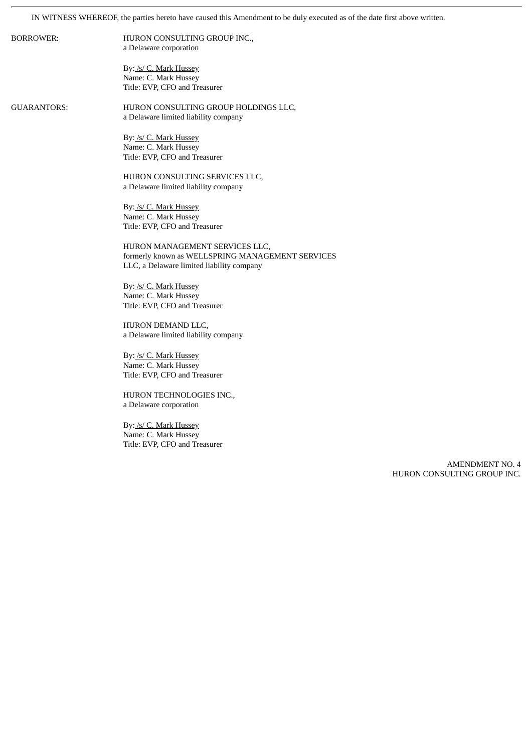IN WITNESS WHEREOF, the parties hereto have caused this Amendment to be duly executed as of the date first above written.

BORROWER:

HURON CONSULTING GROUP INC.,
a Delaware corporation

By: /s/ C. Mark Hussey
Name: C. Mark Hussey
Title: EVP, CFO and Treasurer

GUARANTORS:

HURON CONSULTING GROUP HOLDINGS LLC,
a Delaware limited liability company

By: /s/ C. Mark Hussey
Name: C. Mark Hussey
Title: EVP, CFO and Treasurer

HURON CONSULTING SERVICES LLC,
a Delaware limited liability company

By: /s/ C. Mark Hussey
Name: C. Mark Hussey
Title: EVP, CFO and Treasurer

HURON MANAGEMENT SERVICES LLC,
formerly known as WELLSPRING MANAGEMENT SERVICES LLC, a Delaware limited liability company

By: /s/ C. Mark Hussey
Name: C. Mark Hussey
Title: EVP, CFO and Treasurer

HURON DEMAND LLC,
a Delaware limited liability company

By: /s/ C. Mark Hussey
Name: C. Mark Hussey
Title: EVP, CFO and Treasurer

HURON TECHNOLOGIES INC.,
a Delaware corporation

By: /s/ C. Mark Hussey
Name: C. Mark Hussey
Title: EVP, CFO and Treasurer

AMENDMENT NO. 4
HURON CONSULTING GROUP INC.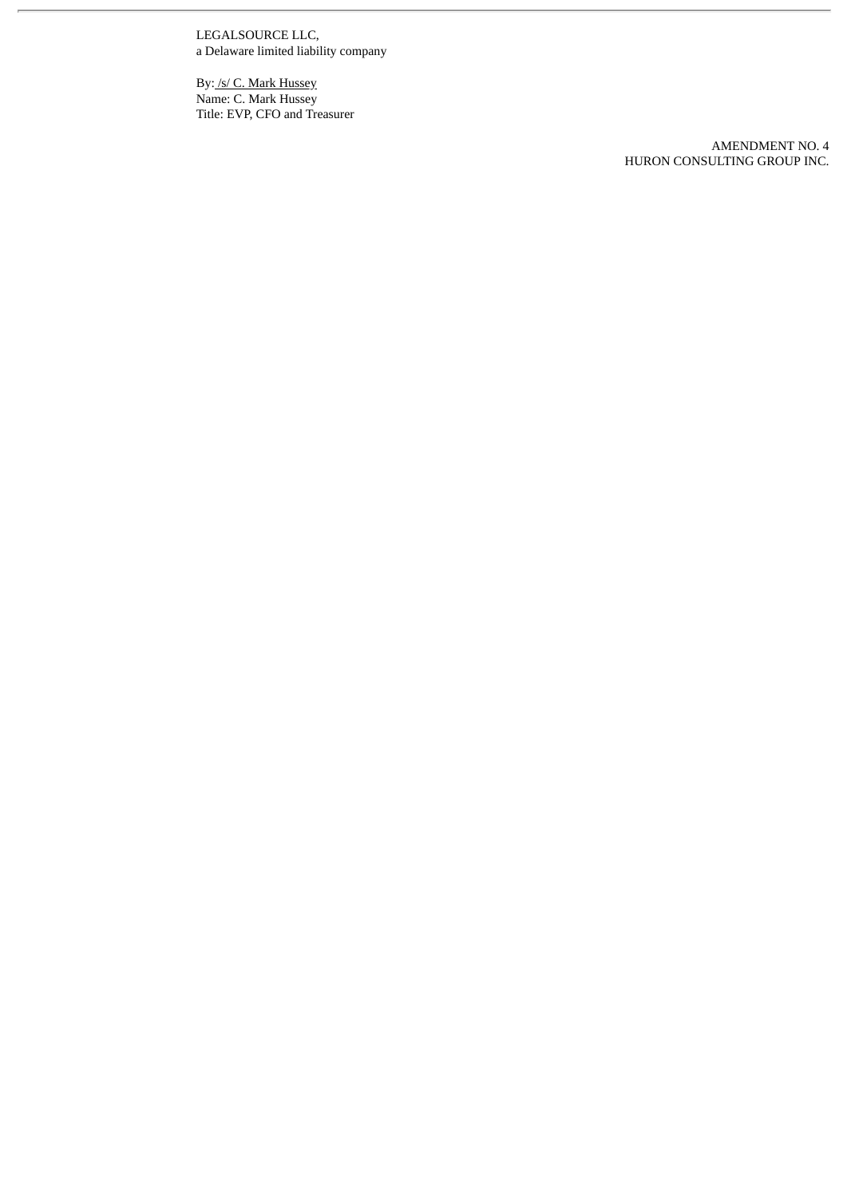LEGALSOURCE LLC,
a Delaware limited liability company

By: /s/ C. Mark Hussey
Name: C. Mark Hussey
Title: EVP, CFO and Treasurer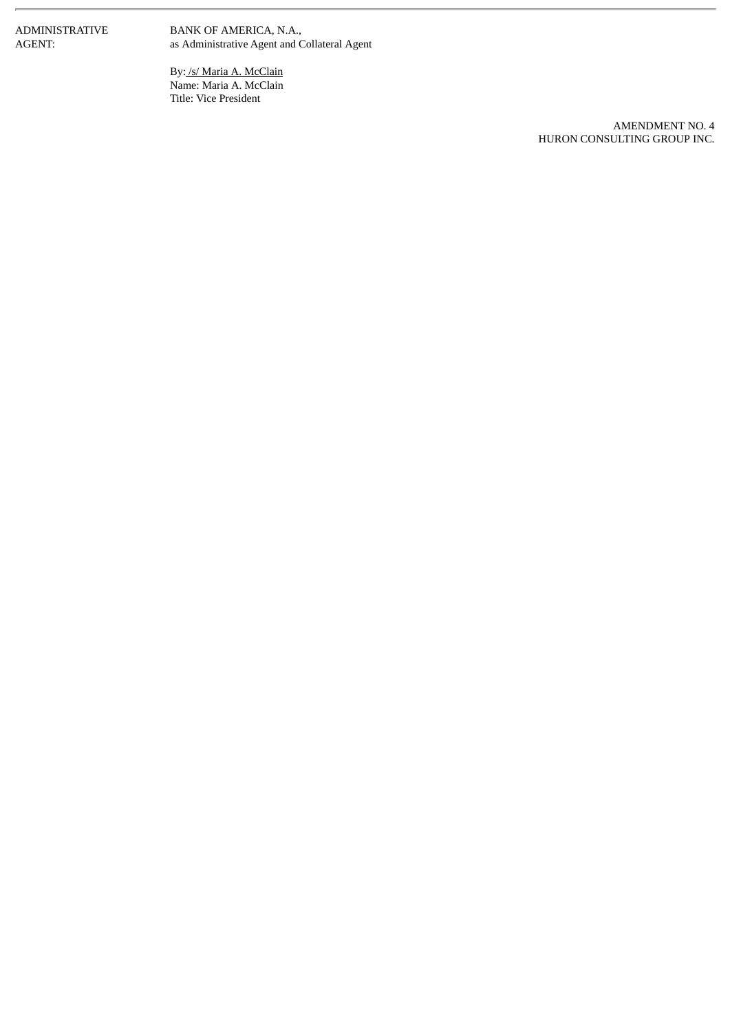ADMINISTRATIVE AGENT:

BANK OF AMERICA, N.A.,
as Administrative Agent and Collateral Agent

By: /s/ Maria A. McClain
Name: Maria A. McClain
Title: Vice President

AMENDMENT NO. 4
HURON CONSULTING GROUP INC.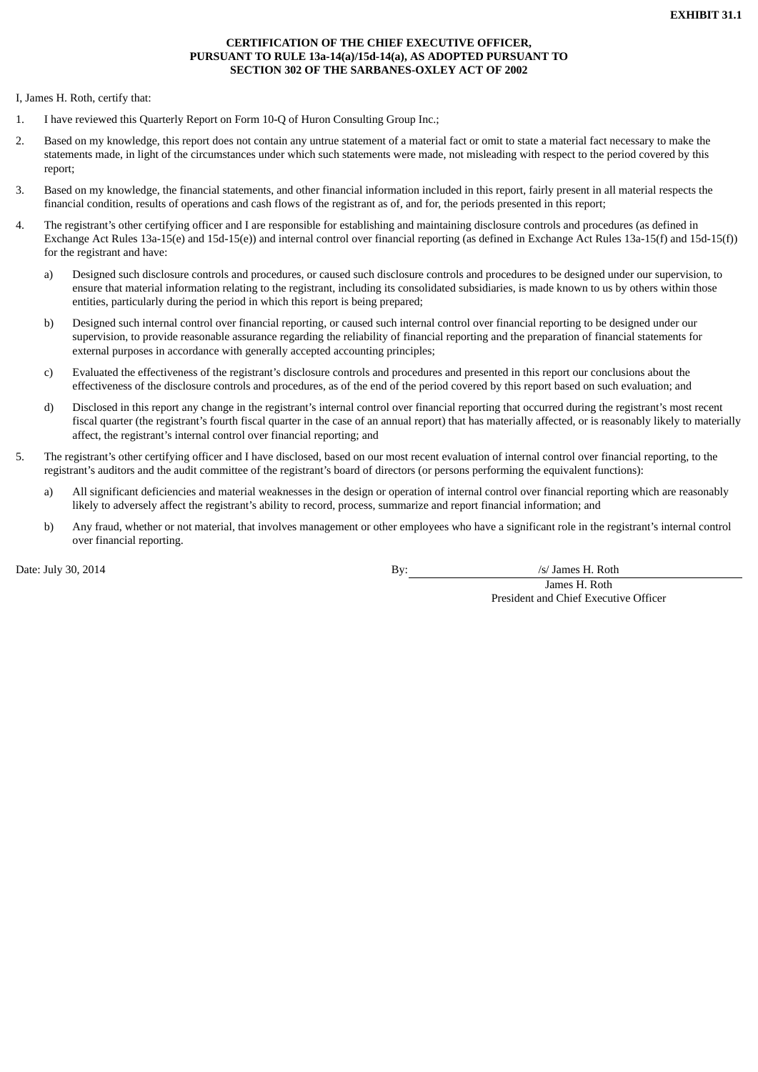**EXHIBIT 31.1**

**CERTIFICATION OF THE CHIEF EXECUTIVE OFFICER,**
**PURSUANT TO RULE 13a-14(a)/15d-14(a), AS ADOPTED PURSUANT TO**
**SECTION 302 OF THE SARBANES-OXLEY ACT OF 2002**

I, James H. Roth, certify that:

1. I have reviewed this Quarterly Report on Form 10-Q of Huron Consulting Group Inc.;

2. Based on my knowledge, this report does not contain any untrue statement of a material fact or omit to state a material fact necessary to make the statements made, in light of the circumstances under which such statements were made, not misleading with respect to the period covered by this report;

3. Based on my knowledge, the financial statements, and other financial information included in this report, fairly present in all material respects the financial condition, results of operations and cash flows of the registrant as of, and for, the periods presented in this report;

4. The registrant's other certifying officer and I are responsible for establishing and maintaining disclosure controls and procedures (as defined in Exchange Act Rules 13a-15(e) and 15d-15(e)) and internal control over financial reporting (as defined in Exchange Act Rules 13a-15(f) and 15d-15(f)) for the registrant and have:

   a) Designed such disclosure controls and procedures, or caused such disclosure controls and procedures to be designed under our supervision, to ensure that material information relating to the registrant, including its consolidated subsidiaries, is made known to us by others within those entities, particularly during the period in which this report is being prepared;

   b) Designed such internal control over financial reporting, or caused such internal control over financial reporting to be designed under our supervision, to provide reasonable assurance regarding the reliability of financial reporting and the preparation of financial statements for external purposes in accordance with generally accepted accounting principles;

   c) Evaluated the effectiveness of the registrant's disclosure controls and procedures and presented in this report our conclusions about the effectiveness of the disclosure controls and procedures, as of the end of the period covered by this report based on such evaluation; and

   d) Disclosed in this report any change in the registrant's internal control over financial reporting that occurred during the registrant's most recent fiscal quarter (the registrant's fourth fiscal quarter in the case of an annual report) that has materially affected, or is reasonably likely to materially affect, the registrant's internal control over financial reporting; and

5. The registrant's other certifying officer and I have disclosed, based on our most recent evaluation of internal control over financial reporting, to the registrant's auditors and the audit committee of the registrant's board of directors (or persons performing the equivalent functions):

   a) All significant deficiencies and material weaknesses in the design or operation of internal control over financial reporting which are reasonably likely to adversely affect the registrant's ability to record, process, summarize and report financial information; and

   b) Any fraud, whether or not material, that involves management or other employees who have a significant role in the registrant's internal control over financial reporting.

Date: July 30, 2014

By: /s/ James H. Roth
James H. Roth
President and Chief Executive Officer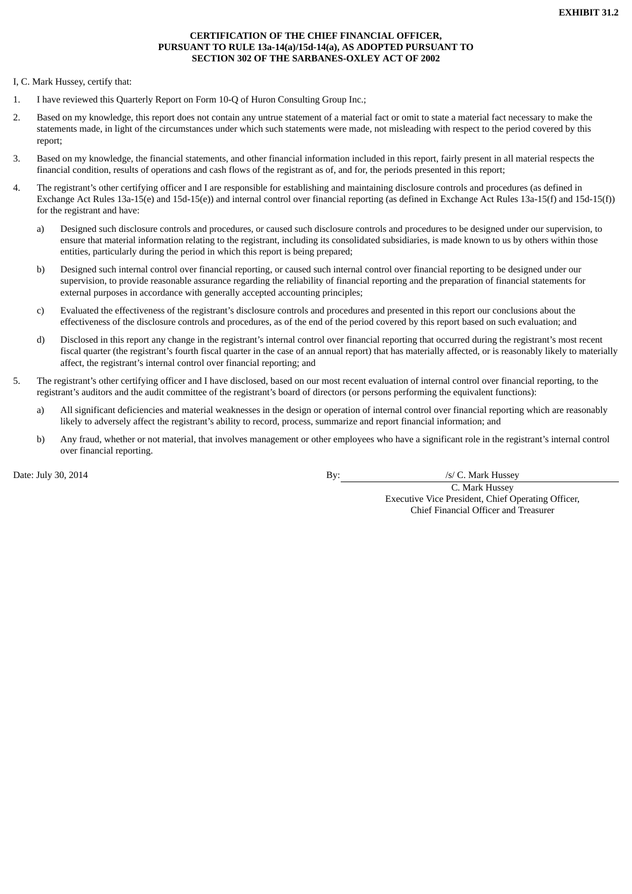**EXHIBIT 31.2**

**CERTIFICATION OF THE CHIEF FINANCIAL OFFICER,
PURSUANT TO RULE 13a-14(a)/15d-14(a), AS ADOPTED PURSUANT TO
SECTION 302 OF THE SARBANES-OXLEY ACT OF 2002**

I, C. Mark Hussey, certify that:

1. I have reviewed this Quarterly Report on Form 10-Q of Huron Consulting Group Inc.;

2. Based on my knowledge, this report does not contain any untrue statement of a material fact or omit to state a material fact necessary to make the statements made, in light of the circumstances under which such statements were made, not misleading with respect to the period covered by this report;

3. Based on my knowledge, the financial statements, and other financial information included in this report, fairly present in all material respects the financial condition, results of operations and cash flows of the registrant as of, and for, the periods presented in this report;

4. The registrant's other certifying officer and I are responsible for establishing and maintaining disclosure controls and procedures (as defined in Exchange Act Rules 13a-15(e) and 15d-15(e)) and internal control over financial reporting (as defined in Exchange Act Rules 13a-15(f) and 15d-15(f)) for the registrant and have:

   a) Designed such disclosure controls and procedures, or caused such disclosure controls and procedures to be designed under our supervision, to ensure that material information relating to the registrant, including its consolidated subsidiaries, is made known to us by others within those entities, particularly during the period in which this report is being prepared;

   b) Designed such internal control over financial reporting, or caused such internal control over financial reporting to be designed under our supervision, to provide reasonable assurance regarding the reliability of financial reporting and the preparation of financial statements for external purposes in accordance with generally accepted accounting principles;

   c) Evaluated the effectiveness of the registrant's disclosure controls and procedures and presented in this report our conclusions about the effectiveness of the disclosure controls and procedures, as of the end of the period covered by this report based on such evaluation; and

   d) Disclosed in this report any change in the registrant's internal control over financial reporting that occurred during the registrant's most recent fiscal quarter (the registrant's fourth fiscal quarter in the case of an annual report) that has materially affected, or is reasonably likely to materially affect, the registrant's internal control over financial reporting; and

5. The registrant's other certifying officer and I have disclosed, based on our most recent evaluation of internal control over financial reporting, to the registrant's auditors and the audit committee of the registrant's board of directors (or persons performing the equivalent functions):

   a) All significant deficiencies and material weaknesses in the design or operation of internal control over financial reporting which are reasonably likely to adversely affect the registrant's ability to record, process, summarize and report financial information; and

   b) Any fraud, whether or not material, that involves management or other employees who have a significant role in the registrant's internal control over financial reporting.

Date: July 30, 2014

By: /s/ C. Mark Hussey
C. Mark Hussey
Executive Vice President, Chief Operating Officer,
Chief Financial Officer and Treasurer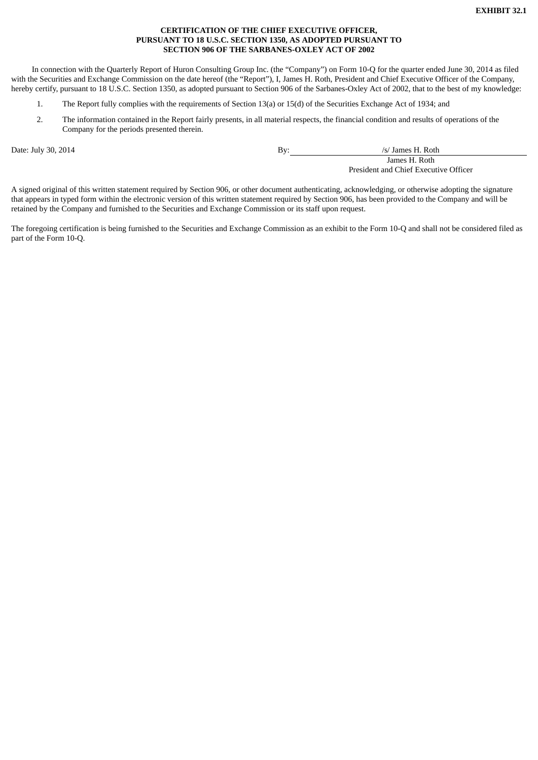**EXHIBIT 32.1**

**CERTIFICATION OF THE CHIEF EXECUTIVE OFFICER,
PURSUANT TO 18 U.S.C. SECTION 1350, AS ADOPTED PURSUANT TO
SECTION 906 OF THE SARBANES-OXLEY ACT OF 2002**

In connection with the Quarterly Report of Huron Consulting Group Inc. (the "Company") on Form 10-Q for the quarter ended June 30, 2014 as filed with the Securities and Exchange Commission on the date hereof (the "Report"), I, James H. Roth, President and Chief Executive Officer of the Company, hereby certify, pursuant to 18 U.S.C. Section 1350, as adopted pursuant to Section 906 of the Sarbanes-Oxley Act of 2002, that to the best of my knowledge:

1. The Report fully complies with the requirements of Section 13(a) or 15(d) of the Securities Exchange Act of 1934; and
2. The information contained in the Report fairly presents, in all material respects, the financial condition and results of operations of the Company for the periods presented therein.

Date: July 30, 2014

By: /s/ James H. Roth
James H. Roth
President and Chief Executive Officer

A signed original of this written statement required by Section 906, or other document authenticating, acknowledging, or otherwise adopting the signature that appears in typed form within the electronic version of this written statement required by Section 906, has been provided to the Company and will be retained by the Company and furnished to the Securities and Exchange Commission or its staff upon request.

The foregoing certification is being furnished to the Securities and Exchange Commission as an exhibit to the Form 10-Q and shall not be considered filed as part of the Form 10-Q.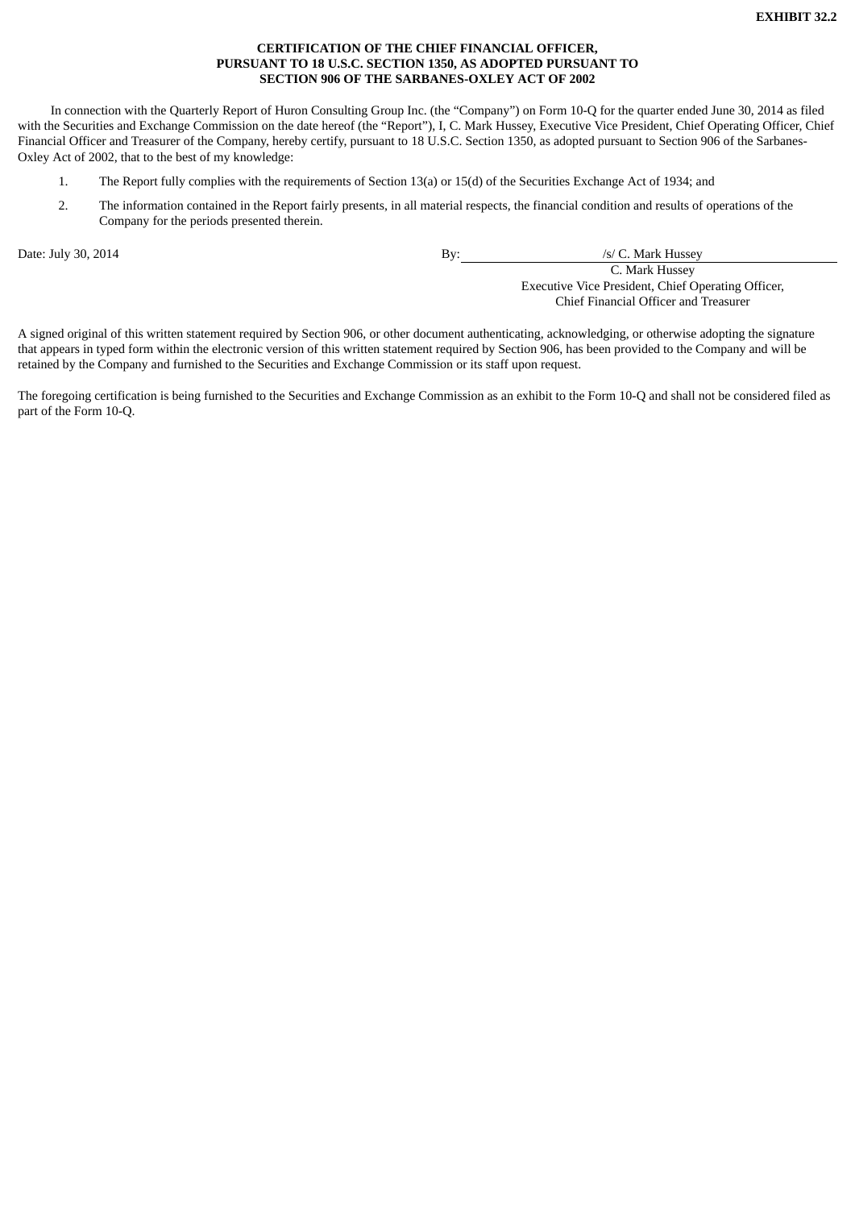**EXHIBIT 32.2**

**CERTIFICATION OF THE CHIEF FINANCIAL OFFICER, PURSUANT TO 18 U.S.C. SECTION 1350, AS ADOPTED PURSUANT TO SECTION 906 OF THE SARBANES-OXLEY ACT OF 2002**

In connection with the Quarterly Report of Huron Consulting Group Inc. (the "Company") on Form 10-Q for the quarter ended June 30, 2014 as filed with the Securities and Exchange Commission on the date hereof (the "Report"), I, C. Mark Hussey, Executive Vice President, Chief Operating Officer, Chief Financial Officer and Treasurer of the Company, hereby certify, pursuant to 18 U.S.C. Section 1350, as adopted pursuant to Section 906 of the Sarbanes-Oxley Act of 2002, that to the best of my knowledge:

1. The Report fully complies with the requirements of Section 13(a) or 15(d) of the Securities Exchange Act of 1934; and
2. The information contained in the Report fairly presents, in all material respects, the financial condition and results of operations of the Company for the periods presented therein.

Date: July 30, 2014

By: /s/ C. Mark Hussey
C. Mark Hussey
Executive Vice President, Chief Operating Officer, Chief Financial Officer and Treasurer

A signed original of this written statement required by Section 906, or other document authenticating, acknowledging, or otherwise adopting the signature that appears in typed form within the electronic version of this written statement required by Section 906, has been provided to the Company and will be retained by the Company and furnished to the Securities and Exchange Commission or its staff upon request.

The foregoing certification is being furnished to the Securities and Exchange Commission as an exhibit to the Form 10-Q and shall not be considered filed as part of the Form 10-Q.